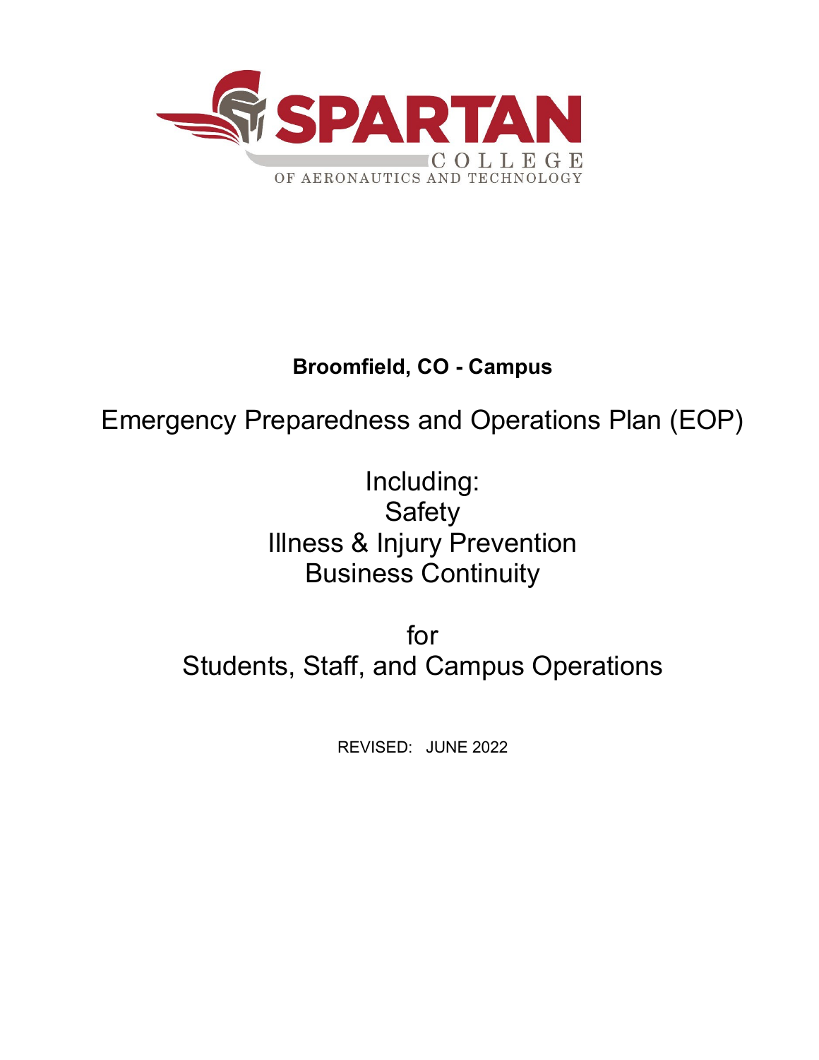SPARTAN
COLLEGE
OF AERONAUTICS AND TECHNOLOGY

**Broomfield, CO - Campus**

# Emergency Preparedness and Operations Plan (EOP)

Including:
Safety
Illness & Injury Prevention
Business Continuity

for
Students, Staff, and Campus Operations

REVISED: JUNE 2022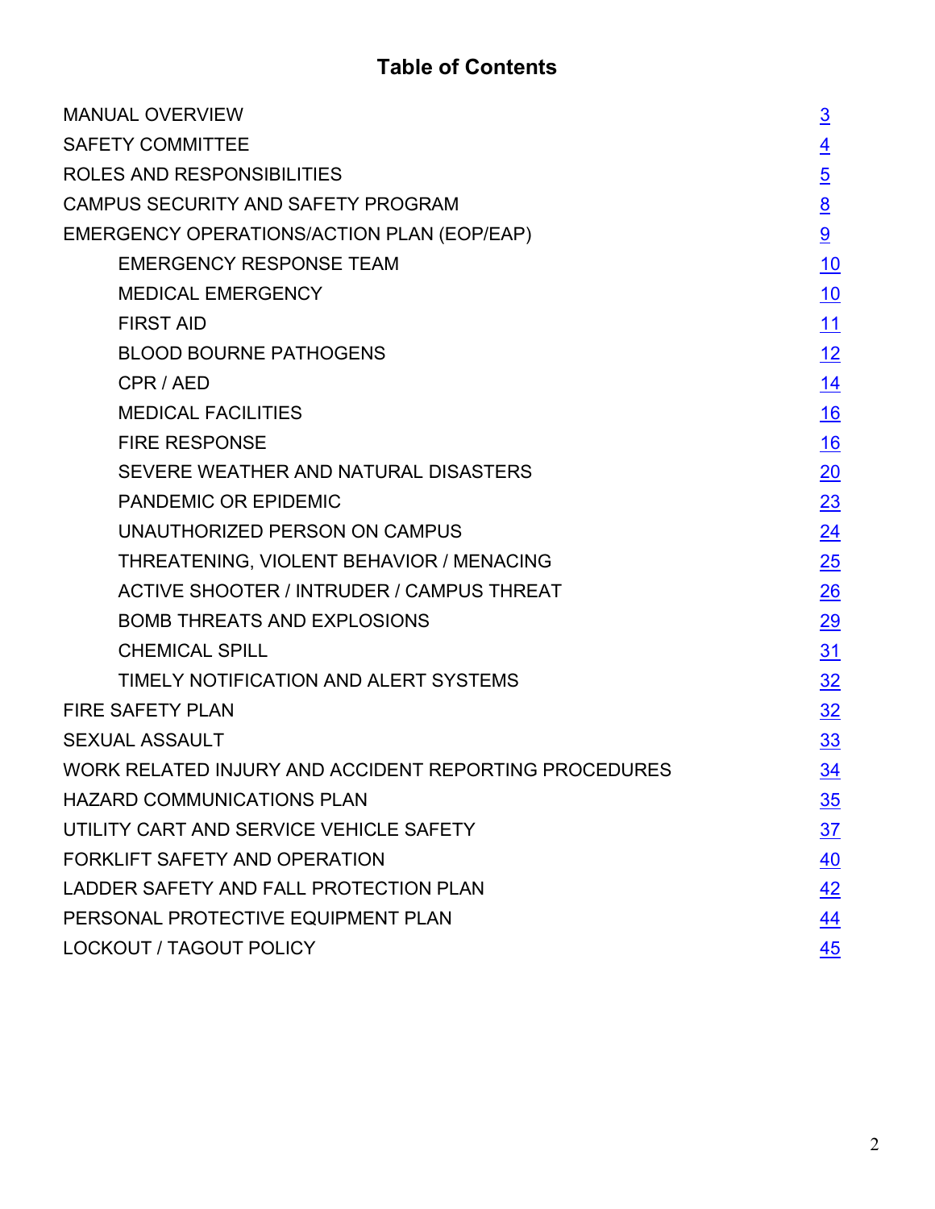# Table of Contents

| | |
|---|---|
| MANUAL OVERVIEW | 3 |
| SAFETY COMMITTEE | 4 |
| ROLES AND RESPONSIBILITIES | 5 |
| CAMPUS SECURITY AND SAFETY PROGRAM | 8 |
| EMERGENCY OPERATIONS/ACTION PLAN (EOP/EAP) | 9 |
| EMERGENCY RESPONSE TEAM | 10 |
| MEDICAL EMERGENCY | 10 |
| FIRST AID | 11 |
| BLOOD BOURNE PATHOGENS | 12 |
| CPR / AED | 14 |
| MEDICAL FACILITIES | 16 |
| FIRE RESPONSE | 16 |
| SEVERE WEATHER AND NATURAL DISASTERS | 20 |
| PANDEMIC OR EPIDEMIC | 23 |
| UNAUTHORIZED PERSON ON CAMPUS | 24 |
| THREATENING, VIOLENT BEHAVIOR / MENACING | 25 |
| ACTIVE SHOOTER / INTRUDER / CAMPUS THREAT | 26 |
| BOMB THREATS AND EXPLOSIONS | 29 |
| CHEMICAL SPILL | 31 |
| TIMELY NOTIFICATION AND ALERT SYSTEMS | 32 |
| FIRE SAFETY PLAN | 32 |
| SEXUAL ASSAULT | 33 |
| WORK RELATED INJURY AND ACCIDENT REPORTING PROCEDURES | 34 |
| HAZARD COMMUNICATIONS PLAN | 35 |
| UTILITY CART AND SERVICE VEHICLE SAFETY | 37 |
| FORKLIFT SAFETY AND OPERATION | 40 |
| LADDER SAFETY AND FALL PROTECTION PLAN | 42 |
| PERSONAL PROTECTIVE EQUIPMENT PLAN | 44 |
| LOCKOUT / TAGOUT POLICY | 45 |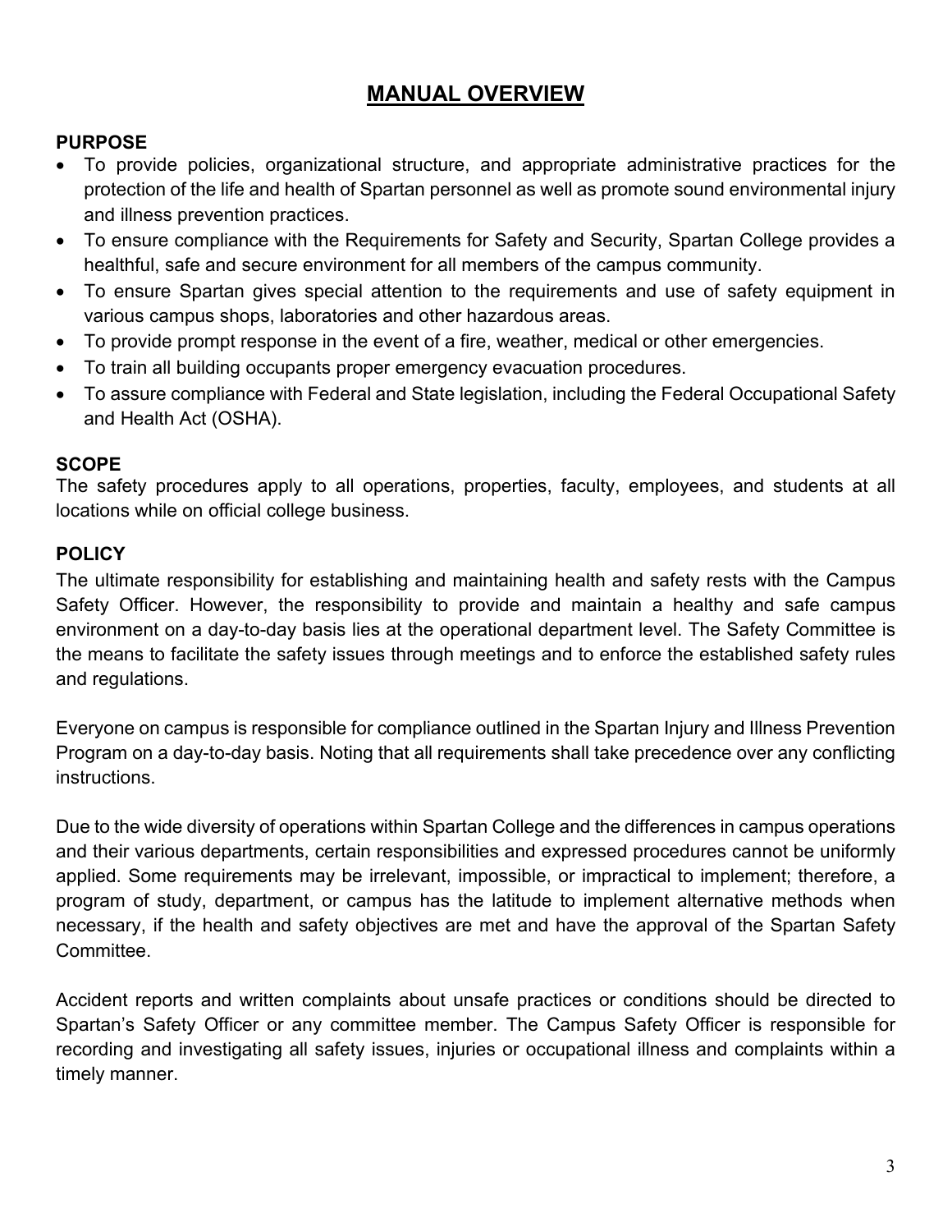# MANUAL OVERVIEW

**PURPOSE**

- To provide policies, organizational structure, and appropriate administrative practices for the protection of the life and health of Spartan personnel as well as promote sound environmental injury and illness prevention practices.
- To ensure compliance with the Requirements for Safety and Security, Spartan College provides a healthful, safe and secure environment for all members of the campus community.
- To ensure Spartan gives special attention to the requirements and use of safety equipment in various campus shops, laboratories and other hazardous areas.
- To provide prompt response in the event of a fire, weather, medical or other emergencies.
- To train all building occupants proper emergency evacuation procedures.
- To assure compliance with Federal and State legislation, including the Federal Occupational Safety and Health Act (OSHA).

**SCOPE**

The safety procedures apply to all operations, properties, faculty, employees, and students at all locations while on official college business.

**POLICY**

The ultimate responsibility for establishing and maintaining health and safety rests with the Campus Safety Officer. However, the responsibility to provide and maintain a healthy and safe campus environment on a day-to-day basis lies at the operational department level. The Safety Committee is the means to facilitate the safety issues through meetings and to enforce the established safety rules and regulations.

Everyone on campus is responsible for compliance outlined in the Spartan Injury and Illness Prevention Program on a day-to-day basis. Noting that all requirements shall take precedence over any conflicting instructions.

Due to the wide diversity of operations within Spartan College and the differences in campus operations and their various departments, certain responsibilities and expressed procedures cannot be uniformly applied. Some requirements may be irrelevant, impossible, or impractical to implement; therefore, a program of study, department, or campus has the latitude to implement alternative methods when necessary, if the health and safety objectives are met and have the approval of the Spartan Safety Committee.

Accident reports and written complaints about unsafe practices or conditions should be directed to Spartan's Safety Officer or any committee member. The Campus Safety Officer is responsible for recording and investigating all safety issues, injuries or occupational illness and complaints within a timely manner.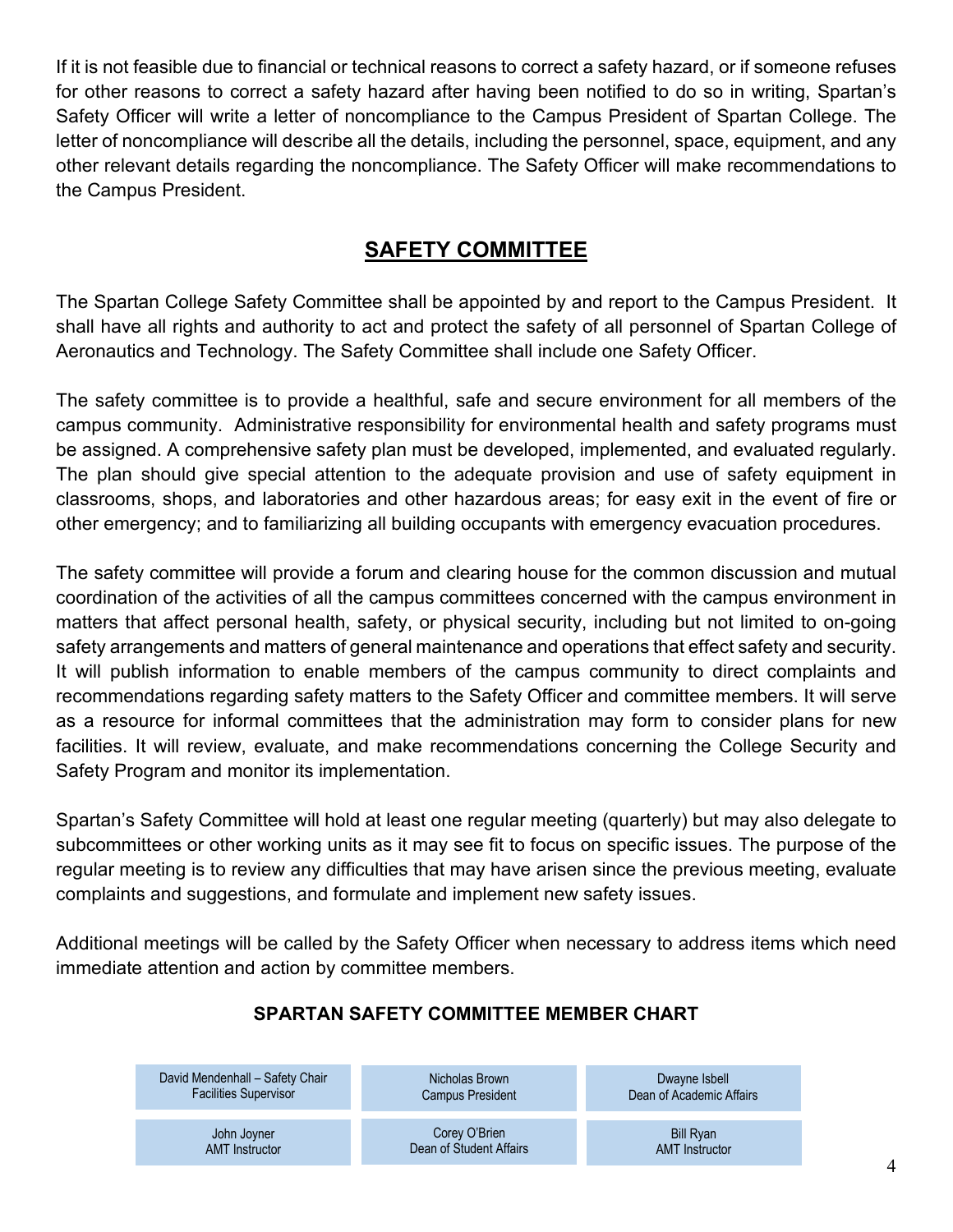If it is not feasible due to financial or technical reasons to correct a safety hazard, or if someone refuses for other reasons to correct a safety hazard after having been notified to do so in writing, Spartan's Safety Officer will write a letter of noncompliance to the Campus President of Spartan College. The letter of noncompliance will describe all the details, including the personnel, space, equipment, and any other relevant details regarding the noncompliance. The Safety Officer will make recommendations to the Campus President.

## SAFETY COMMITTEE

The Spartan College Safety Committee shall be appointed by and report to the Campus President. It shall have all rights and authority to act and protect the safety of all personnel of Spartan College of Aeronautics and Technology. The Safety Committee shall include one Safety Officer.

The safety committee is to provide a healthful, safe and secure environment for all members of the campus community. Administrative responsibility for environmental health and safety programs must be assigned. A comprehensive safety plan must be developed, implemented, and evaluated regularly. The plan should give special attention to the adequate provision and use of safety equipment in classrooms, shops, and laboratories and other hazardous areas; for easy exit in the event of fire or other emergency; and to familiarizing all building occupants with emergency evacuation procedures.

The safety committee will provide a forum and clearing house for the common discussion and mutual coordination of the activities of all the campus committees concerned with the campus environment in matters that affect personal health, safety, or physical security, including but not limited to on-going safety arrangements and matters of general maintenance and operations that effect safety and security. It will publish information to enable members of the campus community to direct complaints and recommendations regarding safety matters to the Safety Officer and committee members. It will serve as a resource for informal committees that the administration may form to consider plans for new facilities. It will review, evaluate, and make recommendations concerning the College Security and Safety Program and monitor its implementation.

Spartan's Safety Committee will hold at least one regular meeting (quarterly) but may also delegate to subcommittees or other working units as it may see fit to focus on specific issues. The purpose of the regular meeting is to review any difficulties that may have arisen since the previous meeting, evaluate complaints and suggestions, and formulate and implement new safety issues.

Additional meetings will be called by the Safety Officer when necessary to address items which need immediate attention and action by committee members.

### SPARTAN SAFETY COMMITTEE MEMBER CHART

| | | |
|---|---|---|
| David Mendenhall – Safety Chair<br>Facilities Supervisor | Nicholas Brown<br>Campus President | Dwayne Isbell<br>Dean of Academic Affairs |
| John Joyner<br>AMT Instructor | Corey O'Brien<br>Dean of Student Affairs | Bill Ryan<br>AMT Instructor |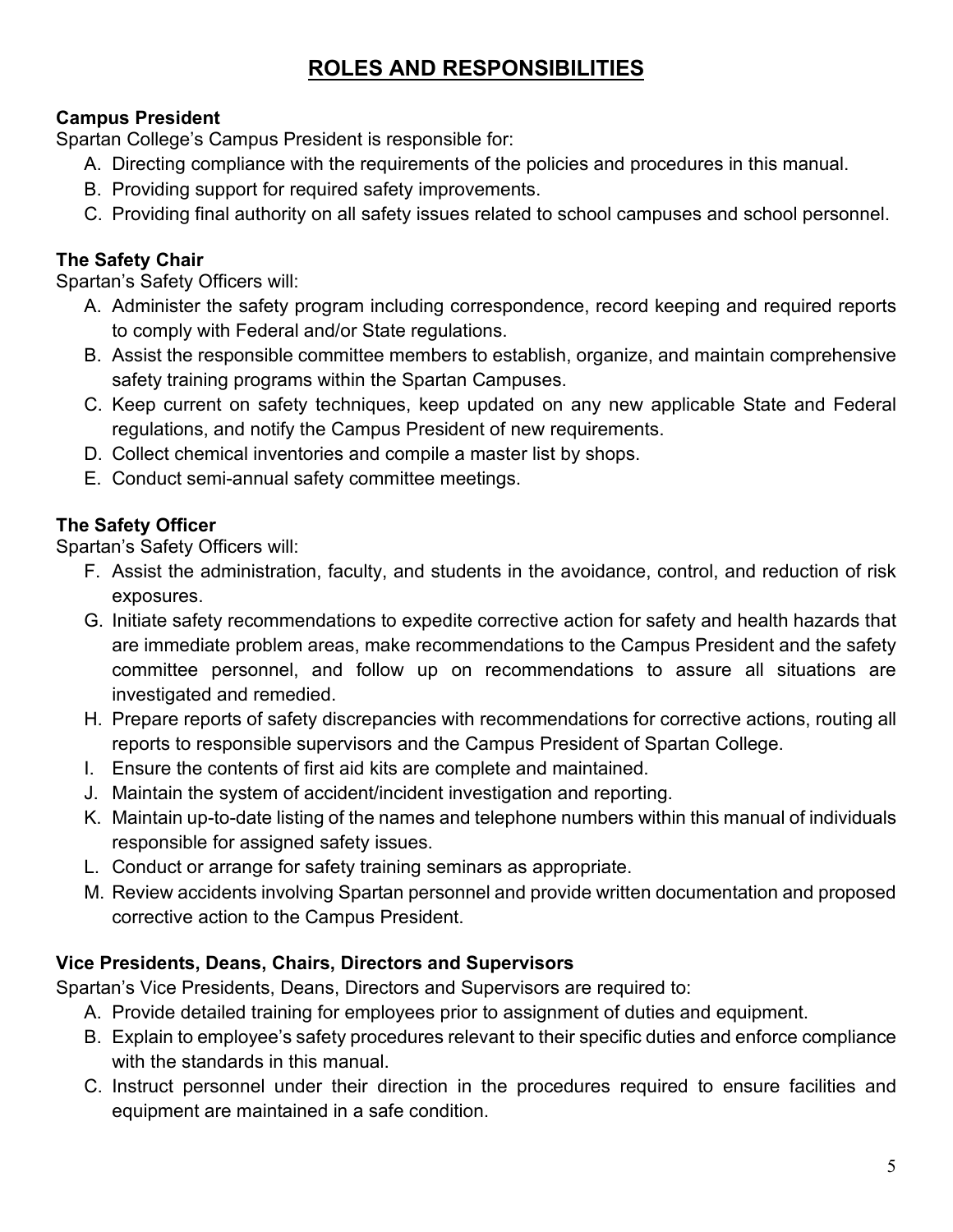# ROLES AND RESPONSIBILITIES

**Campus President**

Spartan College's Campus President is responsible for:

A. Directing compliance with the requirements of the policies and procedures in this manual.
B. Providing support for required safety improvements.
C. Providing final authority on all safety issues related to school campuses and school personnel.

**The Safety Chair**

Spartan's Safety Officers will:

A. Administer the safety program including correspondence, record keeping and required reports to comply with Federal and/or State regulations.
B. Assist the responsible committee members to establish, organize, and maintain comprehensive safety training programs within the Spartan Campuses.
C. Keep current on safety techniques, keep updated on any new applicable State and Federal regulations, and notify the Campus President of new requirements.
D. Collect chemical inventories and compile a master list by shops.
E. Conduct semi-annual safety committee meetings.

**The Safety Officer**

Spartan's Safety Officers will:

F. Assist the administration, faculty, and students in the avoidance, control, and reduction of risk exposures.
G. Initiate safety recommendations to expedite corrective action for safety and health hazards that are immediate problem areas, make recommendations to the Campus President and the safety committee personnel, and follow up on recommendations to assure all situations are investigated and remedied.
H. Prepare reports of safety discrepancies with recommendations for corrective actions, routing all reports to responsible supervisors and the Campus President of Spartan College.
I. Ensure the contents of first aid kits are complete and maintained.
J. Maintain the system of accident/incident investigation and reporting.
K. Maintain up-to-date listing of the names and telephone numbers within this manual of individuals responsible for assigned safety issues.
L. Conduct or arrange for safety training seminars as appropriate.
M. Review accidents involving Spartan personnel and provide written documentation and proposed corrective action to the Campus President.

**Vice Presidents, Deans, Chairs, Directors and Supervisors**

Spartan's Vice Presidents, Deans, Directors and Supervisors are required to:

A. Provide detailed training for employees prior to assignment of duties and equipment.
B. Explain to employee's safety procedures relevant to their specific duties and enforce compliance with the standards in this manual.
C. Instruct personnel under their direction in the procedures required to ensure facilities and equipment are maintained in a safe condition.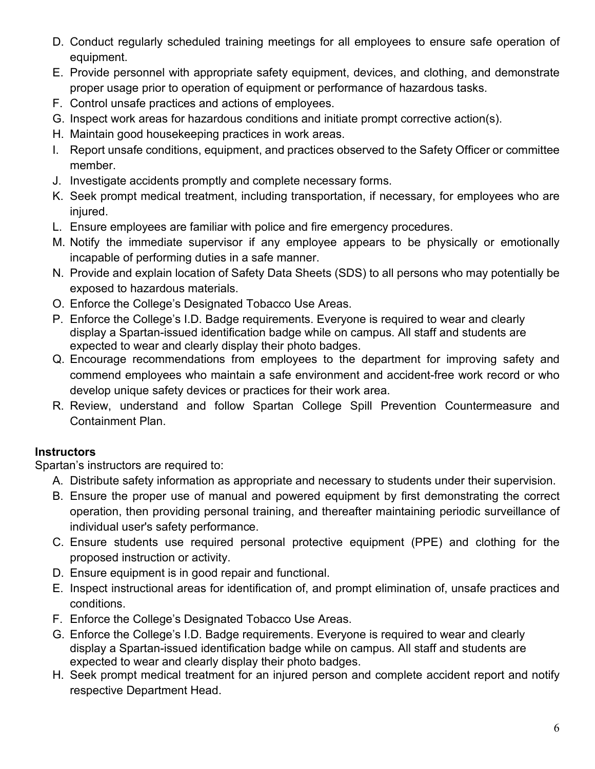D. Conduct regularly scheduled training meetings for all employees to ensure safe operation of equipment.
E. Provide personnel with appropriate safety equipment, devices, and clothing, and demonstrate proper usage prior to operation of equipment or performance of hazardous tasks.
F. Control unsafe practices and actions of employees.
G. Inspect work areas for hazardous conditions and initiate prompt corrective action(s).
H. Maintain good housekeeping practices in work areas.
I. Report unsafe conditions, equipment, and practices observed to the Safety Officer or committee member.
J. Investigate accidents promptly and complete necessary forms.
K. Seek prompt medical treatment, including transportation, if necessary, for employees who are injured.
L. Ensure employees are familiar with police and fire emergency procedures.
M. Notify the immediate supervisor if any employee appears to be physically or emotionally incapable of performing duties in a safe manner.
N. Provide and explain location of Safety Data Sheets (SDS) to all persons who may potentially be exposed to hazardous materials.
O. Enforce the College's Designated Tobacco Use Areas.
P. Enforce the College's I.D. Badge requirements. Everyone is required to wear and clearly display a Spartan-issued identification badge while on campus. All staff and students are expected to wear and clearly display their photo badges.
Q. Encourage recommendations from employees to the department for improving safety and commend employees who maintain a safe environment and accident-free work record or who develop unique safety devices or practices for their work area.
R. Review, understand and follow Spartan College Spill Prevention Countermeasure and Containment Plan.

**Instructors**

Spartan's instructors are required to:

A. Distribute safety information as appropriate and necessary to students under their supervision.
B. Ensure the proper use of manual and powered equipment by first demonstrating the correct operation, then providing personal training, and thereafter maintaining periodic surveillance of individual user's safety performance.
C. Ensure students use required personal protective equipment (PPE) and clothing for the proposed instruction or activity.
D. Ensure equipment is in good repair and functional.
E. Inspect instructional areas for identification of, and prompt elimination of, unsafe practices and conditions.
F. Enforce the College's Designated Tobacco Use Areas.
G. Enforce the College's I.D. Badge requirements. Everyone is required to wear and clearly display a Spartan-issued identification badge while on campus. All staff and students are expected to wear and clearly display their photo badges.
H. Seek prompt medical treatment for an injured person and complete accident report and notify respective Department Head.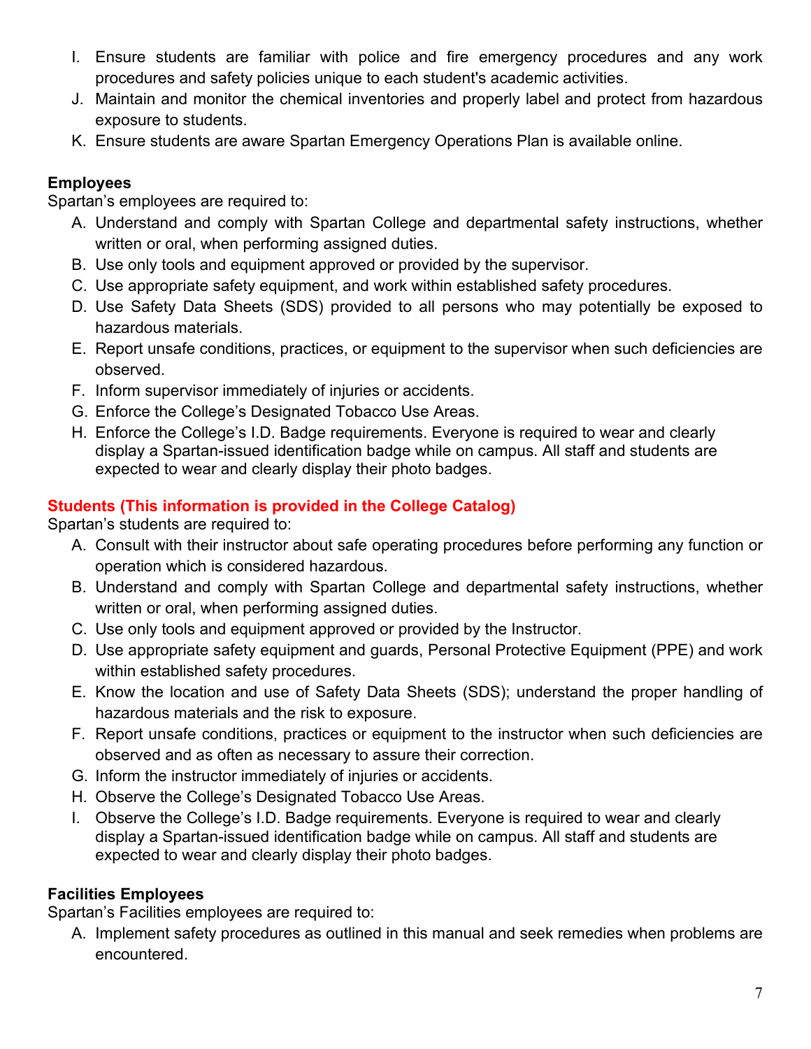I. Ensure students are familiar with police and fire emergency procedures and any work procedures and safety policies unique to each student's academic activities.
J. Maintain and monitor the chemical inventories and properly label and protect from hazardous exposure to students.
K. Ensure students are aware Spartan Emergency Operations Plan is available online.

**Employees**

Spartan's employees are required to:

A. Understand and comply with Spartan College and departmental safety instructions, whether written or oral, when performing assigned duties.
B. Use only tools and equipment approved or provided by the supervisor.
C. Use appropriate safety equipment, and work within established safety procedures.
D. Use Safety Data Sheets (SDS) provided to all persons who may potentially be exposed to hazardous materials.
E. Report unsafe conditions, practices, or equipment to the supervisor when such deficiencies are observed.
F. Inform supervisor immediately of injuries or accidents.
G. Enforce the College's Designated Tobacco Use Areas.
H. Enforce the College's I.D. Badge requirements. Everyone is required to wear and clearly display a Spartan-issued identification badge while on campus. All staff and students are expected to wear and clearly display their photo badges.

**Students (This information is provided in the College Catalog)**

Spartan's students are required to:

A. Consult with their instructor about safe operating procedures before performing any function or operation which is considered hazardous.
B. Understand and comply with Spartan College and departmental safety instructions, whether written or oral, when performing assigned duties.
C. Use only tools and equipment approved or provided by the Instructor.
D. Use appropriate safety equipment and guards, Personal Protective Equipment (PPE) and work within established safety procedures.
E. Know the location and use of Safety Data Sheets (SDS); understand the proper handling of hazardous materials and the risk to exposure.
F. Report unsafe conditions, practices or equipment to the instructor when such deficiencies are observed and as often as necessary to assure their correction.
G. Inform the instructor immediately of injuries or accidents.
H. Observe the College's Designated Tobacco Use Areas.
I. Observe the College's I.D. Badge requirements. Everyone is required to wear and clearly display a Spartan-issued identification badge while on campus. All staff and students are expected to wear and clearly display their photo badges.

**Facilities Employees**

Spartan's Facilities employees are required to:

A. Implement safety procedures as outlined in this manual and seek remedies when problems are encountered.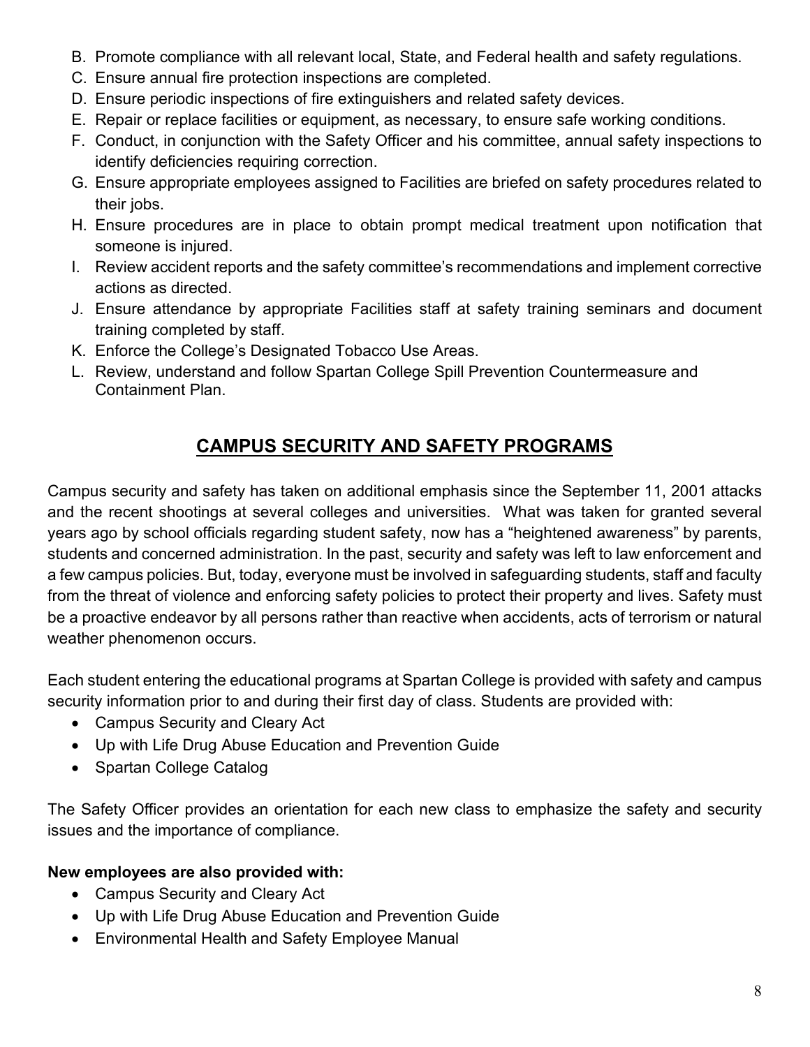B. Promote compliance with all relevant local, State, and Federal health and safety regulations.
C. Ensure annual fire protection inspections are completed.
D. Ensure periodic inspections of fire extinguishers and related safety devices.
E. Repair or replace facilities or equipment, as necessary, to ensure safe working conditions.
F. Conduct, in conjunction with the Safety Officer and his committee, annual safety inspections to identify deficiencies requiring correction.
G. Ensure appropriate employees assigned to Facilities are briefed on safety procedures related to their jobs.
H. Ensure procedures are in place to obtain prompt medical treatment upon notification that someone is injured.
I. Review accident reports and the safety committee's recommendations and implement corrective actions as directed.
J. Ensure attendance by appropriate Facilities staff at safety training seminars and document training completed by staff.
K. Enforce the College's Designated Tobacco Use Areas.
L. Review, understand and follow Spartan College Spill Prevention Countermeasure and Containment Plan.

## CAMPUS SECURITY AND SAFETY PROGRAMS

Campus security and safety has taken on additional emphasis since the September 11, 2001 attacks and the recent shootings at several colleges and universities. What was taken for granted several years ago by school officials regarding student safety, now has a "heightened awareness" by parents, students and concerned administration. In the past, security and safety was left to law enforcement and a few campus policies. But, today, everyone must be involved in safeguarding students, staff and faculty from the threat of violence and enforcing safety policies to protect their property and lives. Safety must be a proactive endeavor by all persons rather than reactive when accidents, acts of terrorism or natural weather phenomenon occurs.

Each student entering the educational programs at Spartan College is provided with safety and campus security information prior to and during their first day of class. Students are provided with:

- Campus Security and Cleary Act
- Up with Life Drug Abuse Education and Prevention Guide
- Spartan College Catalog

The Safety Officer provides an orientation for each new class to emphasize the safety and security issues and the importance of compliance.

**New employees are also provided with:**

- Campus Security and Cleary Act
- Up with Life Drug Abuse Education and Prevention Guide
- Environmental Health and Safety Employee Manual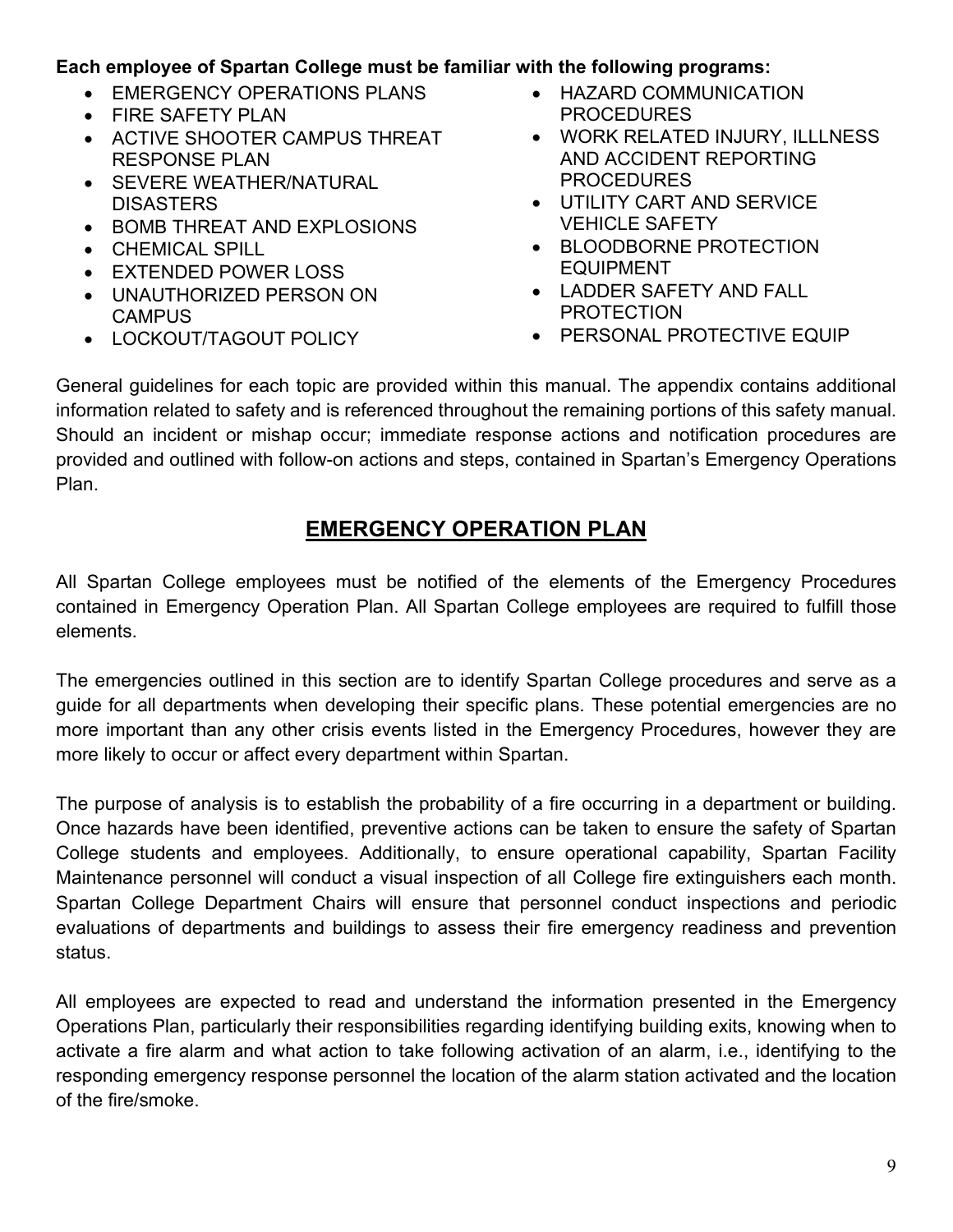**Each employee of Spartan College must be familiar with the following programs:**

- EMERGENCY OPERATIONS PLANS
- FIRE SAFETY PLAN
- ACTIVE SHOOTER CAMPUS THREAT RESPONSE PLAN
- SEVERE WEATHER/NATURAL DISASTERS
- BOMB THREAT AND EXPLOSIONS
- CHEMICAL SPILL
- EXTENDED POWER LOSS
- UNAUTHORIZED PERSON ON CAMPUS
- LOCKOUT/TAGOUT POLICY
- HAZARD COMMUNICATION PROCEDURES
- WORK RELATED INJURY, ILLLNESS AND ACCIDENT REPORTING PROCEDURES
- UTILITY CART AND SERVICE VEHICLE SAFETY
- BLOODBORNE PROTECTION EQUIPMENT
- LADDER SAFETY AND FALL PROTECTION
- PERSONAL PROTECTIVE EQUIP

General guidelines for each topic are provided within this manual. The appendix contains additional information related to safety and is referenced throughout the remaining portions of this safety manual. Should an incident or mishap occur; immediate response actions and notification procedures are provided and outlined with follow-on actions and steps, contained in Spartan's Emergency Operations Plan.

## EMERGENCY OPERATION PLAN

All Spartan College employees must be notified of the elements of the Emergency Procedures contained in Emergency Operation Plan. All Spartan College employees are required to fulfill those elements.

The emergencies outlined in this section are to identify Spartan College procedures and serve as a guide for all departments when developing their specific plans. These potential emergencies are no more important than any other crisis events listed in the Emergency Procedures, however they are more likely to occur or affect every department within Spartan.

The purpose of analysis is to establish the probability of a fire occurring in a department or building. Once hazards have been identified, preventive actions can be taken to ensure the safety of Spartan College students and employees. Additionally, to ensure operational capability, Spartan Facility Maintenance personnel will conduct a visual inspection of all College fire extinguishers each month. Spartan College Department Chairs will ensure that personnel conduct inspections and periodic evaluations of departments and buildings to assess their fire emergency readiness and prevention status.

All employees are expected to read and understand the information presented in the Emergency Operations Plan, particularly their responsibilities regarding identifying building exits, knowing when to activate a fire alarm and what action to take following activation of an alarm, i.e., identifying to the responding emergency response personnel the location of the alarm station activated and the location of the fire/smoke.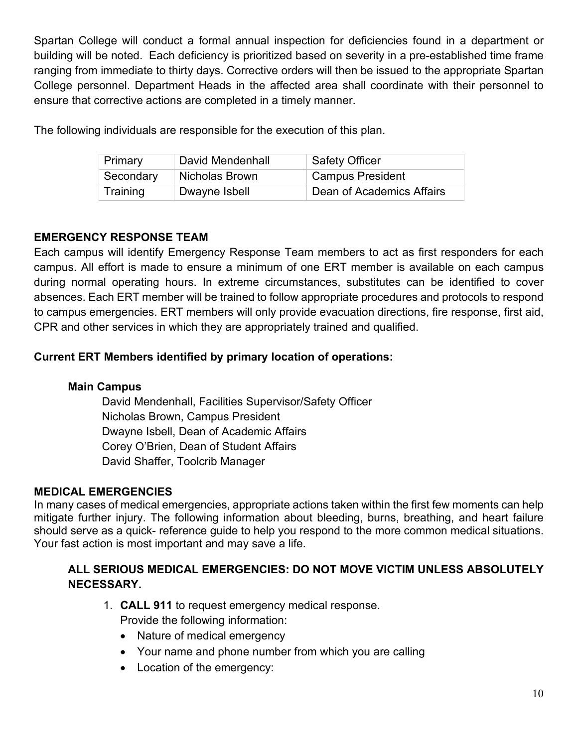Spartan College will conduct a formal annual inspection for deficiencies found in a department or building will be noted. Each deficiency is prioritized based on severity in a pre-established time frame ranging from immediate to thirty days. Corrective orders will then be issued to the appropriate Spartan College personnel. Department Heads in the affected area shall coordinate with their personnel to ensure that corrective actions are completed in a timely manner.

The following individuals are responsible for the execution of this plan.

| | | |
|---|---|---|
| Primary | David Mendenhall | Safety Officer |
| Secondary | Nicholas Brown | Campus President |
| Training | Dwayne Isbell | Dean of Academics Affairs |

## EMERGENCY RESPONSE TEAM

Each campus will identify Emergency Response Team members to act as first responders for each campus. All effort is made to ensure a minimum of one ERT member is available on each campus during normal operating hours. In extreme circumstances, substitutes can be identified to cover absences. Each ERT member will be trained to follow appropriate procedures and protocols to respond to campus emergencies. ERT members will only provide evacuation directions, fire response, first aid, CPR and other services in which they are appropriately trained and qualified.

**Current ERT Members identified by primary location of operations:**

**Main Campus**

David Mendenhall, Facilities Supervisor/Safety Officer
Nicholas Brown, Campus President
Dwayne Isbell, Dean of Academic Affairs
Corey O’Brien, Dean of Student Affairs
David Shaffer, Toolcrib Manager

## MEDICAL EMERGENCIES

In many cases of medical emergencies, appropriate actions taken within the first few moments can help mitigate further injury. The following information about bleeding, burns, breathing, and heart failure should serve as a quick- reference guide to help you respond to the more common medical situations. Your fast action is most important and may save a life.

**ALL SERIOUS MEDICAL EMERGENCIES: DO NOT MOVE VICTIM UNLESS ABSOLUTELY NECESSARY.**

1. **CALL 911** to request emergency medical response.
   Provide the following information:
   - Nature of medical emergency
   - Your name and phone number from which you are calling
   - Location of the emergency: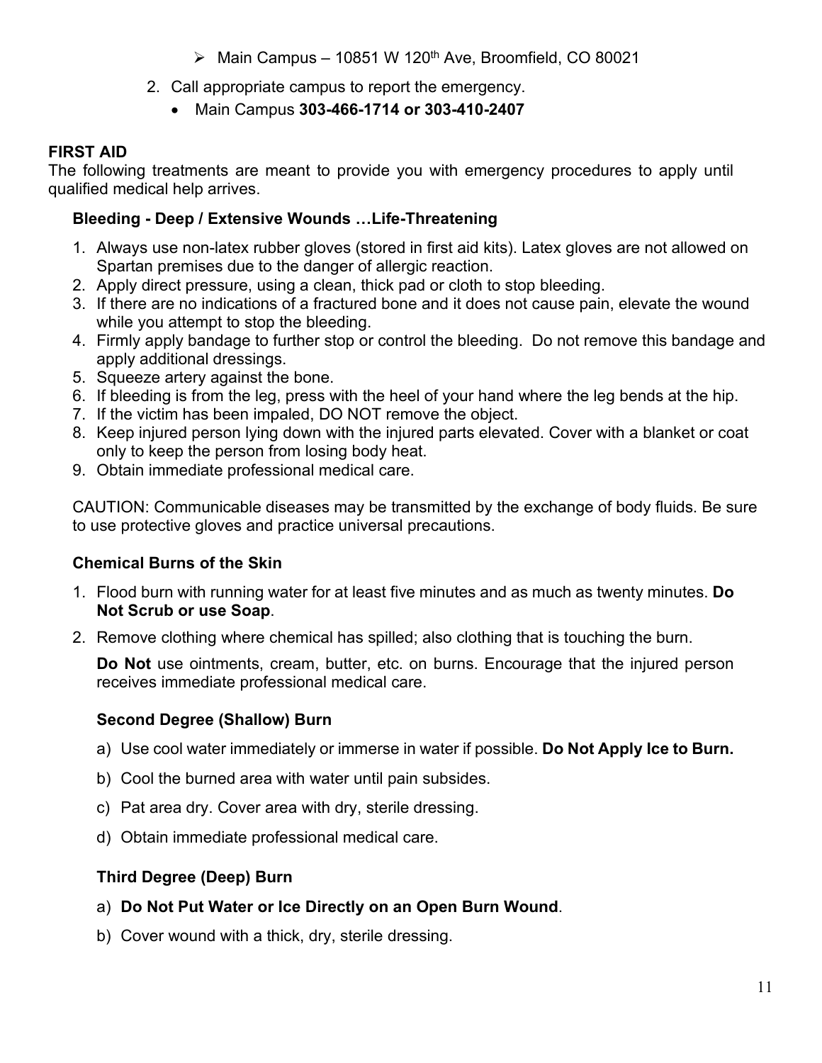- Main Campus – 10851 W 120th Ave, Broomfield, CO 80021

2. Call appropriate campus to report the emergency.
   - Main Campus **303-466-1714 or 303-410-2407**

## FIRST AID

The following treatments are meant to provide you with emergency procedures to apply until qualified medical help arrives.

### Bleeding - Deep / Extensive Wounds …Life-Threatening

1. Always use non-latex rubber gloves (stored in first aid kits). Latex gloves are not allowed on Spartan premises due to the danger of allergic reaction.
2. Apply direct pressure, using a clean, thick pad or cloth to stop bleeding.
3. If there are no indications of a fractured bone and it does not cause pain, elevate the wound while you attempt to stop the bleeding.
4. Firmly apply bandage to further stop or control the bleeding. Do not remove this bandage and apply additional dressings.
5. Squeeze artery against the bone.
6. If bleeding is from the leg, press with the heel of your hand where the leg bends at the hip.
7. If the victim has been impaled, DO NOT remove the object.
8. Keep injured person lying down with the injured parts elevated. Cover with a blanket or coat only to keep the person from losing body heat.
9. Obtain immediate professional medical care.

CAUTION: Communicable diseases may be transmitted by the exchange of body fluids. Be sure to use protective gloves and practice universal precautions.

### Chemical Burns of the Skin

1. Flood burn with running water for at least five minutes and as much as twenty minutes. **Do Not Scrub or use Soap**.
2. Remove clothing where chemical has spilled; also clothing that is touching the burn.

   **Do Not** use ointments, cream, butter, etc. on burns. Encourage that the injured person receives immediate professional medical care.

#### Second Degree (Shallow) Burn

a) Use cool water immediately or immerse in water if possible. **Do Not Apply Ice to Burn.**

b) Cool the burned area with water until pain subsides.

c) Pat area dry. Cover area with dry, sterile dressing.

d) Obtain immediate professional medical care.

#### Third Degree (Deep) Burn

a) **Do Not Put Water or Ice Directly on an Open Burn Wound**.

b) Cover wound with a thick, dry, sterile dressing.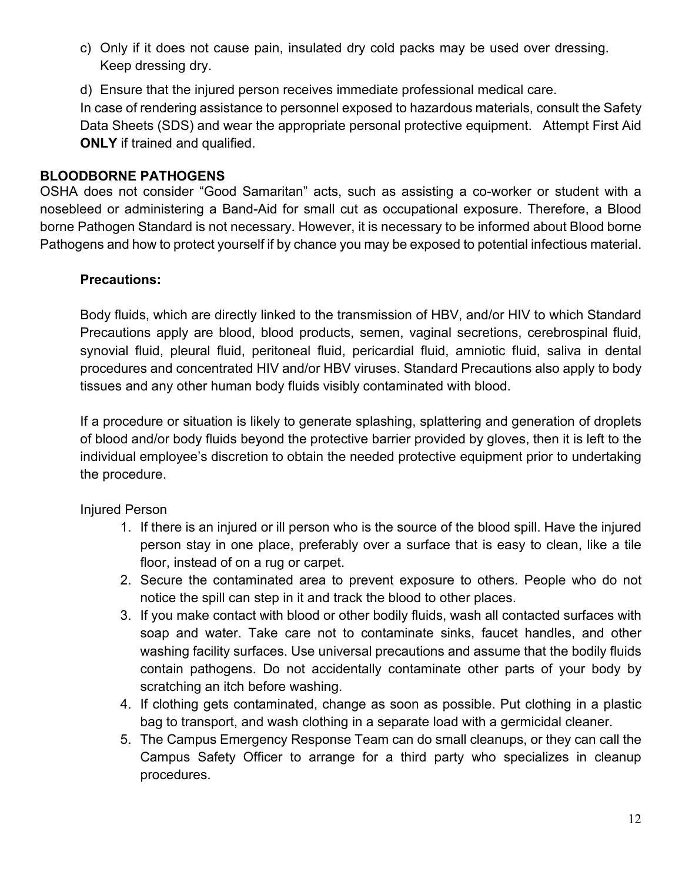c) Only if it does not cause pain, insulated dry cold packs may be used over dressing. Keep dressing dry.

d) Ensure that the injured person receives immediate professional medical care.

In case of rendering assistance to personnel exposed to hazardous materials, consult the Safety Data Sheets (SDS) and wear the appropriate personal protective equipment. Attempt First Aid **ONLY** if trained and qualified.

## BLOODBORNE PATHOGENS

OSHA does not consider "Good Samaritan" acts, such as assisting a co-worker or student with a nosebleed or administering a Band-Aid for small cut as occupational exposure. Therefore, a Blood borne Pathogen Standard is not necessary. However, it is necessary to be informed about Blood borne Pathogens and how to protect yourself if by chance you may be exposed to potential infectious material.

### Precautions:

Body fluids, which are directly linked to the transmission of HBV, and/or HIV to which Standard Precautions apply are blood, blood products, semen, vaginal secretions, cerebrospinal fluid, synovial fluid, pleural fluid, peritoneal fluid, pericardial fluid, amniotic fluid, saliva in dental procedures and concentrated HIV and/or HBV viruses. Standard Precautions also apply to body tissues and any other human body fluids visibly contaminated with blood.

If a procedure or situation is likely to generate splashing, splattering and generation of droplets of blood and/or body fluids beyond the protective barrier provided by gloves, then it is left to the individual employee's discretion to obtain the needed protective equipment prior to undertaking the procedure.

Injured Person

1. If there is an injured or ill person who is the source of the blood spill. Have the injured person stay in one place, preferably over a surface that is easy to clean, like a tile floor, instead of on a rug or carpet.
2. Secure the contaminated area to prevent exposure to others. People who do not notice the spill can step in it and track the blood to other places.
3. If you make contact with blood or other bodily fluids, wash all contacted surfaces with soap and water. Take care not to contaminate sinks, faucet handles, and other washing facility surfaces. Use universal precautions and assume that the bodily fluids contain pathogens. Do not accidentally contaminate other parts of your body by scratching an itch before washing.
4. If clothing gets contaminated, change as soon as possible. Put clothing in a plastic bag to transport, and wash clothing in a separate load with a germicidal cleaner.
5. The Campus Emergency Response Team can do small cleanups, or they can call the Campus Safety Officer to arrange for a third party who specializes in cleanup procedures.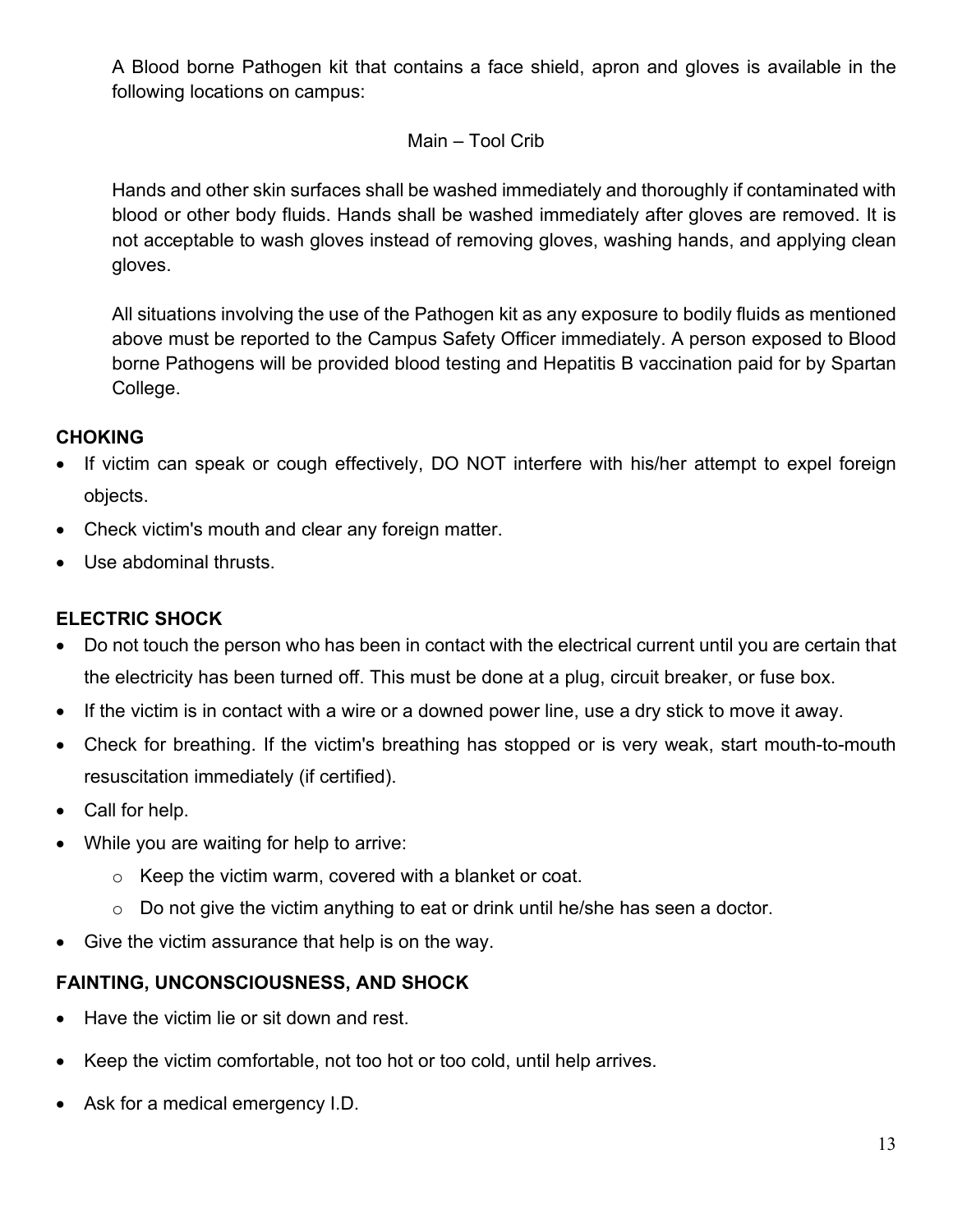A Blood borne Pathogen kit that contains a face shield, apron and gloves is available in the following locations on campus:

Main – Tool Crib

Hands and other skin surfaces shall be washed immediately and thoroughly if contaminated with blood or other body fluids. Hands shall be washed immediately after gloves are removed. It is not acceptable to wash gloves instead of removing gloves, washing hands, and applying clean gloves.

All situations involving the use of the Pathogen kit as any exposure to bodily fluids as mentioned above must be reported to the Campus Safety Officer immediately. A person exposed to Blood borne Pathogens will be provided blood testing and Hepatitis B vaccination paid for by Spartan College.

**CHOKING**

- If victim can speak or cough effectively, DO NOT interfere with his/her attempt to expel foreign objects.
- Check victim's mouth and clear any foreign matter.
- Use abdominal thrusts.

**ELECTRIC SHOCK**

- Do not touch the person who has been in contact with the electrical current until you are certain that the electricity has been turned off. This must be done at a plug, circuit breaker, or fuse box.
- If the victim is in contact with a wire or a downed power line, use a dry stick to move it away.
- Check for breathing. If the victim's breathing has stopped or is very weak, start mouth-to-mouth resuscitation immediately (if certified).
- Call for help.
- While you are waiting for help to arrive:
  - Keep the victim warm, covered with a blanket or coat.
  - Do not give the victim anything to eat or drink until he/she has seen a doctor.
- Give the victim assurance that help is on the way.

**FAINTING, UNCONSCIOUSNESS, AND SHOCK**

- Have the victim lie or sit down and rest.
- Keep the victim comfortable, not too hot or too cold, until help arrives.
- Ask for a medical emergency I.D.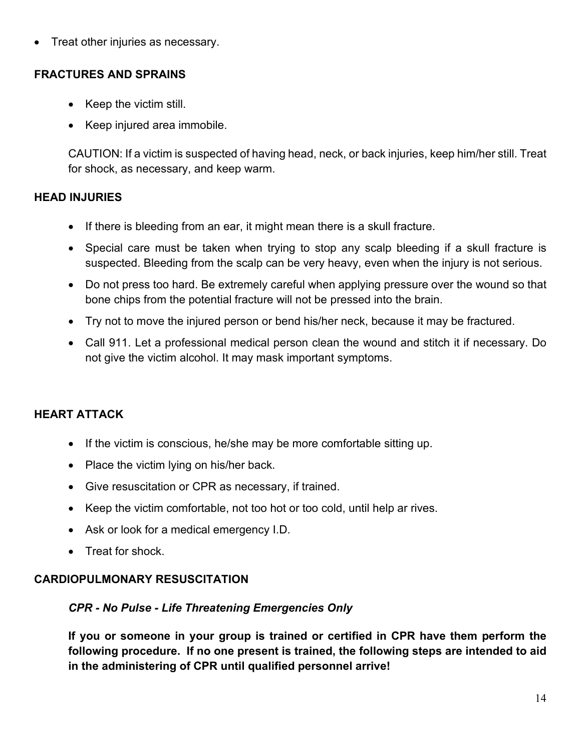- Treat other injuries as necessary.

**FRACTURES AND SPRAINS**

- Keep the victim still.
- Keep injured area immobile.

CAUTION: If a victim is suspected of having head, neck, or back injuries, keep him/her still. Treat for shock, as necessary, and keep warm.

**HEAD INJURIES**

- If there is bleeding from an ear, it might mean there is a skull fracture.
- Special care must be taken when trying to stop any scalp bleeding if a skull fracture is suspected. Bleeding from the scalp can be very heavy, even when the injury is not serious.
- Do not press too hard. Be extremely careful when applying pressure over the wound so that bone chips from the potential fracture will not be pressed into the brain.
- Try not to move the injured person or bend his/her neck, because it may be fractured.
- Call 911. Let a professional medical person clean the wound and stitch it if necessary. Do not give the victim alcohol. It may mask important symptoms.

**HEART ATTACK**

- If the victim is conscious, he/she may be more comfortable sitting up.
- Place the victim lying on his/her back.
- Give resuscitation or CPR as necessary, if trained.
- Keep the victim comfortable, not too hot or too cold, until help ar rives.
- Ask or look for a medical emergency I.D.
- Treat for shock.

**CARDIOPULMONARY RESUSCITATION**

***CPR - No Pulse - Life Threatening Emergencies Only***

**If you or someone in your group is trained or certified in CPR have them perform the following procedure. If no one present is trained, the following steps are intended to aid in the administering of CPR until qualified personnel arrive!**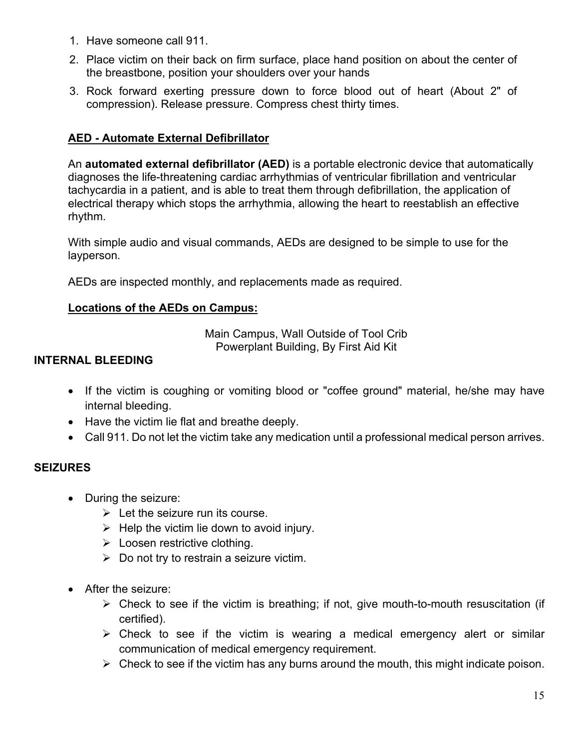1. Have someone call 911.
2. Place victim on their back on firm surface, place hand position on about the center of the breastbone, position your shoulders over your hands
3. Rock forward exerting pressure down to force blood out of heart (About 2" of compression). Release pressure. Compress chest thirty times.

**AED - Automate External Defibrillator**

An **automated external defibrillator (AED)** is a portable electronic device that automatically diagnoses the life-threatening cardiac arrhythmias of ventricular fibrillation and ventricular tachycardia in a patient, and is able to treat them through defibrillation, the application of electrical therapy which stops the arrhythmia, allowing the heart to reestablish an effective rhythm.

With simple audio and visual commands, AEDs are designed to be simple to use for the layperson.

AEDs are inspected monthly, and replacements made as required.

**Locations of the AEDs on Campus:**

Main Campus, Wall Outside of Tool Crib
Powerplant Building, By First Aid Kit

## INTERNAL BLEEDING

- If the victim is coughing or vomiting blood or "coffee ground" material, he/she may have internal bleeding.
- Have the victim lie flat and breathe deeply.
- Call 911. Do not let the victim take any medication until a professional medical person arrives.

## SEIZURES

- During the seizure:
  - Let the seizure run its course.
  - Help the victim lie down to avoid injury.
  - Loosen restrictive clothing.
  - Do not try to restrain a seizure victim.
- After the seizure:
  - Check to see if the victim is breathing; if not, give mouth-to-mouth resuscitation (if certified).
  - Check to see if the victim is wearing a medical emergency alert or similar communication of medical emergency requirement.
  - Check to see if the victim has any burns around the mouth, this might indicate poison.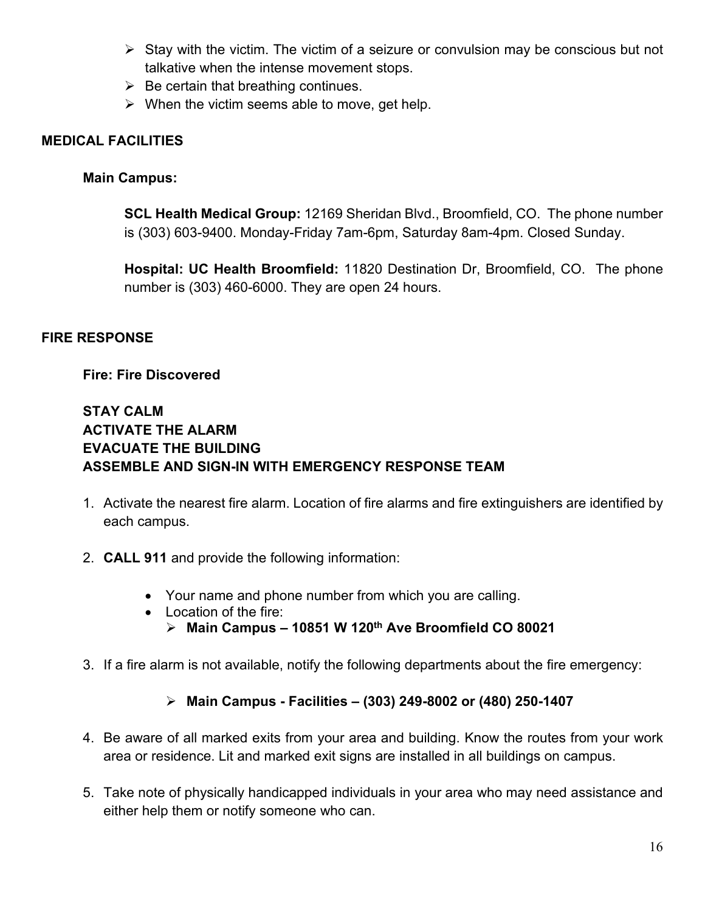- Stay with the victim. The victim of a seizure or convulsion may be conscious but not talkative when the intense movement stops.
- Be certain that breathing continues.
- When the victim seems able to move, get help.

## MEDICAL FACILITIES

### Main Campus:

**SCL Health Medical Group:** 12169 Sheridan Blvd., Broomfield, CO. The phone number is (303) 603-9400. Monday-Friday 7am-6pm, Saturday 8am-4pm. Closed Sunday.

**Hospital: UC Health Broomfield:** 11820 Destination Dr, Broomfield, CO. The phone number is (303) 460-6000. They are open 24 hours.

## FIRE RESPONSE

### Fire: Fire Discovered

**STAY CALM**
**ACTIVATE THE ALARM**
**EVACUATE THE BUILDING**
**ASSEMBLE AND SIGN-IN WITH EMERGENCY RESPONSE TEAM**

1. Activate the nearest fire alarm. Location of fire alarms and fire extinguishers are identified by each campus.

2. **CALL 911** and provide the following information:

   - Your name and phone number from which you are calling.
   - Location of the fire:
     - **Main Campus – 10851 W 120th Ave Broomfield CO 80021**

3. If a fire alarm is not available, notify the following departments about the fire emergency:

   - **Main Campus - Facilities – (303) 249-8002 or (480) 250-1407**

4. Be aware of all marked exits from your area and building. Know the routes from your work area or residence. Lit and marked exit signs are installed in all buildings on campus.

5. Take note of physically handicapped individuals in your area who may need assistance and either help them or notify someone who can.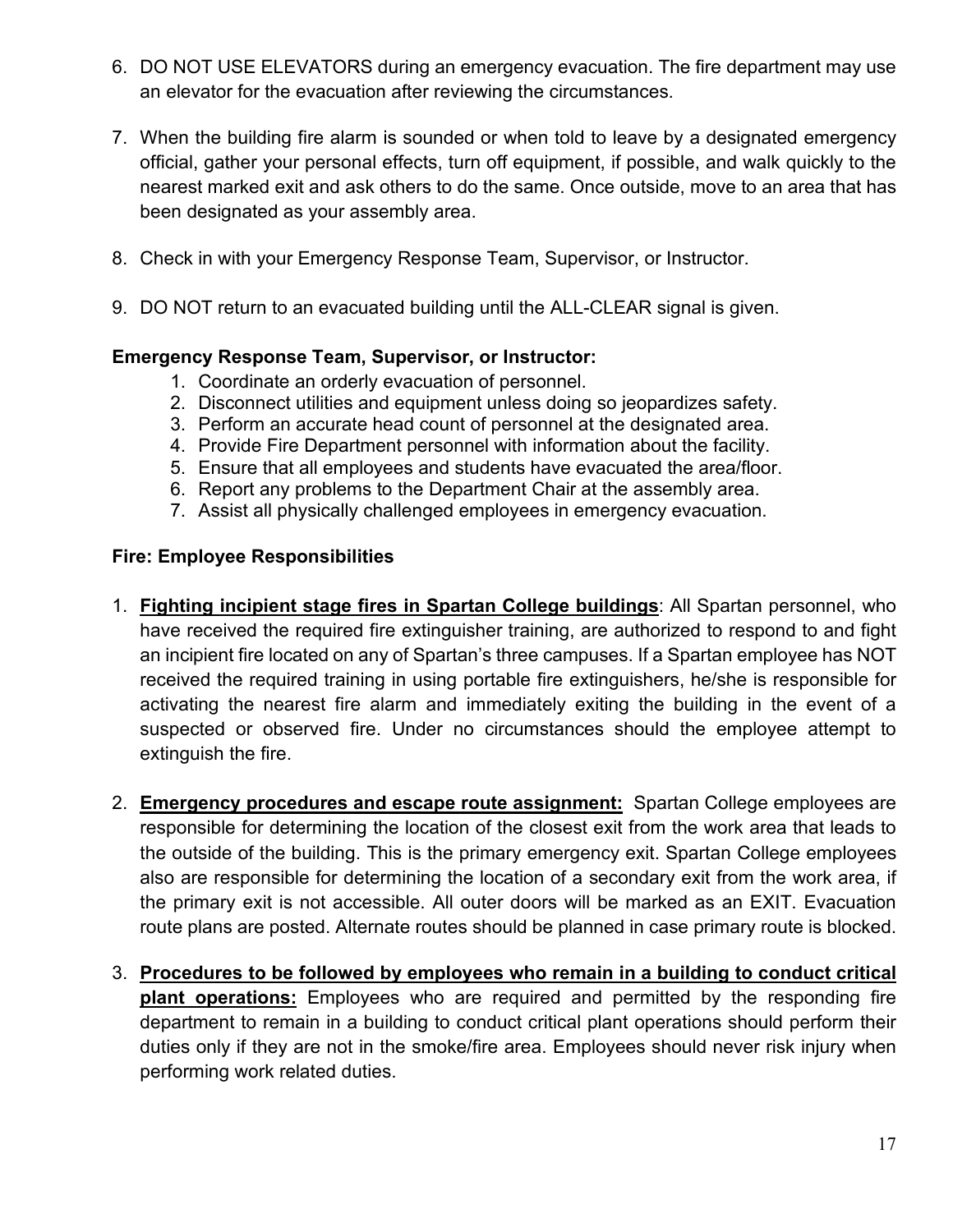6. DO NOT USE ELEVATORS during an emergency evacuation. The fire department may use an elevator for the evacuation after reviewing the circumstances.

7. When the building fire alarm is sounded or when told to leave by a designated emergency official, gather your personal effects, turn off equipment, if possible, and walk quickly to the nearest marked exit and ask others to do the same. Once outside, move to an area that has been designated as your assembly area.

8. Check in with your Emergency Response Team, Supervisor, or Instructor.

9. DO NOT return to an evacuated building until the ALL-CLEAR signal is given.

**Emergency Response Team, Supervisor, or Instructor:**

1. Coordinate an orderly evacuation of personnel.
2. Disconnect utilities and equipment unless doing so jeopardizes safety.
3. Perform an accurate head count of personnel at the designated area.
4. Provide Fire Department personnel with information about the facility.
5. Ensure that all employees and students have evacuated the area/floor.
6. Report any problems to the Department Chair at the assembly area.
7. Assist all physically challenged employees in emergency evacuation.

**Fire: Employee Responsibilities**

1. **Fighting incipient stage fires in Spartan College buildings**: All Spartan personnel, who have received the required fire extinguisher training, are authorized to respond to and fight an incipient fire located on any of Spartan's three campuses. If a Spartan employee has NOT received the required training in using portable fire extinguishers, he/she is responsible for activating the nearest fire alarm and immediately exiting the building in the event of a suspected or observed fire. Under no circumstances should the employee attempt to extinguish the fire.

2. **Emergency procedures and escape route assignment:** Spartan College employees are responsible for determining the location of the closest exit from the work area that leads to the outside of the building. This is the primary emergency exit. Spartan College employees also are responsible for determining the location of a secondary exit from the work area, if the primary exit is not accessible. All outer doors will be marked as an EXIT. Evacuation route plans are posted. Alternate routes should be planned in case primary route is blocked.

3. **Procedures to be followed by employees who remain in a building to conduct critical plant operations:** Employees who are required and permitted by the responding fire department to remain in a building to conduct critical plant operations should perform their duties only if they are not in the smoke/fire area. Employees should never risk injury when performing work related duties.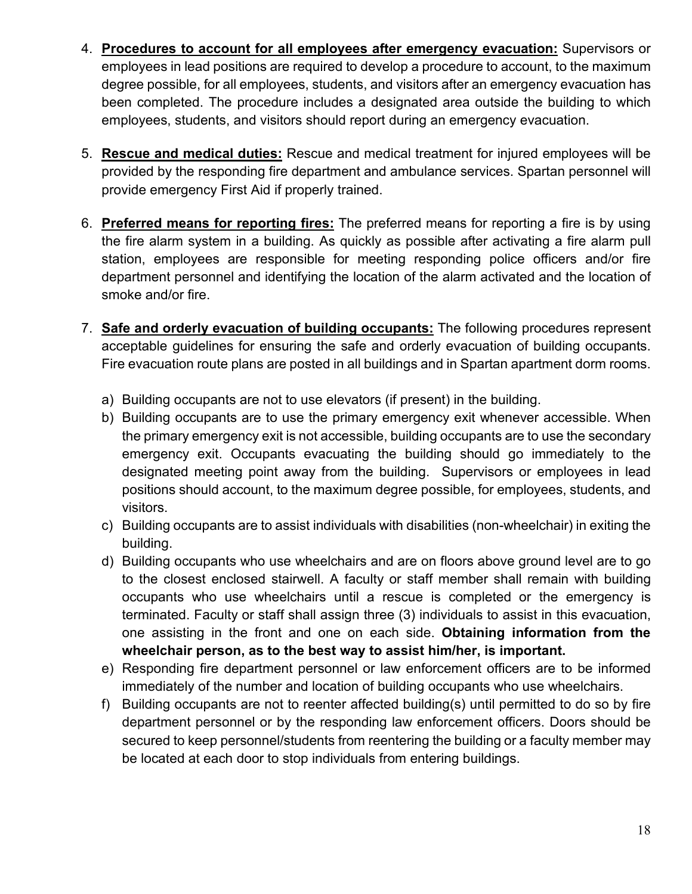4. **Procedures to account for all employees after emergency evacuation:** Supervisors or employees in lead positions are required to develop a procedure to account, to the maximum degree possible, for all employees, students, and visitors after an emergency evacuation has been completed. The procedure includes a designated area outside the building to which employees, students, and visitors should report during an emergency evacuation.

5. **Rescue and medical duties:** Rescue and medical treatment for injured employees will be provided by the responding fire department and ambulance services. Spartan personnel will provide emergency First Aid if properly trained.

6. **Preferred means for reporting fires:** The preferred means for reporting a fire is by using the fire alarm system in a building. As quickly as possible after activating a fire alarm pull station, employees are responsible for meeting responding police officers and/or fire department personnel and identifying the location of the alarm activated and the location of smoke and/or fire.

7. **Safe and orderly evacuation of building occupants:** The following procedures represent acceptable guidelines for ensuring the safe and orderly evacuation of building occupants. Fire evacuation route plans are posted in all buildings and in Spartan apartment dorm rooms.

   a) Building occupants are not to use elevators (if present) in the building.
   b) Building occupants are to use the primary emergency exit whenever accessible. When the primary emergency exit is not accessible, building occupants are to use the secondary emergency exit. Occupants evacuating the building should go immediately to the designated meeting point away from the building. Supervisors or employees in lead positions should account, to the maximum degree possible, for employees, students, and visitors.
   c) Building occupants are to assist individuals with disabilities (non-wheelchair) in exiting the building.
   d) Building occupants who use wheelchairs and are on floors above ground level are to go to the closest enclosed stairwell. A faculty or staff member shall remain with building occupants who use wheelchairs until a rescue is completed or the emergency is terminated. Faculty or staff shall assign three (3) individuals to assist in this evacuation, one assisting in the front and one on each side. **Obtaining information from the wheelchair person, as to the best way to assist him/her, is important.**
   e) Responding fire department personnel or law enforcement officers are to be informed immediately of the number and location of building occupants who use wheelchairs.
   f) Building occupants are not to reenter affected building(s) until permitted to do so by fire department personnel or by the responding law enforcement officers. Doors should be secured to keep personnel/students from reentering the building or a faculty member may be located at each door to stop individuals from entering buildings.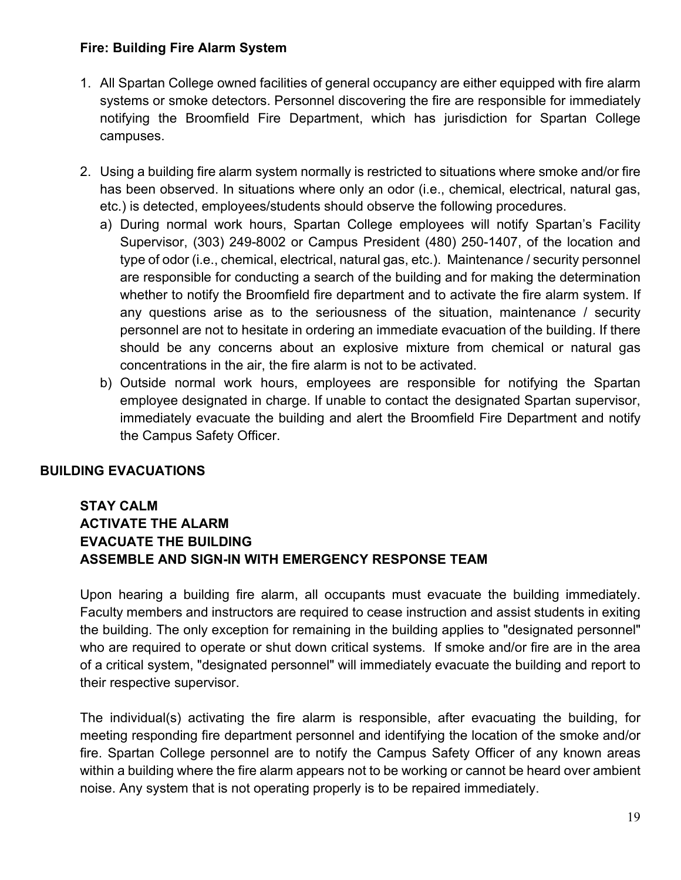**Fire: Building Fire Alarm System**

1. All Spartan College owned facilities of general occupancy are either equipped with fire alarm systems or smoke detectors. Personnel discovering the fire are responsible for immediately notifying the Broomfield Fire Department, which has jurisdiction for Spartan College campuses.

2. Using a building fire alarm system normally is restricted to situations where smoke and/or fire has been observed. In situations where only an odor (i.e., chemical, electrical, natural gas, etc.) is detected, employees/students should observe the following procedures.
   a) During normal work hours, Spartan College employees will notify Spartan's Facility Supervisor, (303) 249-8002 or Campus President (480) 250-1407, of the location and type of odor (i.e., chemical, electrical, natural gas, etc.). Maintenance / security personnel are responsible for conducting a search of the building and for making the determination whether to notify the Broomfield fire department and to activate the fire alarm system. If any questions arise as to the seriousness of the situation, maintenance / security personnel are not to hesitate in ordering an immediate evacuation of the building. If there should be any concerns about an explosive mixture from chemical or natural gas concentrations in the air, the fire alarm is not to be activated.
   b) Outside normal work hours, employees are responsible for notifying the Spartan employee designated in charge. If unable to contact the designated Spartan supervisor, immediately evacuate the building and alert the Broomfield Fire Department and notify the Campus Safety Officer.

**BUILDING EVACUATIONS**

**STAY CALM**
**ACTIVATE THE ALARM**
**EVACUATE THE BUILDING**
**ASSEMBLE AND SIGN-IN WITH EMERGENCY RESPONSE TEAM**

Upon hearing a building fire alarm, all occupants must evacuate the building immediately. Faculty members and instructors are required to cease instruction and assist students in exiting the building. The only exception for remaining in the building applies to "designated personnel" who are required to operate or shut down critical systems. If smoke and/or fire are in the area of a critical system, "designated personnel" will immediately evacuate the building and report to their respective supervisor.

The individual(s) activating the fire alarm is responsible, after evacuating the building, for meeting responding fire department personnel and identifying the location of the smoke and/or fire. Spartan College personnel are to notify the Campus Safety Officer of any known areas within a building where the fire alarm appears not to be working or cannot be heard over ambient noise. Any system that is not operating properly is to be repaired immediately.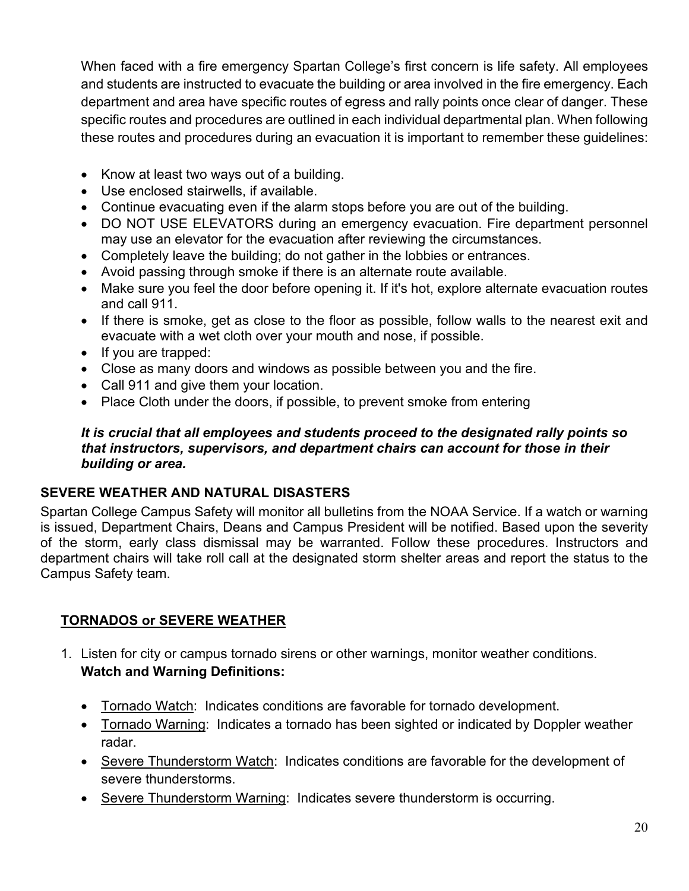When faced with a fire emergency Spartan College's first concern is life safety. All employees and students are instructed to evacuate the building or area involved in the fire emergency. Each department and area have specific routes of egress and rally points once clear of danger. These specific routes and procedures are outlined in each individual departmental plan. When following these routes and procedures during an evacuation it is important to remember these guidelines:

- Know at least two ways out of a building.
- Use enclosed stairwells, if available.
- Continue evacuating even if the alarm stops before you are out of the building.
- DO NOT USE ELEVATORS during an emergency evacuation. Fire department personnel may use an elevator for the evacuation after reviewing the circumstances.
- Completely leave the building; do not gather in the lobbies or entrances.
- Avoid passing through smoke if there is an alternate route available.
- Make sure you feel the door before opening it. If it's hot, explore alternate evacuation routes and call 911.
- If there is smoke, get as close to the floor as possible, follow walls to the nearest exit and evacuate with a wet cloth over your mouth and nose, if possible.
- If you are trapped:
- Close as many doors and windows as possible between you and the fire.
- Call 911 and give them your location.
- Place Cloth under the doors, if possible, to prevent smoke from entering

***It is crucial that all employees and students proceed to the designated rally points so that instructors, supervisors, and department chairs can account for those in their building or area.***

## SEVERE WEATHER AND NATURAL DISASTERS

Spartan College Campus Safety will monitor all bulletins from the NOAA Service. If a watch or warning is issued, Department Chairs, Deans and Campus President will be notified. Based upon the severity of the storm, early class dismissal may be warranted. Follow these procedures. Instructors and department chairs will take roll call at the designated storm shelter areas and report the status to the Campus Safety team.

### TORNADOS or SEVERE WEATHER

1. Listen for city or campus tornado sirens or other warnings, monitor weather conditions.
   **Watch and Warning Definitions:**

   - Tornado Watch: Indicates conditions are favorable for tornado development.
   - Tornado Warning: Indicates a tornado has been sighted or indicated by Doppler weather radar.
   - Severe Thunderstorm Watch: Indicates conditions are favorable for the development of severe thunderstorms.
   - Severe Thunderstorm Warning: Indicates severe thunderstorm is occurring.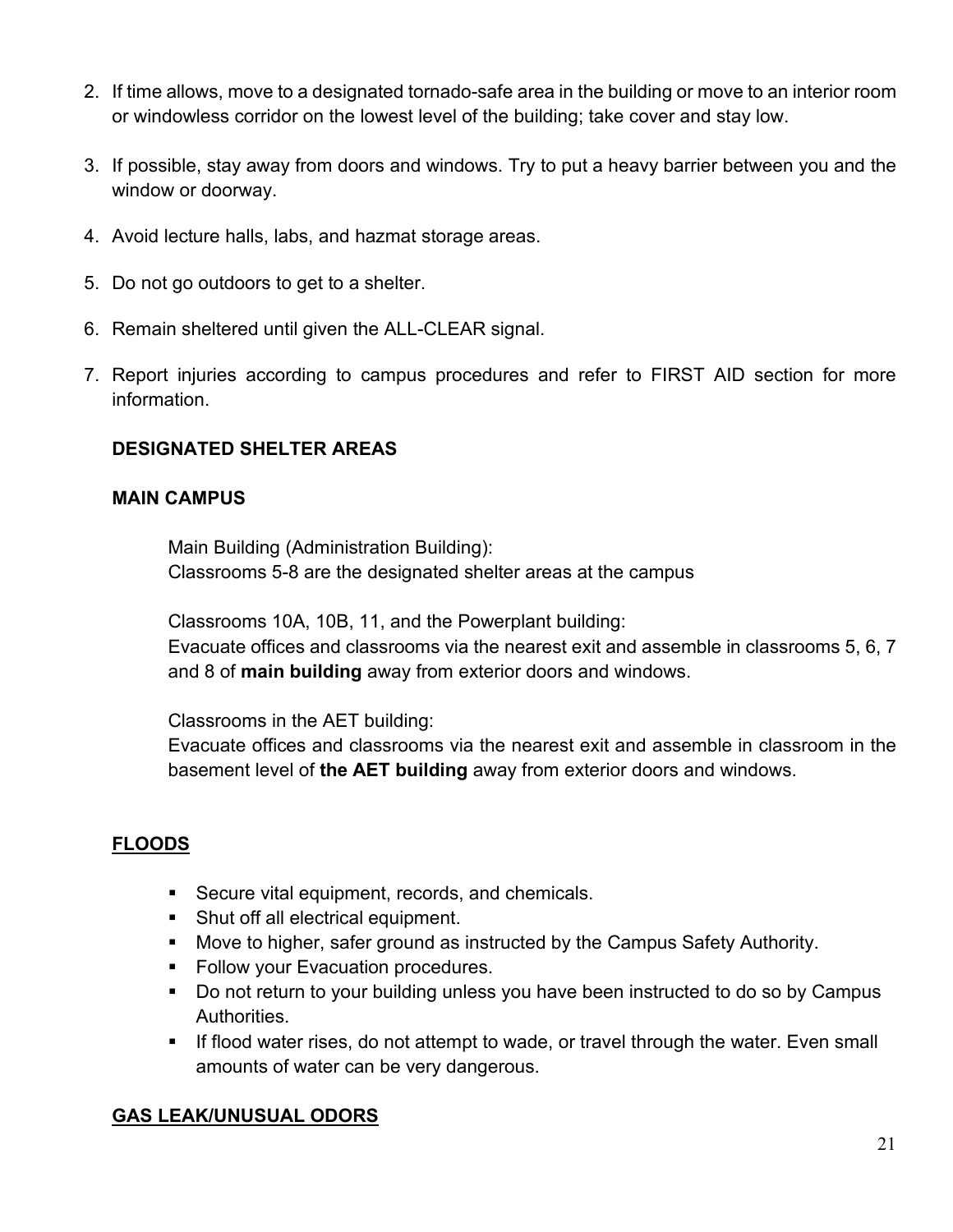2. If time allows, move to a designated tornado-safe area in the building or move to an interior room or windowless corridor on the lowest level of the building; take cover and stay low.

3. If possible, stay away from doors and windows. Try to put a heavy barrier between you and the window or doorway.

4. Avoid lecture halls, labs, and hazmat storage areas.

5. Do not go outdoors to get to a shelter.

6. Remain sheltered until given the ALL-CLEAR signal.

7. Report injuries according to campus procedures and refer to FIRST AID section for more information.

**DESIGNATED SHELTER AREAS**

**MAIN CAMPUS**

Main Building (Administration Building):
Classrooms 5-8 are the designated shelter areas at the campus

Classrooms 10A, 10B, 11, and the Powerplant building:
Evacuate offices and classrooms via the nearest exit and assemble in classrooms 5, 6, 7 and 8 of **main building** away from exterior doors and windows.

Classrooms in the AET building:
Evacuate offices and classrooms via the nearest exit and assemble in classroom in the basement level of **the AET building** away from exterior doors and windows.

## FLOODS

- Secure vital equipment, records, and chemicals.
- Shut off all electrical equipment.
- Move to higher, safer ground as instructed by the Campus Safety Authority.
- Follow your Evacuation procedures.
- Do not return to your building unless you have been instructed to do so by Campus Authorities.
- If flood water rises, do not attempt to wade, or travel through the water. Even small amounts of water can be very dangerous.

## GAS LEAK/UNUSUAL ODORS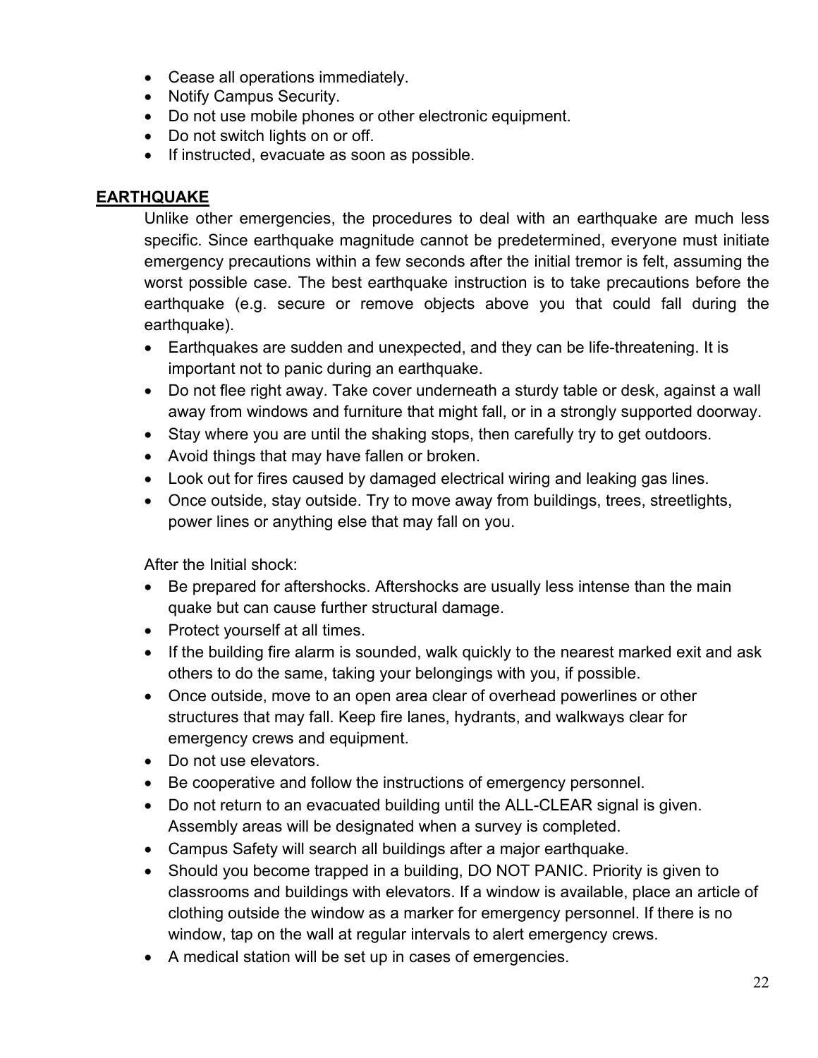- Cease all operations immediately.
- Notify Campus Security.
- Do not use mobile phones or other electronic equipment.
- Do not switch lights on or off.
- If instructed, evacuate as soon as possible.

## EARTHQUAKE

Unlike other emergencies, the procedures to deal with an earthquake are much less specific. Since earthquake magnitude cannot be predetermined, everyone must initiate emergency precautions within a few seconds after the initial tremor is felt, assuming the worst possible case. The best earthquake instruction is to take precautions before the earthquake (e.g. secure or remove objects above you that could fall during the earthquake).

- Earthquakes are sudden and unexpected, and they can be life-threatening. It is important not to panic during an earthquake.
- Do not flee right away. Take cover underneath a sturdy table or desk, against a wall away from windows and furniture that might fall, or in a strongly supported doorway.
- Stay where you are until the shaking stops, then carefully try to get outdoors.
- Avoid things that may have fallen or broken.
- Look out for fires caused by damaged electrical wiring and leaking gas lines.
- Once outside, stay outside. Try to move away from buildings, trees, streetlights, power lines or anything else that may fall on you.

After the Initial shock:

- Be prepared for aftershocks. Aftershocks are usually less intense than the main quake but can cause further structural damage.
- Protect yourself at all times.
- If the building fire alarm is sounded, walk quickly to the nearest marked exit and ask others to do the same, taking your belongings with you, if possible.
- Once outside, move to an open area clear of overhead powerlines or other structures that may fall. Keep fire lanes, hydrants, and walkways clear for emergency crews and equipment.
- Do not use elevators.
- Be cooperative and follow the instructions of emergency personnel.
- Do not return to an evacuated building until the ALL-CLEAR signal is given. Assembly areas will be designated when a survey is completed.
- Campus Safety will search all buildings after a major earthquake.
- Should you become trapped in a building, DO NOT PANIC. Priority is given to classrooms and buildings with elevators. If a window is available, place an article of clothing outside the window as a marker for emergency personnel. If there is no window, tap on the wall at regular intervals to alert emergency crews.
- A medical station will be set up in cases of emergencies.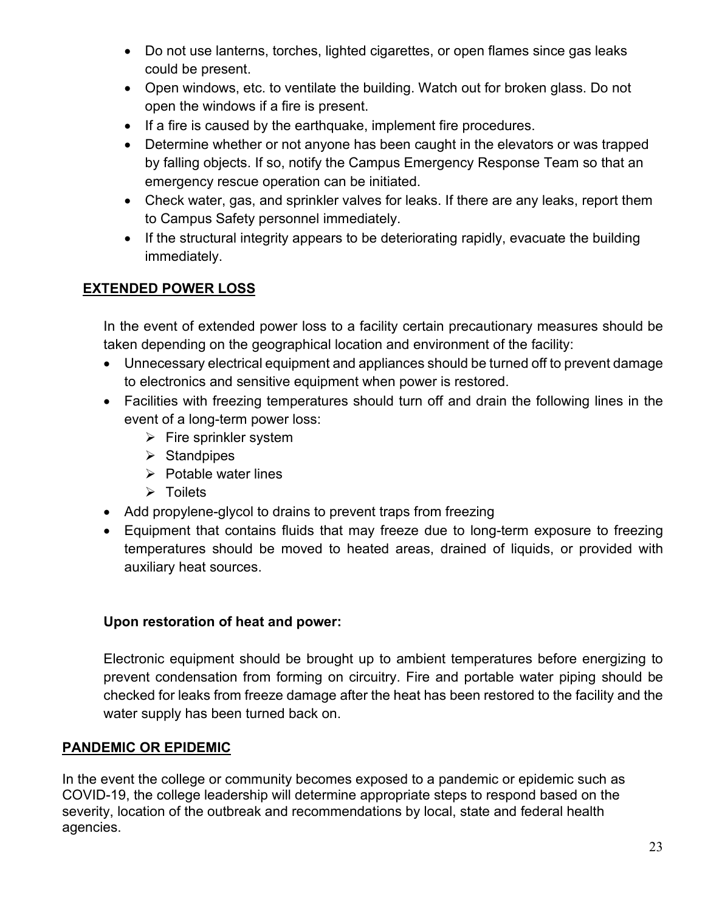- Do not use lanterns, torches, lighted cigarettes, or open flames since gas leaks could be present.
- Open windows, etc. to ventilate the building. Watch out for broken glass. Do not open the windows if a fire is present.
- If a fire is caused by the earthquake, implement fire procedures.
- Determine whether or not anyone has been caught in the elevators or was trapped by falling objects. If so, notify the Campus Emergency Response Team so that an emergency rescue operation can be initiated.
- Check water, gas, and sprinkler valves for leaks. If there are any leaks, report them to Campus Safety personnel immediately.
- If the structural integrity appears to be deteriorating rapidly, evacuate the building immediately.

## EXTENDED POWER LOSS

In the event of extended power loss to a facility certain precautionary measures should be taken depending on the geographical location and environment of the facility:

- Unnecessary electrical equipment and appliances should be turned off to prevent damage to electronics and sensitive equipment when power is restored.
- Facilities with freezing temperatures should turn off and drain the following lines in the event of a long-term power loss:
  - Fire sprinkler system
  - Standpipes
  - Potable water lines
  - Toilets
- Add propylene-glycol to drains to prevent traps from freezing
- Equipment that contains fluids that may freeze due to long-term exposure to freezing temperatures should be moved to heated areas, drained of liquids, or provided with auxiliary heat sources.

**Upon restoration of heat and power:**

Electronic equipment should be brought up to ambient temperatures before energizing to prevent condensation from forming on circuitry. Fire and portable water piping should be checked for leaks from freeze damage after the heat has been restored to the facility and the water supply has been turned back on.

## PANDEMIC OR EPIDEMIC

In the event the college or community becomes exposed to a pandemic or epidemic such as COVID-19, the college leadership will determine appropriate steps to respond based on the severity, location of the outbreak and recommendations by local, state and federal health agencies.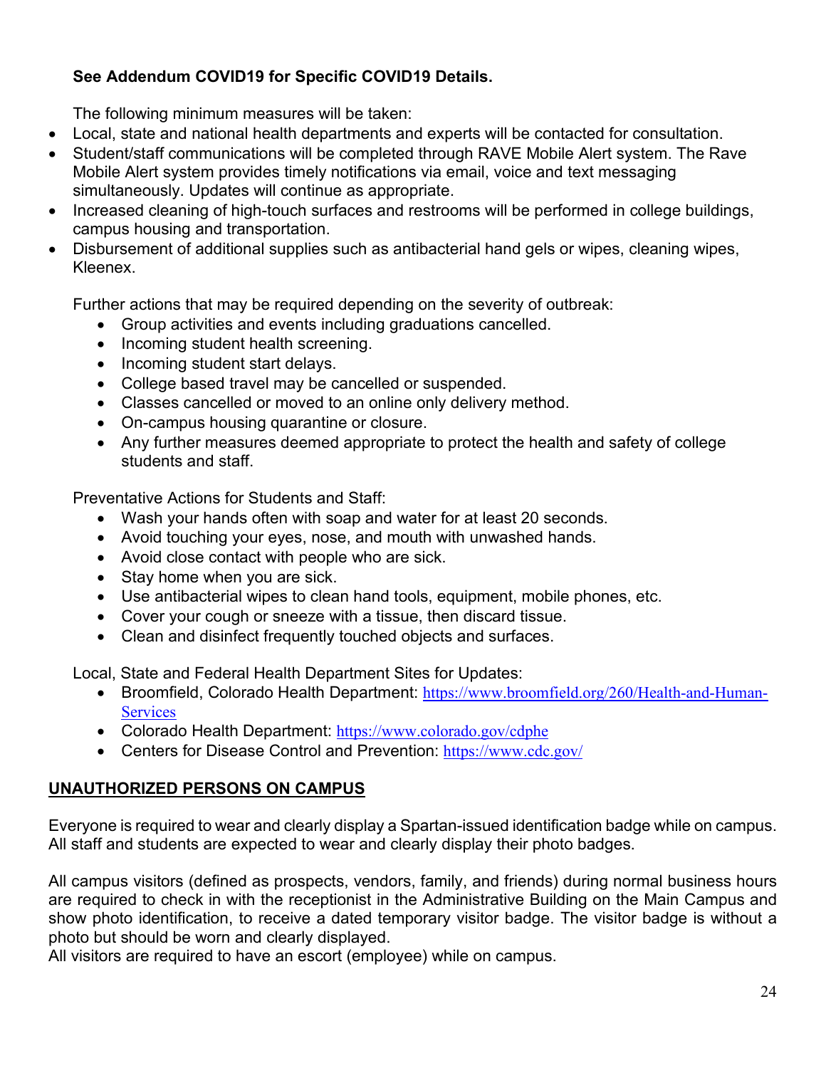**See Addendum COVID19 for Specific COVID19 Details.**

The following minimum measures will be taken:

- Local, state and national health departments and experts will be contacted for consultation.
- Student/staff communications will be completed through RAVE Mobile Alert system. The Rave Mobile Alert system provides timely notifications via email, voice and text messaging simultaneously. Updates will continue as appropriate.
- Increased cleaning of high-touch surfaces and restrooms will be performed in college buildings, campus housing and transportation.
- Disbursement of additional supplies such as antibacterial hand gels or wipes, cleaning wipes, Kleenex.

Further actions that may be required depending on the severity of outbreak:

- Group activities and events including graduations cancelled.
- Incoming student health screening.
- Incoming student start delays.
- College based travel may be cancelled or suspended.
- Classes cancelled or moved to an online only delivery method.
- On-campus housing quarantine or closure.
- Any further measures deemed appropriate to protect the health and safety of college students and staff.

Preventative Actions for Students and Staff:

- Wash your hands often with soap and water for at least 20 seconds.
- Avoid touching your eyes, nose, and mouth with unwashed hands.
- Avoid close contact with people who are sick.
- Stay home when you are sick.
- Use antibacterial wipes to clean hand tools, equipment, mobile phones, etc.
- Cover your cough or sneeze with a tissue, then discard tissue.
- Clean and disinfect frequently touched objects and surfaces.

Local, State and Federal Health Department Sites for Updates:

- Broomfield, Colorado Health Department: https://www.broomfield.org/260/Health-and-Human-Services
- Colorado Health Department: https://www.colorado.gov/cdphe
- Centers for Disease Control and Prevention: https://www.cdc.gov/

## UNAUTHORIZED PERSONS ON CAMPUS

Everyone is required to wear and clearly display a Spartan-issued identification badge while on campus. All staff and students are expected to wear and clearly display their photo badges.

All campus visitors (defined as prospects, vendors, family, and friends) during normal business hours are required to check in with the receptionist in the Administrative Building on the Main Campus and show photo identification, to receive a dated temporary visitor badge. The visitor badge is without a photo but should be worn and clearly displayed.
All visitors are required to have an escort (employee) while on campus.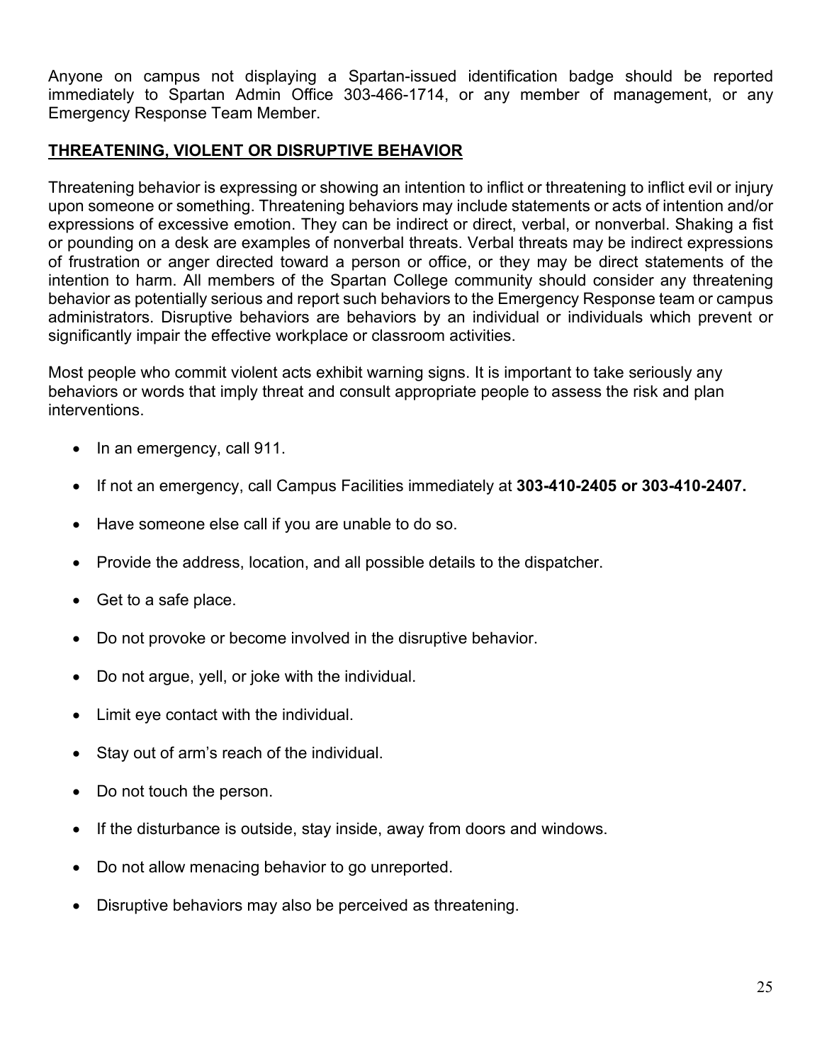Anyone on campus not displaying a Spartan-issued identification badge should be reported immediately to Spartan Admin Office 303-466-1714, or any member of management, or any Emergency Response Team Member.

## THREATENING, VIOLENT OR DISRUPTIVE BEHAVIOR

Threatening behavior is expressing or showing an intention to inflict or threatening to inflict evil or injury upon someone or something. Threatening behaviors may include statements or acts of intention and/or expressions of excessive emotion. They can be indirect or direct, verbal, or nonverbal. Shaking a fist or pounding on a desk are examples of nonverbal threats. Verbal threats may be indirect expressions of frustration or anger directed toward a person or office, or they may be direct statements of the intention to harm. All members of the Spartan College community should consider any threatening behavior as potentially serious and report such behaviors to the Emergency Response team or campus administrators. Disruptive behaviors are behaviors by an individual or individuals which prevent or significantly impair the effective workplace or classroom activities.

Most people who commit violent acts exhibit warning signs. It is important to take seriously any behaviors or words that imply threat and consult appropriate people to assess the risk and plan interventions.

- In an emergency, call 911.
- If not an emergency, call Campus Facilities immediately at **303-410-2405 or 303-410-2407.**
- Have someone else call if you are unable to do so.
- Provide the address, location, and all possible details to the dispatcher.
- Get to a safe place.
- Do not provoke or become involved in the disruptive behavior.
- Do not argue, yell, or joke with the individual.
- Limit eye contact with the individual.
- Stay out of arm's reach of the individual.
- Do not touch the person.
- If the disturbance is outside, stay inside, away from doors and windows.
- Do not allow menacing behavior to go unreported.
- Disruptive behaviors may also be perceived as threatening.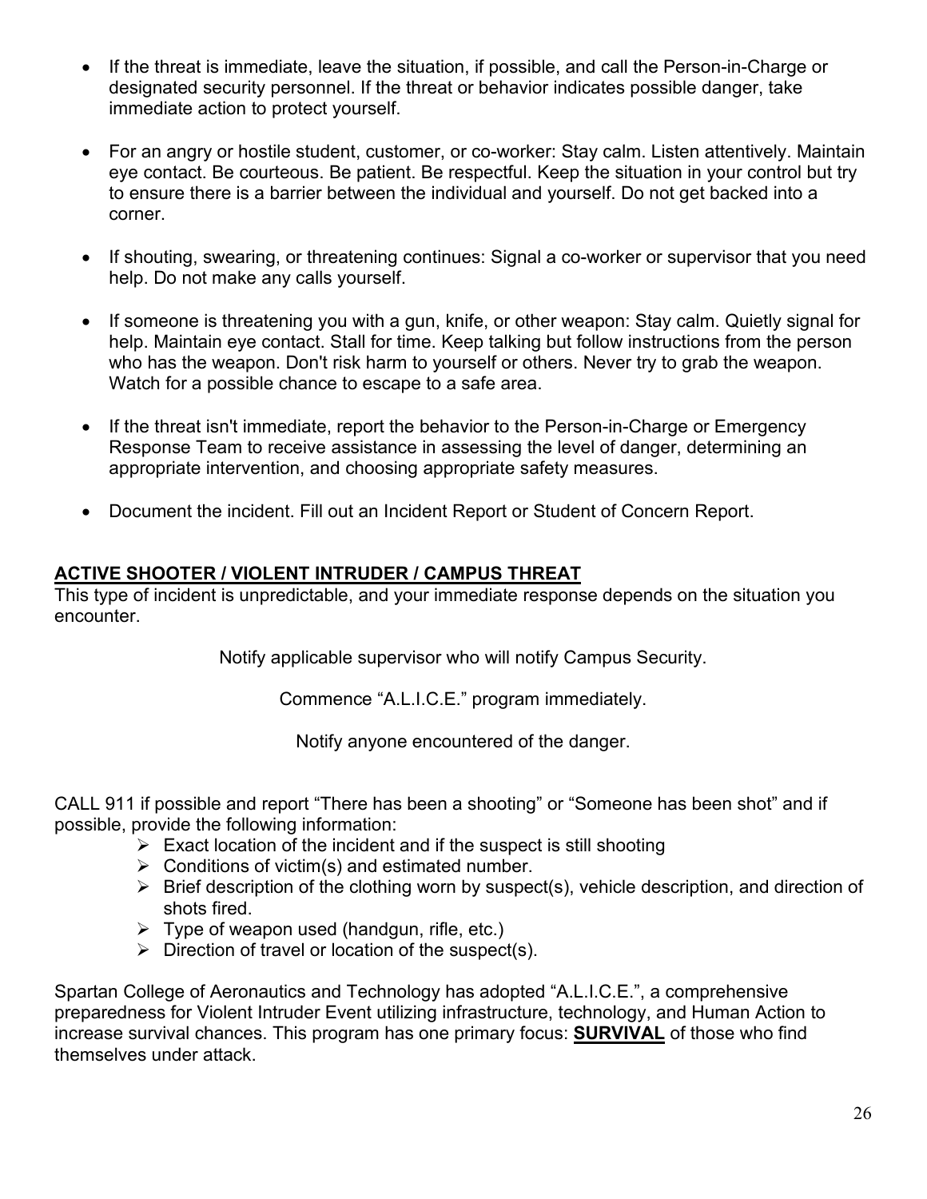- If the threat is immediate, leave the situation, if possible, and call the Person-in-Charge or designated security personnel. If the threat or behavior indicates possible danger, take immediate action to protect yourself.

- For an angry or hostile student, customer, or co-worker: Stay calm. Listen attentively. Maintain eye contact. Be courteous. Be patient. Be respectful. Keep the situation in your control but try to ensure there is a barrier between the individual and yourself. Do not get backed into a corner.

- If shouting, swearing, or threatening continues: Signal a co-worker or supervisor that you need help. Do not make any calls yourself.

- If someone is threatening you with a gun, knife, or other weapon: Stay calm. Quietly signal for help. Maintain eye contact. Stall for time. Keep talking but follow instructions from the person who has the weapon. Don't risk harm to yourself or others. Never try to grab the weapon. Watch for a possible chance to escape to a safe area.

- If the threat isn't immediate, report the behavior to the Person-in-Charge or Emergency Response Team to receive assistance in assessing the level of danger, determining an appropriate intervention, and choosing appropriate safety measures.

- Document the incident. Fill out an Incident Report or Student of Concern Report.

## ACTIVE SHOOTER / VIOLENT INTRUDER / CAMPUS THREAT

This type of incident is unpredictable, and your immediate response depends on the situation you encounter.

Notify applicable supervisor who will notify Campus Security.

Commence "A.L.I.C.E." program immediately.

Notify anyone encountered of the danger.

CALL 911 if possible and report "There has been a shooting" or "Someone has been shot" and if possible, provide the following information:

- Exact location of the incident and if the suspect is still shooting
- Conditions of victim(s) and estimated number.
- Brief description of the clothing worn by suspect(s), vehicle description, and direction of shots fired.
- Type of weapon used (handgun, rifle, etc.)
- Direction of travel or location of the suspect(s).

Spartan College of Aeronautics and Technology has adopted "A.L.I.C.E.", a comprehensive preparedness for Violent Intruder Event utilizing infrastructure, technology, and Human Action to increase survival chances. This program has one primary focus: **SURVIVAL** of those who find themselves under attack.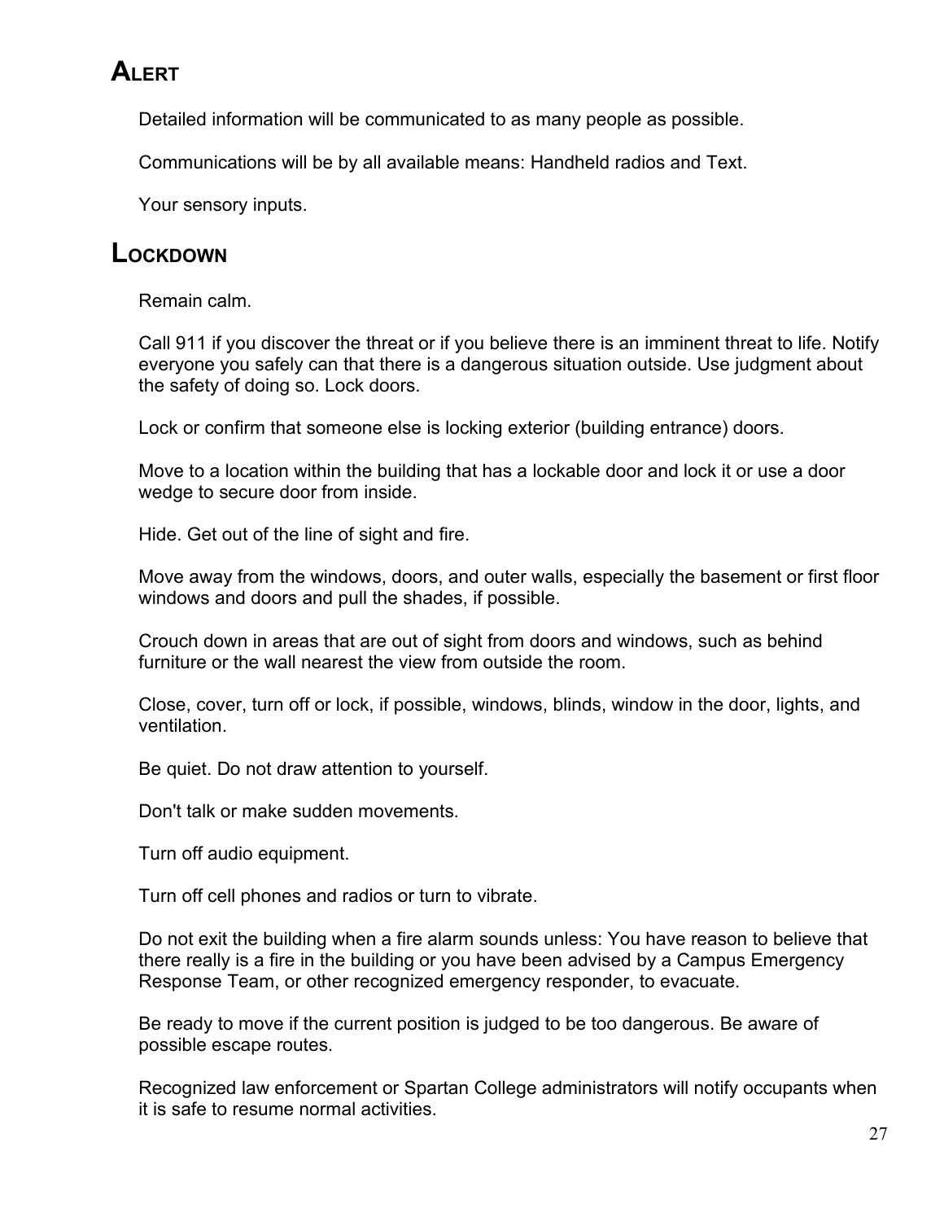## Alert

Detailed information will be communicated to as many people as possible.

Communications will be by all available means: Handheld radios and Text.

Your sensory inputs.

## Lockdown

Remain calm.

Call 911 if you discover the threat or if you believe there is an imminent threat to life. Notify everyone you safely can that there is a dangerous situation outside. Use judgment about the safety of doing so. Lock doors.

Lock or confirm that someone else is locking exterior (building entrance) doors.

Move to a location within the building that has a lockable door and lock it or use a door wedge to secure door from inside.

Hide. Get out of the line of sight and fire.

Move away from the windows, doors, and outer walls, especially the basement or first floor windows and doors and pull the shades, if possible.

Crouch down in areas that are out of sight from doors and windows, such as behind furniture or the wall nearest the view from outside the room.

Close, cover, turn off or lock, if possible, windows, blinds, window in the door, lights, and ventilation.

Be quiet. Do not draw attention to yourself.

Don't talk or make sudden movements.

Turn off audio equipment.

Turn off cell phones and radios or turn to vibrate.

Do not exit the building when a fire alarm sounds unless: You have reason to believe that there really is a fire in the building or you have been advised by a Campus Emergency Response Team, or other recognized emergency responder, to evacuate.

Be ready to move if the current position is judged to be too dangerous. Be aware of possible escape routes.

Recognized law enforcement or Spartan College administrators will notify occupants when it is safe to resume normal activities.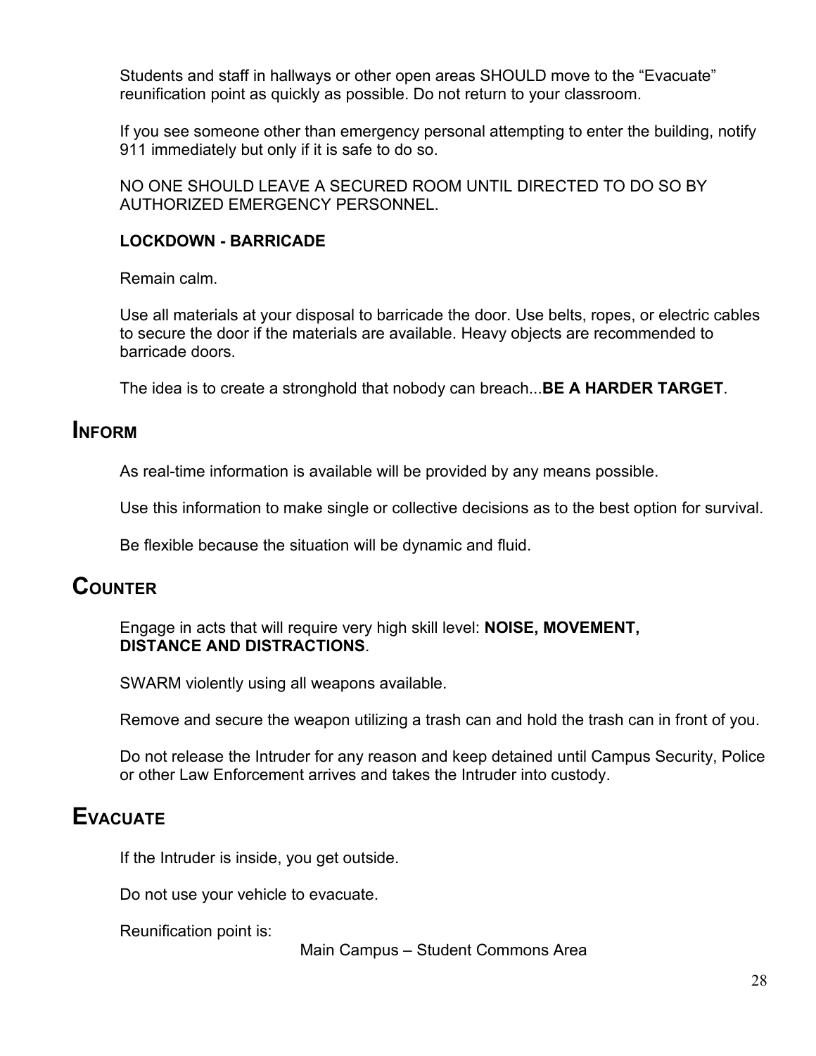Students and staff in hallways or other open areas SHOULD move to the “Evacuate” reunification point as quickly as possible. Do not return to your classroom.

If you see someone other than emergency personal attempting to enter the building, notify 911 immediately but only if it is safe to do so.

NO ONE SHOULD LEAVE A SECURED ROOM UNTIL DIRECTED TO DO SO BY AUTHORIZED EMERGENCY PERSONNEL.

**LOCKDOWN - BARRICADE**

Remain calm.

Use all materials at your disposal to barricade the door. Use belts, ropes, or electric cables to secure the door if the materials are available. Heavy objects are recommended to barricade doors.

The idea is to create a stronghold that nobody can breach...**BE A HARDER TARGET**.

## INFORM

As real-time information is available will be provided by any means possible.

Use this information to make single or collective decisions as to the best option for survival.

Be flexible because the situation will be dynamic and fluid.

## COUNTER

Engage in acts that will require very high skill level: **NOISE, MOVEMENT, DISTANCE AND DISTRACTIONS**.

SWARM violently using all weapons available.

Remove and secure the weapon utilizing a trash can and hold the trash can in front of you.

Do not release the Intruder for any reason and keep detained until Campus Security, Police or other Law Enforcement arrives and takes the Intruder into custody.

## EVACUATE

If the Intruder is inside, you get outside.

Do not use your vehicle to evacuate.

Reunification point is:

Main Campus – Student Commons Area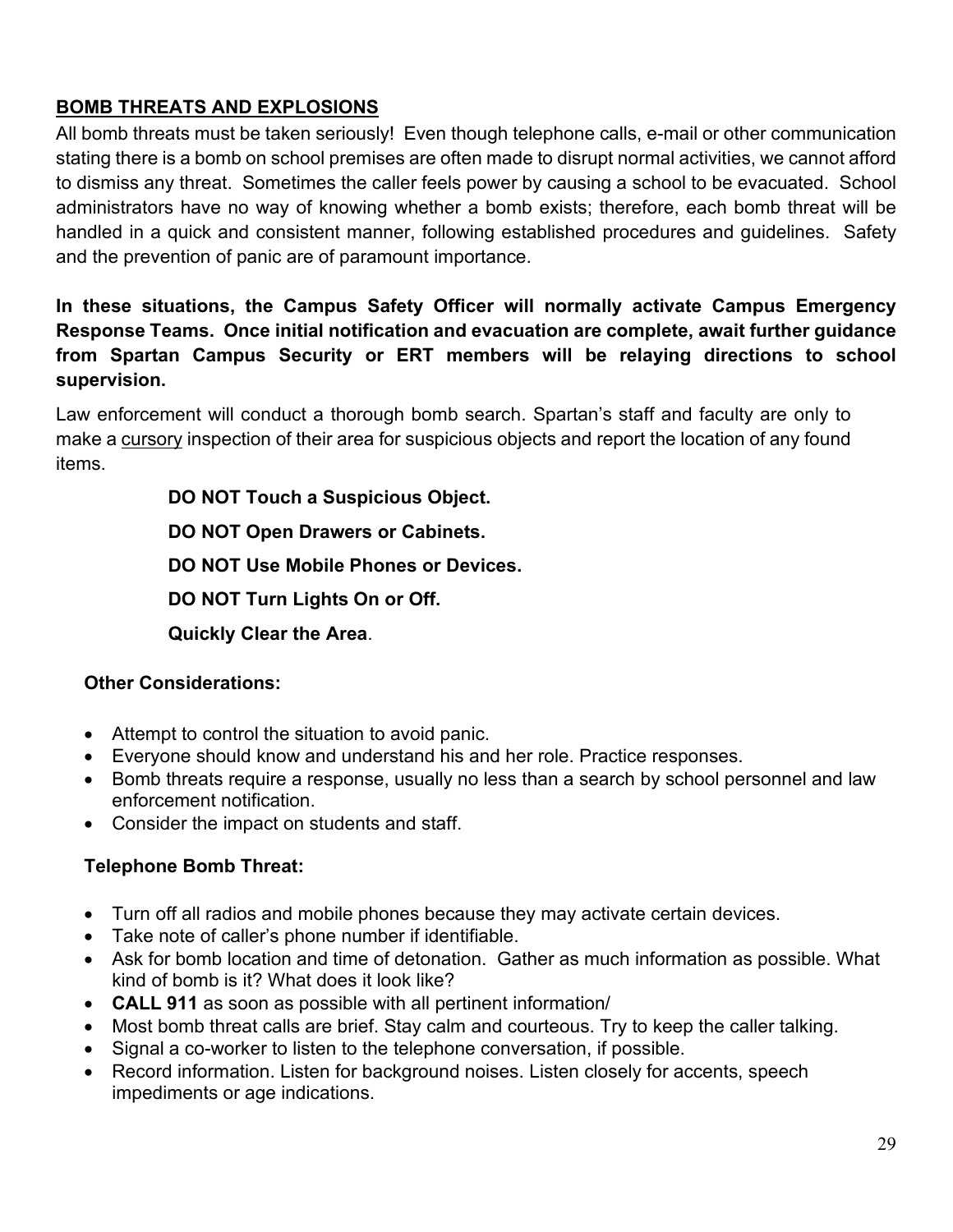## BOMB THREATS AND EXPLOSIONS

All bomb threats must be taken seriously! Even though telephone calls, e-mail or other communication stating there is a bomb on school premises are often made to disrupt normal activities, we cannot afford to dismiss any threat. Sometimes the caller feels power by causing a school to be evacuated. School administrators have no way of knowing whether a bomb exists; therefore, each bomb threat will be handled in a quick and consistent manner, following established procedures and guidelines. Safety and the prevention of panic are of paramount importance.

**In these situations, the Campus Safety Officer will normally activate Campus Emergency Response Teams. Once initial notification and evacuation are complete, await further guidance from Spartan Campus Security or ERT members will be relaying directions to school supervision.**

Law enforcement will conduct a thorough bomb search. Spartan's staff and faculty are only to make a cursory inspection of their area for suspicious objects and report the location of any found items.

**DO NOT Touch a Suspicious Object.**

**DO NOT Open Drawers or Cabinets.**

**DO NOT Use Mobile Phones or Devices.**

**DO NOT Turn Lights On or Off.**

**Quickly Clear the Area**.

### Other Considerations:

- Attempt to control the situation to avoid panic.
- Everyone should know and understand his and her role. Practice responses.
- Bomb threats require a response, usually no less than a search by school personnel and law enforcement notification.
- Consider the impact on students and staff.

### Telephone Bomb Threat:

- Turn off all radios and mobile phones because they may activate certain devices.
- Take note of caller's phone number if identifiable.
- Ask for bomb location and time of detonation. Gather as much information as possible. What kind of bomb is it? What does it look like?
- **CALL 911** as soon as possible with all pertinent information/
- Most bomb threat calls are brief. Stay calm and courteous. Try to keep the caller talking.
- Signal a co-worker to listen to the telephone conversation, if possible.
- Record information. Listen for background noises. Listen closely for accents, speech impediments or age indications.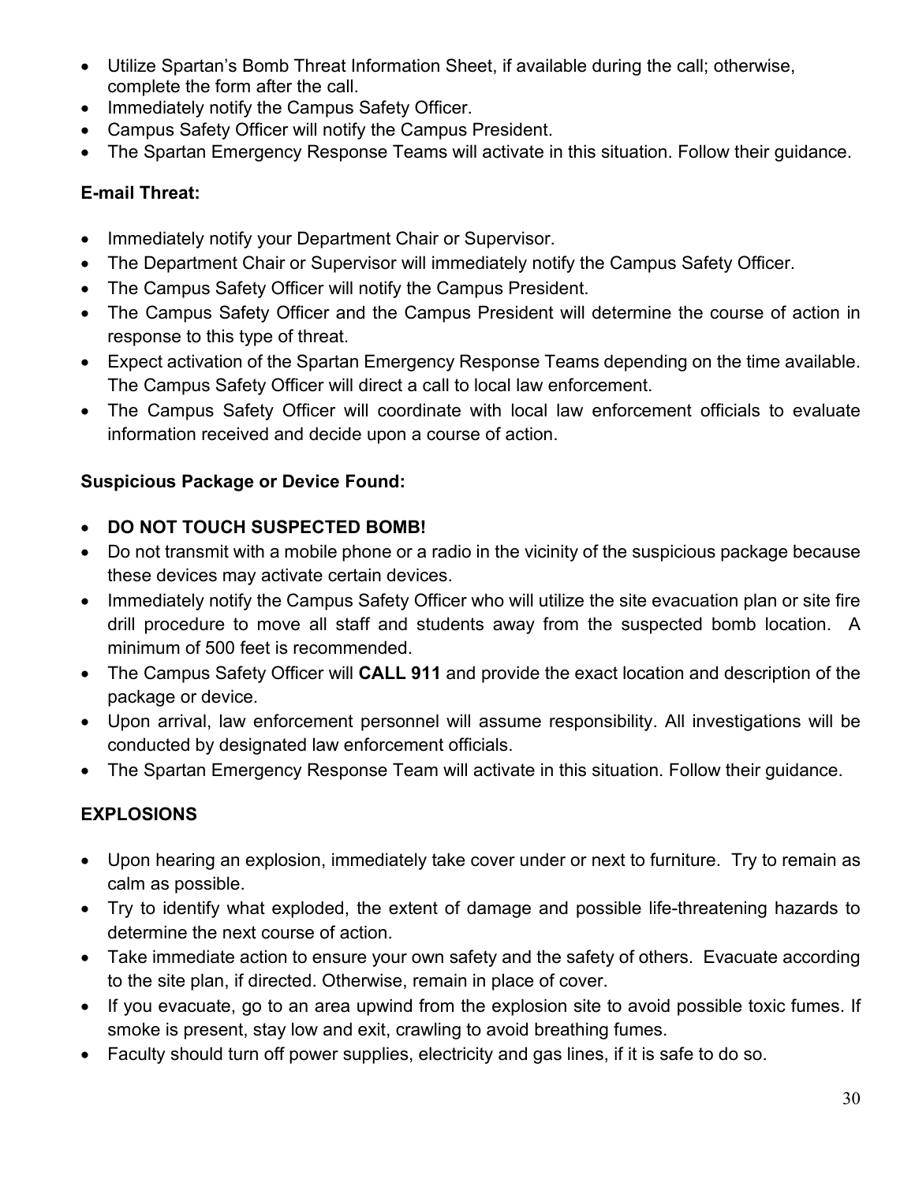- Utilize Spartan's Bomb Threat Information Sheet, if available during the call; otherwise, complete the form after the call.
- Immediately notify the Campus Safety Officer.
- Campus Safety Officer will notify the Campus President.
- The Spartan Emergency Response Teams will activate in this situation. Follow their guidance.

**E-mail Threat:**

- Immediately notify your Department Chair or Supervisor.
- The Department Chair or Supervisor will immediately notify the Campus Safety Officer.
- The Campus Safety Officer will notify the Campus President.
- The Campus Safety Officer and the Campus President will determine the course of action in response to this type of threat.
- Expect activation of the Spartan Emergency Response Teams depending on the time available. The Campus Safety Officer will direct a call to local law enforcement.
- The Campus Safety Officer will coordinate with local law enforcement officials to evaluate information received and decide upon a course of action.

**Suspicious Package or Device Found:**

- **DO NOT TOUCH SUSPECTED BOMB!**
- Do not transmit with a mobile phone or a radio in the vicinity of the suspicious package because these devices may activate certain devices.
- Immediately notify the Campus Safety Officer who will utilize the site evacuation plan or site fire drill procedure to move all staff and students away from the suspected bomb location. A minimum of 500 feet is recommended.
- The Campus Safety Officer will **CALL 911** and provide the exact location and description of the package or device.
- Upon arrival, law enforcement personnel will assume responsibility. All investigations will be conducted by designated law enforcement officials.
- The Spartan Emergency Response Team will activate in this situation. Follow their guidance.

## EXPLOSIONS

- Upon hearing an explosion, immediately take cover under or next to furniture. Try to remain as calm as possible.
- Try to identify what exploded, the extent of damage and possible life-threatening hazards to determine the next course of action.
- Take immediate action to ensure your own safety and the safety of others. Evacuate according to the site plan, if directed. Otherwise, remain in place of cover.
- If you evacuate, go to an area upwind from the explosion site to avoid possible toxic fumes. If smoke is present, stay low and exit, crawling to avoid breathing fumes.
- Faculty should turn off power supplies, electricity and gas lines, if it is safe to do so.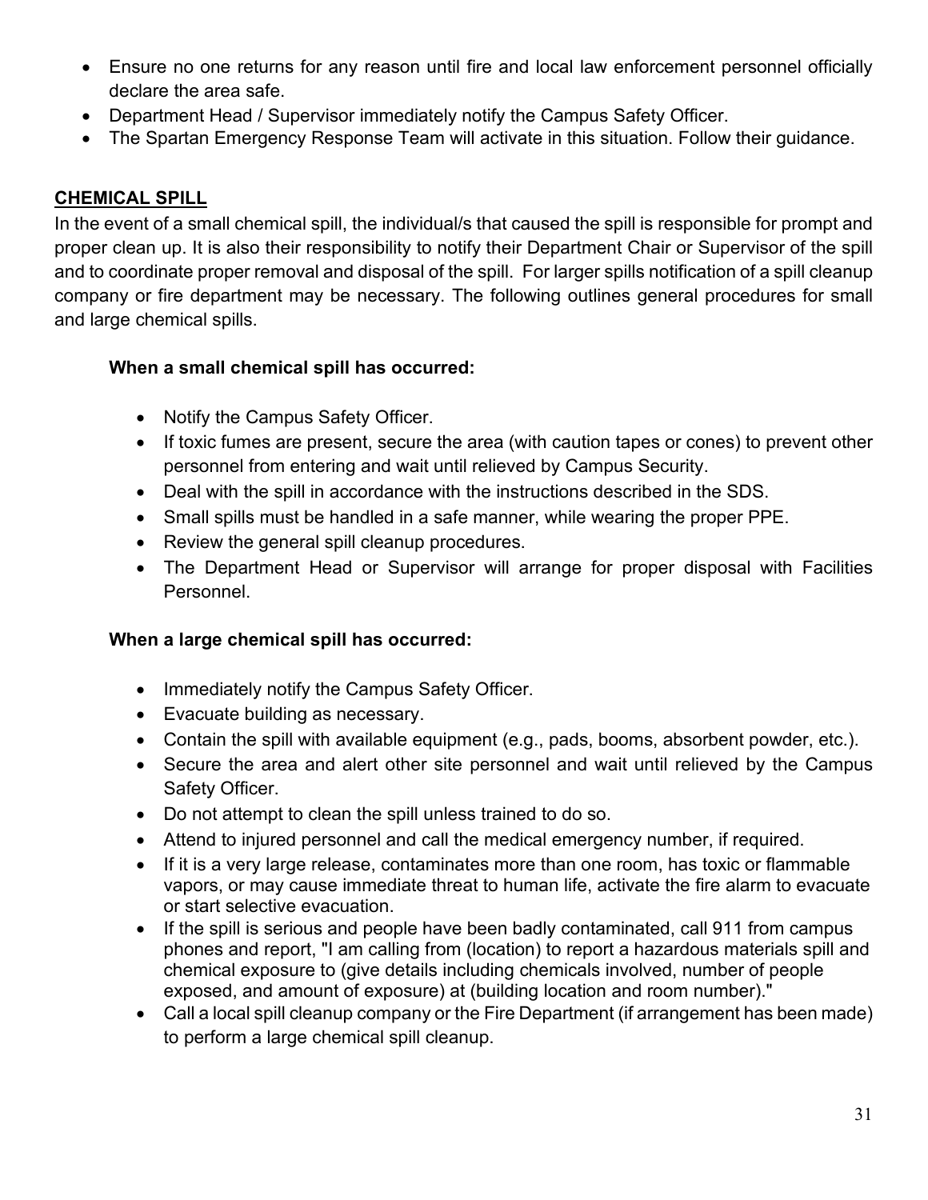- Ensure no one returns for any reason until fire and local law enforcement personnel officially declare the area safe.
- Department Head / Supervisor immediately notify the Campus Safety Officer.
- The Spartan Emergency Response Team will activate in this situation. Follow their guidance.

## CHEMICAL SPILL

In the event of a small chemical spill, the individual/s that caused the spill is responsible for prompt and proper clean up. It is also their responsibility to notify their Department Chair or Supervisor of the spill and to coordinate proper removal and disposal of the spill. For larger spills notification of a spill cleanup company or fire department may be necessary. The following outlines general procedures for small and large chemical spills.

**When a small chemical spill has occurred:**

- Notify the Campus Safety Officer.
- If toxic fumes are present, secure the area (with caution tapes or cones) to prevent other personnel from entering and wait until relieved by Campus Security.
- Deal with the spill in accordance with the instructions described in the SDS.
- Small spills must be handled in a safe manner, while wearing the proper PPE.
- Review the general spill cleanup procedures.
- The Department Head or Supervisor will arrange for proper disposal with Facilities Personnel.

**When a large chemical spill has occurred:**

- Immediately notify the Campus Safety Officer.
- Evacuate building as necessary.
- Contain the spill with available equipment (e.g., pads, booms, absorbent powder, etc.).
- Secure the area and alert other site personnel and wait until relieved by the Campus Safety Officer.
- Do not attempt to clean the spill unless trained to do so.
- Attend to injured personnel and call the medical emergency number, if required.
- If it is a very large release, contaminates more than one room, has toxic or flammable vapors, or may cause immediate threat to human life, activate the fire alarm to evacuate or start selective evacuation.
- If the spill is serious and people have been badly contaminated, call 911 from campus phones and report, "I am calling from (location) to report a hazardous materials spill and chemical exposure to (give details including chemicals involved, number of people exposed, and amount of exposure) at (building location and room number)."
- Call a local spill cleanup company or the Fire Department (if arrangement has been made) to perform a large chemical spill cleanup.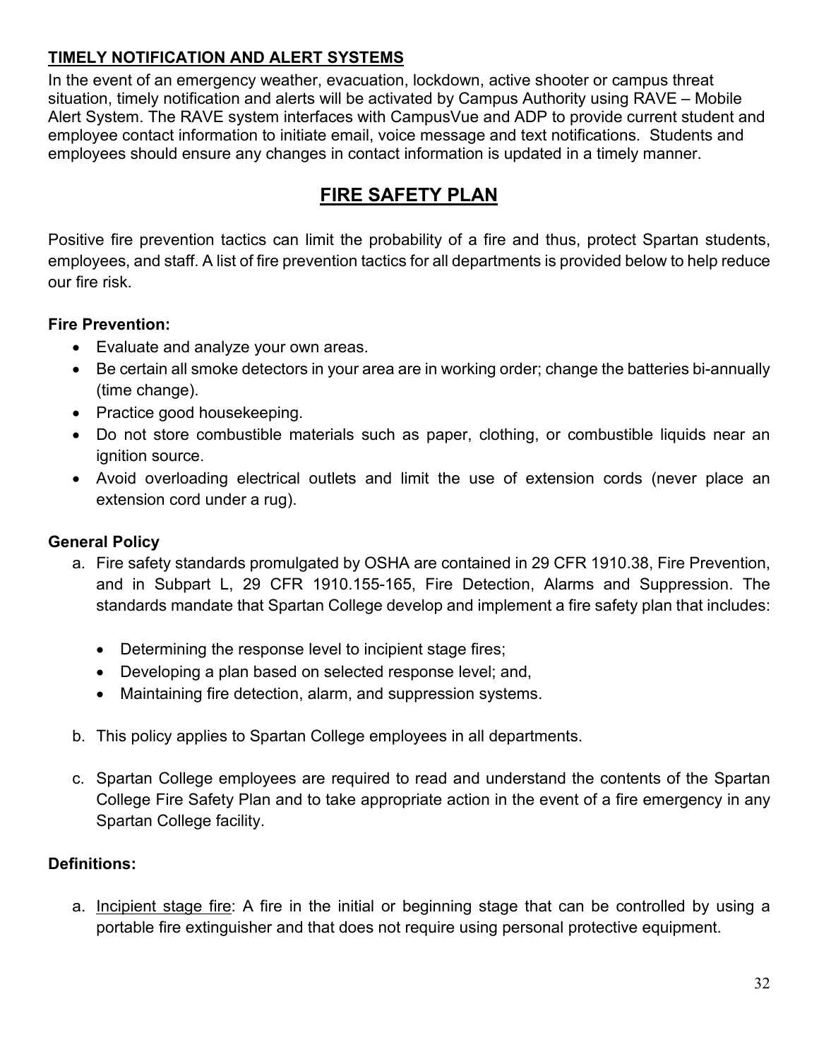**TIMELY NOTIFICATION AND ALERT SYSTEMS**

In the event of an emergency weather, evacuation, lockdown, active shooter or campus threat situation, timely notification and alerts will be activated by Campus Authority using RAVE – Mobile Alert System. The RAVE system interfaces with CampusVue and ADP to provide current student and employee contact information to initiate email, voice message and text notifications. Students and employees should ensure any changes in contact information is updated in a timely manner.

## FIRE SAFETY PLAN

Positive fire prevention tactics can limit the probability of a fire and thus, protect Spartan students, employees, and staff. A list of fire prevention tactics for all departments is provided below to help reduce our fire risk.

**Fire Prevention:**

- Evaluate and analyze your own areas.
- Be certain all smoke detectors in your area are in working order; change the batteries bi-annually (time change).
- Practice good housekeeping.
- Do not store combustible materials such as paper, clothing, or combustible liquids near an ignition source.
- Avoid overloading electrical outlets and limit the use of extension cords (never place an extension cord under a rug).

**General Policy**

a. Fire safety standards promulgated by OSHA are contained in 29 CFR 1910.38, Fire Prevention, and in Subpart L, 29 CFR 1910.155-165, Fire Detection, Alarms and Suppression. The standards mandate that Spartan College develop and implement a fire safety plan that includes:

   - Determining the response level to incipient stage fires;
   - Developing a plan based on selected response level; and,
   - Maintaining fire detection, alarm, and suppression systems.

b. This policy applies to Spartan College employees in all departments.

c. Spartan College employees are required to read and understand the contents of the Spartan College Fire Safety Plan and to take appropriate action in the event of a fire emergency in any Spartan College facility.

**Definitions:**

a. Incipient stage fire: A fire in the initial or beginning stage that can be controlled by using a portable fire extinguisher and that does not require using personal protective equipment.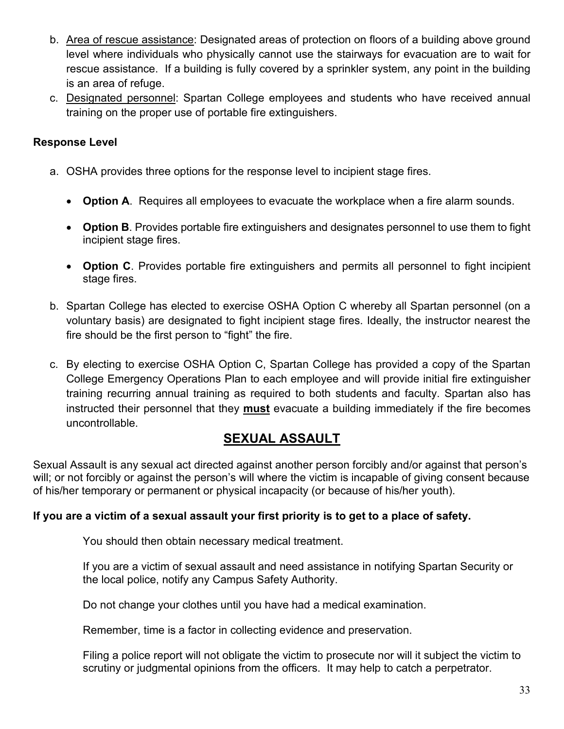b. <u>Area of rescue assistance</u>: Designated areas of protection on floors of a building above ground level where individuals who physically cannot use the stairways for evacuation are to wait for rescue assistance. If a building is fully covered by a sprinkler system, any point in the building is an area of refuge.

c. <u>Designated personnel</u>: Spartan College employees and students who have received annual training on the proper use of portable fire extinguishers.

**Response Level**

a. OSHA provides three options for the response level to incipient stage fires.

   - **Option A**. Requires all employees to evacuate the workplace when a fire alarm sounds.

   - **Option B**. Provides portable fire extinguishers and designates personnel to use them to fight incipient stage fires.

   - **Option C**. Provides portable fire extinguishers and permits all personnel to fight incipient stage fires.

b. Spartan College has elected to exercise OSHA Option C whereby all Spartan personnel (on a voluntary basis) are designated to fight incipient stage fires. Ideally, the instructor nearest the fire should be the first person to "fight" the fire.

c. By electing to exercise OSHA Option C, Spartan College has provided a copy of the Spartan College Emergency Operations Plan to each employee and will provide initial fire extinguisher training recurring annual training as required to both students and faculty. Spartan also has instructed their personnel that they **<u>must</u>** evacuate a building immediately if the fire becomes uncontrollable.

## <u>SEXUAL ASSAULT</u>

Sexual Assault is any sexual act directed against another person forcibly and/or against that person's will; or not forcibly or against the person's will where the victim is incapable of giving consent because of his/her temporary or permanent or physical incapacity (or because of his/her youth).

**If you are a victim of a sexual assault your first priority is to get to a place of safety.**

You should then obtain necessary medical treatment.

If you are a victim of sexual assault and need assistance in notifying Spartan Security or the local police, notify any Campus Safety Authority.

Do not change your clothes until you have had a medical examination.

Remember, time is a factor in collecting evidence and preservation.

Filing a police report will not obligate the victim to prosecute nor will it subject the victim to scrutiny or judgmental opinions from the officers. It may help to catch a perpetrator.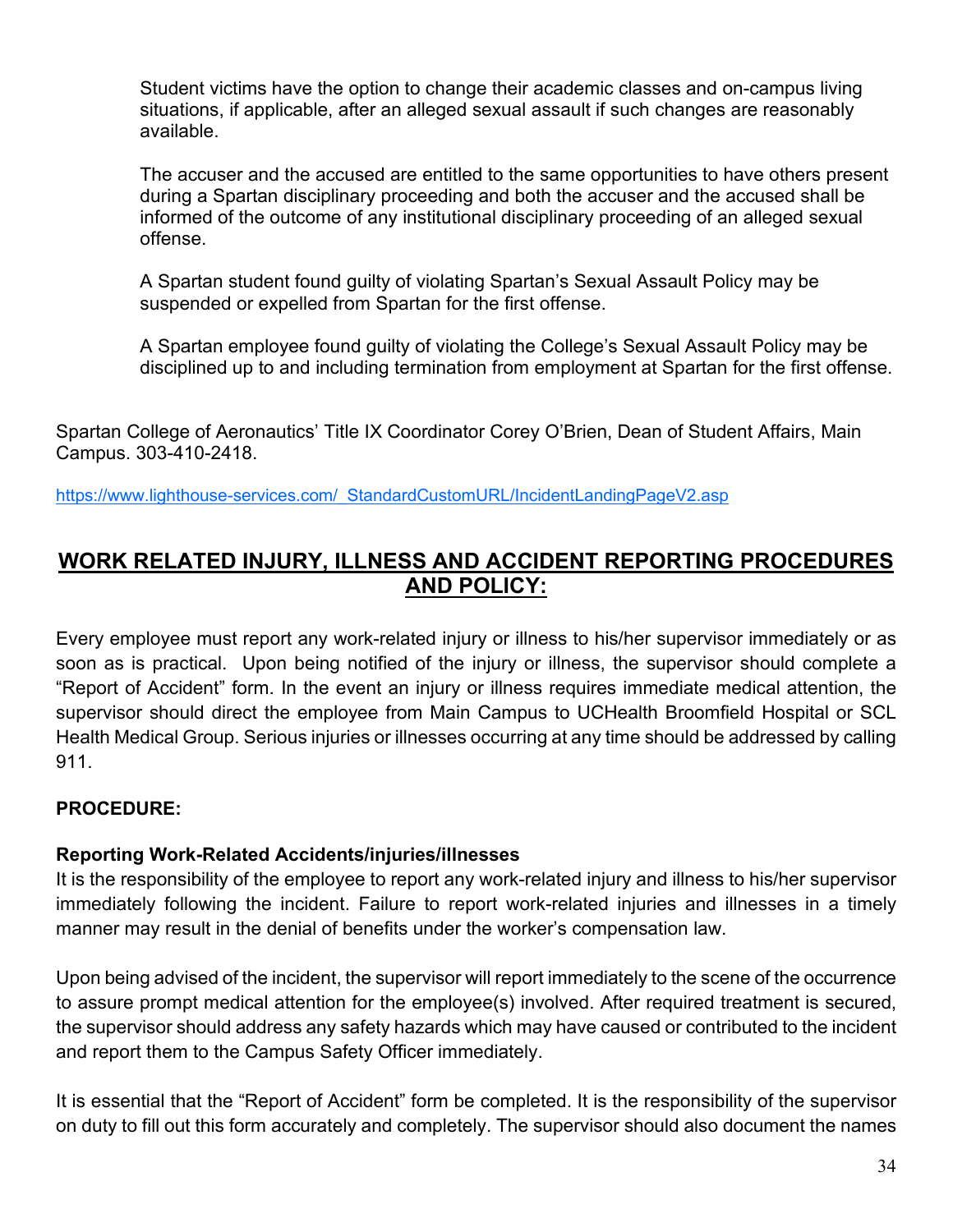Student victims have the option to change their academic classes and on-campus living situations, if applicable, after an alleged sexual assault if such changes are reasonably available.

The accuser and the accused are entitled to the same opportunities to have others present during a Spartan disciplinary proceeding and both the accuser and the accused shall be informed of the outcome of any institutional disciplinary proceeding of an alleged sexual offense.

A Spartan student found guilty of violating Spartan's Sexual Assault Policy may be suspended or expelled from Spartan for the first offense.

A Spartan employee found guilty of violating the College's Sexual Assault Policy may be disciplined up to and including termination from employment at Spartan for the first offense.

Spartan College of Aeronautics' Title IX Coordinator Corey O'Brien, Dean of Student Affairs, Main Campus. 303-410-2418.

https://www.lighthouse-services.com/_StandardCustomURL/IncidentLandingPageV2.asp

## WORK RELATED INJURY, ILLNESS AND ACCIDENT REPORTING PROCEDURES AND POLICY:

Every employee must report any work-related injury or illness to his/her supervisor immediately or as soon as is practical. Upon being notified of the injury or illness, the supervisor should complete a "Report of Accident" form. In the event an injury or illness requires immediate medical attention, the supervisor should direct the employee from Main Campus to UCHealth Broomfield Hospital or SCL Health Medical Group. Serious injuries or illnesses occurring at any time should be addressed by calling 911.

**PROCEDURE:**

**Reporting Work-Related Accidents/injuries/illnesses**

It is the responsibility of the employee to report any work-related injury and illness to his/her supervisor immediately following the incident. Failure to report work-related injuries and illnesses in a timely manner may result in the denial of benefits under the worker's compensation law.

Upon being advised of the incident, the supervisor will report immediately to the scene of the occurrence to assure prompt medical attention for the employee(s) involved. After required treatment is secured, the supervisor should address any safety hazards which may have caused or contributed to the incident and report them to the Campus Safety Officer immediately.

It is essential that the "Report of Accident" form be completed. It is the responsibility of the supervisor on duty to fill out this form accurately and completely. The supervisor should also document the names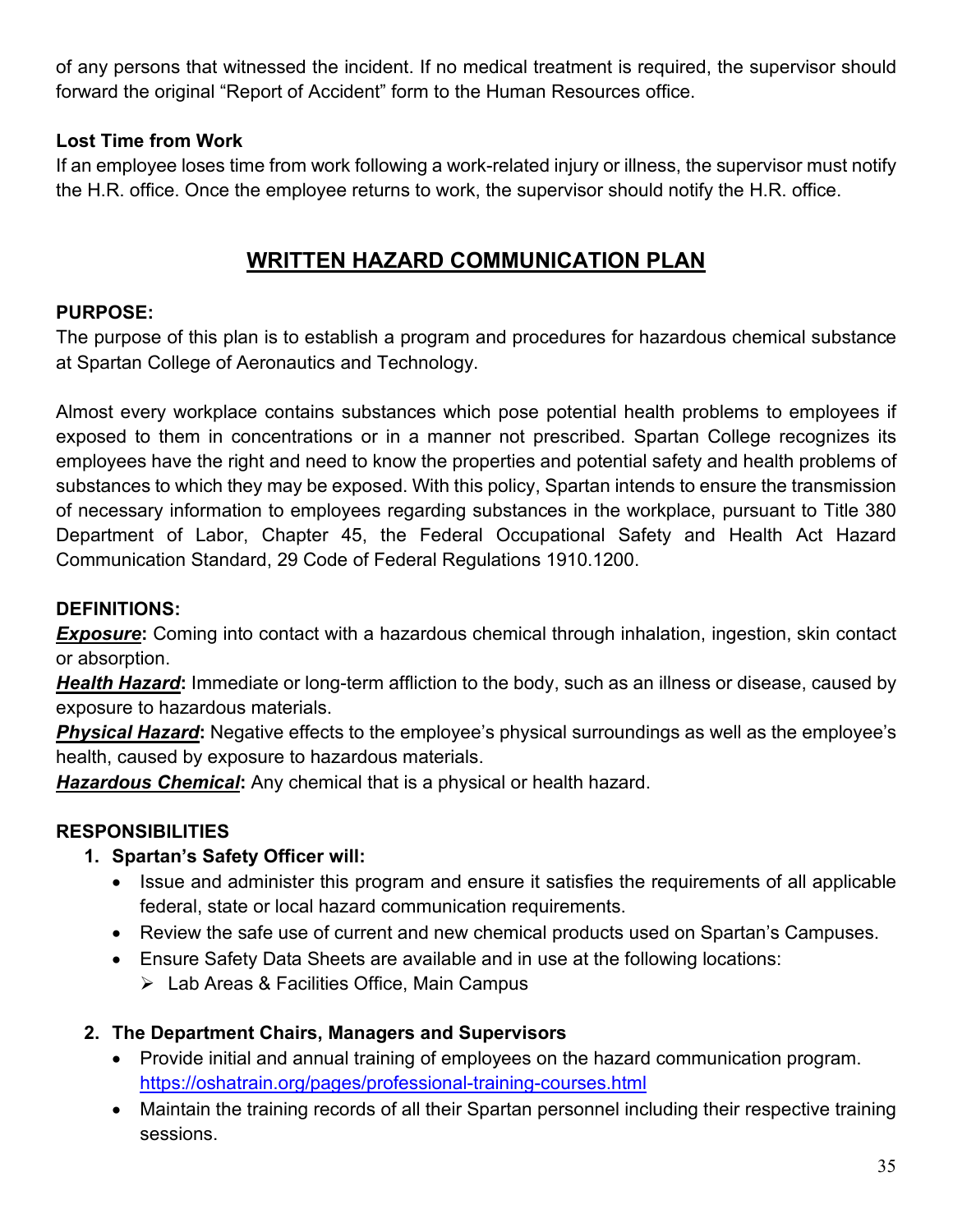of any persons that witnessed the incident. If no medical treatment is required, the supervisor should forward the original "Report of Accident" form to the Human Resources office.

**Lost Time from Work**

If an employee loses time from work following a work-related injury or illness, the supervisor must notify the H.R. office. Once the employee returns to work, the supervisor should notify the H.R. office.

## WRITTEN HAZARD COMMUNICATION PLAN

**PURPOSE:**

The purpose of this plan is to establish a program and procedures for hazardous chemical substance at Spartan College of Aeronautics and Technology.

Almost every workplace contains substances which pose potential health problems to employees if exposed to them in concentrations or in a manner not prescribed. Spartan College recognizes its employees have the right and need to know the properties and potential safety and health problems of substances to which they may be exposed. With this policy, Spartan intends to ensure the transmission of necessary information to employees regarding substances in the workplace, pursuant to Title 380 Department of Labor, Chapter 45, the Federal Occupational Safety and Health Act Hazard Communication Standard, 29 Code of Federal Regulations 1910.1200.

**DEFINITIONS:**

***Exposure*****:** Coming into contact with a hazardous chemical through inhalation, ingestion, skin contact or absorption.

***Health Hazard*****:** Immediate or long-term affliction to the body, such as an illness or disease, caused by exposure to hazardous materials.

***Physical Hazard*****:** Negative effects to the employee's physical surroundings as well as the employee's health, caused by exposure to hazardous materials.

***Hazardous Chemical*****:** Any chemical that is a physical or health hazard.

**RESPONSIBILITIES**

1. **Spartan's Safety Officer will:**
   - Issue and administer this program and ensure it satisfies the requirements of all applicable federal, state or local hazard communication requirements.
   - Review the safe use of current and new chemical products used on Spartan's Campuses.
   - Ensure Safety Data Sheets are available and in use at the following locations:
     - Lab Areas & Facilities Office, Main Campus

2. **The Department Chairs, Managers and Supervisors**
   - Provide initial and annual training of employees on the hazard communication program. https://oshatrain.org/pages/professional-training-courses.html
   - Maintain the training records of all their Spartan personnel including their respective training sessions.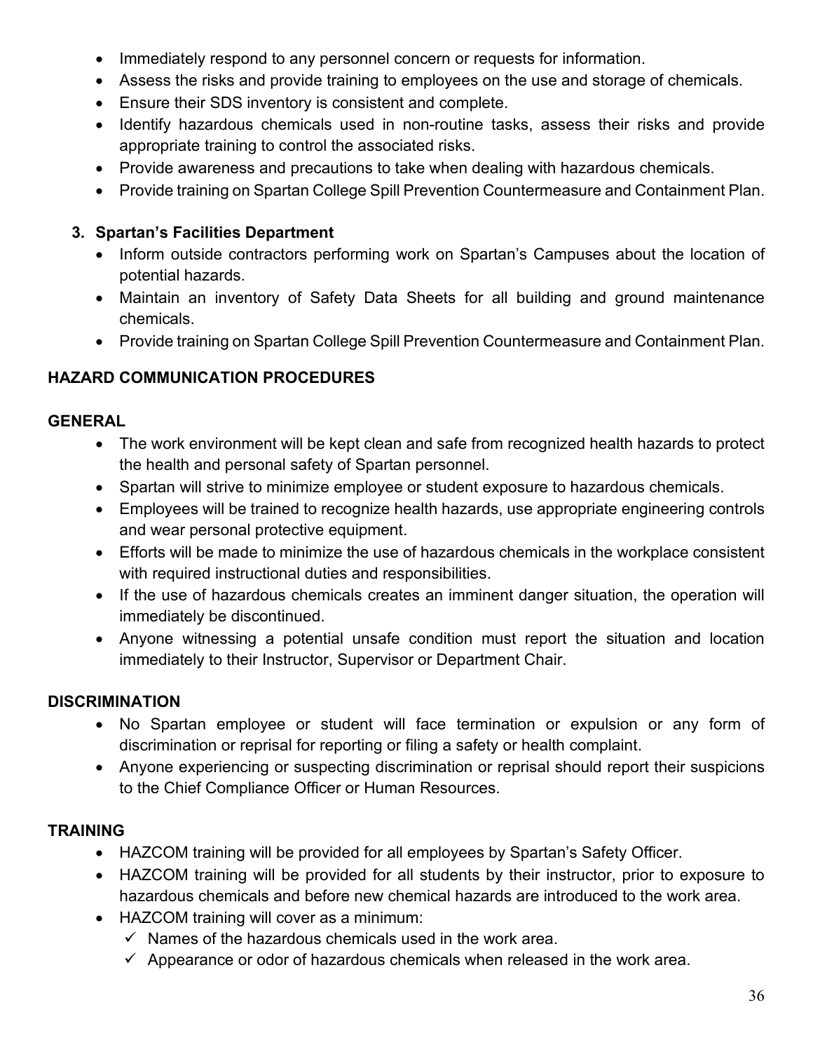- Immediately respond to any personnel concern or requests for information.
- Assess the risks and provide training to employees on the use and storage of chemicals.
- Ensure their SDS inventory is consistent and complete.
- Identify hazardous chemicals used in non-routine tasks, assess their risks and provide appropriate training to control the associated risks.
- Provide awareness and precautions to take when dealing with hazardous chemicals.
- Provide training on Spartan College Spill Prevention Countermeasure and Containment Plan.

**3. Spartan's Facilities Department**

- Inform outside contractors performing work on Spartan's Campuses about the location of potential hazards.
- Maintain an inventory of Safety Data Sheets for all building and ground maintenance chemicals.
- Provide training on Spartan College Spill Prevention Countermeasure and Containment Plan.

## HAZARD COMMUNICATION PROCEDURES

### GENERAL

- The work environment will be kept clean and safe from recognized health hazards to protect the health and personal safety of Spartan personnel.
- Spartan will strive to minimize employee or student exposure to hazardous chemicals.
- Employees will be trained to recognize health hazards, use appropriate engineering controls and wear personal protective equipment.
- Efforts will be made to minimize the use of hazardous chemicals in the workplace consistent with required instructional duties and responsibilities.
- If the use of hazardous chemicals creates an imminent danger situation, the operation will immediately be discontinued.
- Anyone witnessing a potential unsafe condition must report the situation and location immediately to their Instructor, Supervisor or Department Chair.

### DISCRIMINATION

- No Spartan employee or student will face termination or expulsion or any form of discrimination or reprisal for reporting or filing a safety or health complaint.
- Anyone experiencing or suspecting discrimination or reprisal should report their suspicions to the Chief Compliance Officer or Human Resources.

### TRAINING

- HAZCOM training will be provided for all employees by Spartan's Safety Officer.
- HAZCOM training will be provided for all students by their instructor, prior to exposure to hazardous chemicals and before new chemical hazards are introduced to the work area.
- HAZCOM training will cover as a minimum:
  - ✓ Names of the hazardous chemicals used in the work area.
  - ✓ Appearance or odor of hazardous chemicals when released in the work area.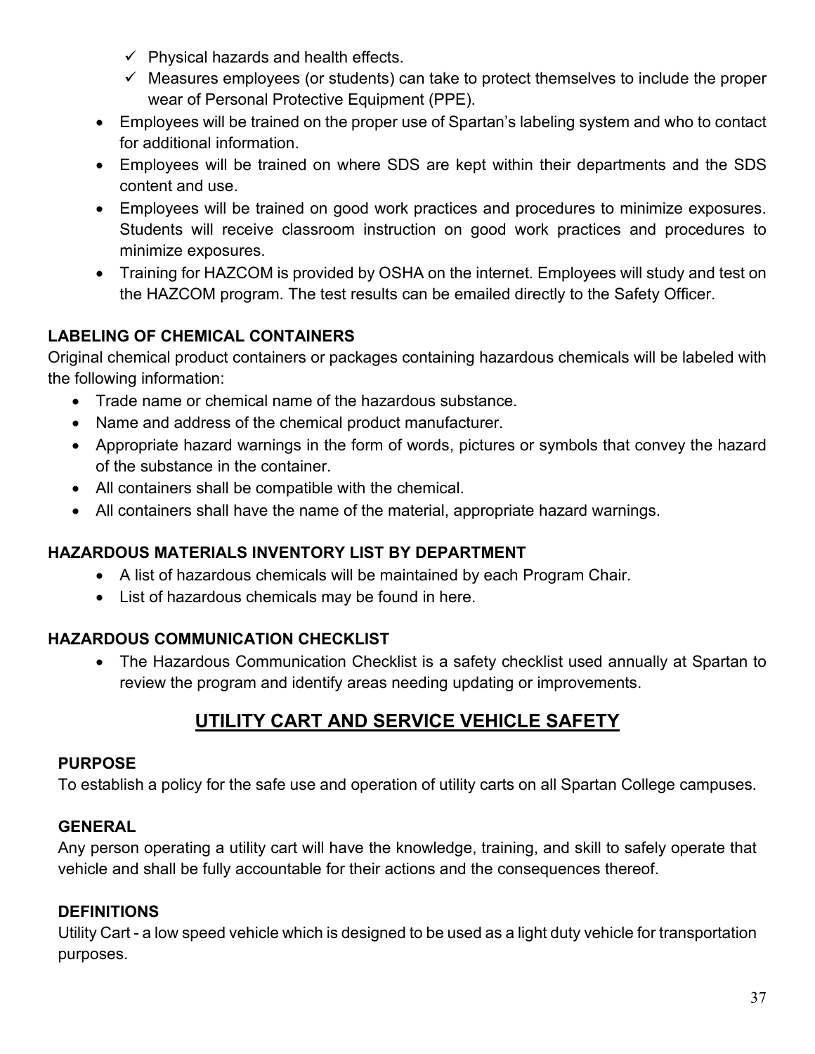- ✓ Physical hazards and health effects.
- ✓ Measures employees (or students) can take to protect themselves to include the proper wear of Personal Protective Equipment (PPE).

- Employees will be trained on the proper use of Spartan's labeling system and who to contact for additional information.
- Employees will be trained on where SDS are kept within their departments and the SDS content and use.
- Employees will be trained on good work practices and procedures to minimize exposures. Students will receive classroom instruction on good work practices and procedures to minimize exposures.
- Training for HAZCOM is provided by OSHA on the internet. Employees will study and test on the HAZCOM program. The test results can be emailed directly to the Safety Officer.

### LABELING OF CHEMICAL CONTAINERS

Original chemical product containers or packages containing hazardous chemicals will be labeled with the following information:

- Trade name or chemical name of the hazardous substance.
- Name and address of the chemical product manufacturer.
- Appropriate hazard warnings in the form of words, pictures or symbols that convey the hazard of the substance in the container.
- All containers shall be compatible with the chemical.
- All containers shall have the name of the material, appropriate hazard warnings.

### HAZARDOUS MATERIALS INVENTORY LIST BY DEPARTMENT

- A list of hazardous chemicals will be maintained by each Program Chair.
- List of hazardous chemicals may be found in here.

### HAZARDOUS COMMUNICATION CHECKLIST

- The Hazardous Communication Checklist is a safety checklist used annually at Spartan to review the program and identify areas needing updating or improvements.

## UTILITY CART AND SERVICE VEHICLE SAFETY

### PURPOSE

To establish a policy for the safe use and operation of utility carts on all Spartan College campuses.

### GENERAL

Any person operating a utility cart will have the knowledge, training, and skill to safely operate that vehicle and shall be fully accountable for their actions and the consequences thereof.

### DEFINITIONS

Utility Cart - a low speed vehicle which is designed to be used as a light duty vehicle for transportation purposes.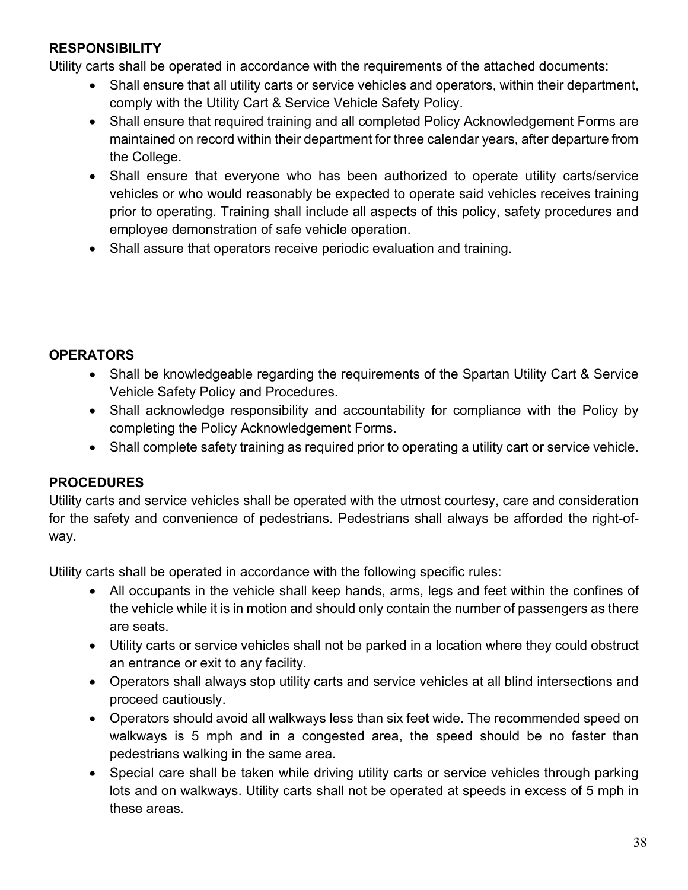**RESPONSIBILITY**

Utility carts shall be operated in accordance with the requirements of the attached documents:

- Shall ensure that all utility carts or service vehicles and operators, within their department, comply with the Utility Cart & Service Vehicle Safety Policy.
- Shall ensure that required training and all completed Policy Acknowledgement Forms are maintained on record within their department for three calendar years, after departure from the College.
- Shall ensure that everyone who has been authorized to operate utility carts/service vehicles or who would reasonably be expected to operate said vehicles receives training prior to operating. Training shall include all aspects of this policy, safety procedures and employee demonstration of safe vehicle operation.
- Shall assure that operators receive periodic evaluation and training.

**OPERATORS**

- Shall be knowledgeable regarding the requirements of the Spartan Utility Cart & Service Vehicle Safety Policy and Procedures.
- Shall acknowledge responsibility and accountability for compliance with the Policy by completing the Policy Acknowledgement Forms.
- Shall complete safety training as required prior to operating a utility cart or service vehicle.

**PROCEDURES**

Utility carts and service vehicles shall be operated with the utmost courtesy, care and consideration for the safety and convenience of pedestrians. Pedestrians shall always be afforded the right-of-way.

Utility carts shall be operated in accordance with the following specific rules:

- All occupants in the vehicle shall keep hands, arms, legs and feet within the confines of the vehicle while it is in motion and should only contain the number of passengers as there are seats.
- Utility carts or service vehicles shall not be parked in a location where they could obstruct an entrance or exit to any facility.
- Operators shall always stop utility carts and service vehicles at all blind intersections and proceed cautiously.
- Operators should avoid all walkways less than six feet wide. The recommended speed on walkways is 5 mph and in a congested area, the speed should be no faster than pedestrians walking in the same area.
- Special care shall be taken while driving utility carts or service vehicles through parking lots and on walkways. Utility carts shall not be operated at speeds in excess of 5 mph in these areas.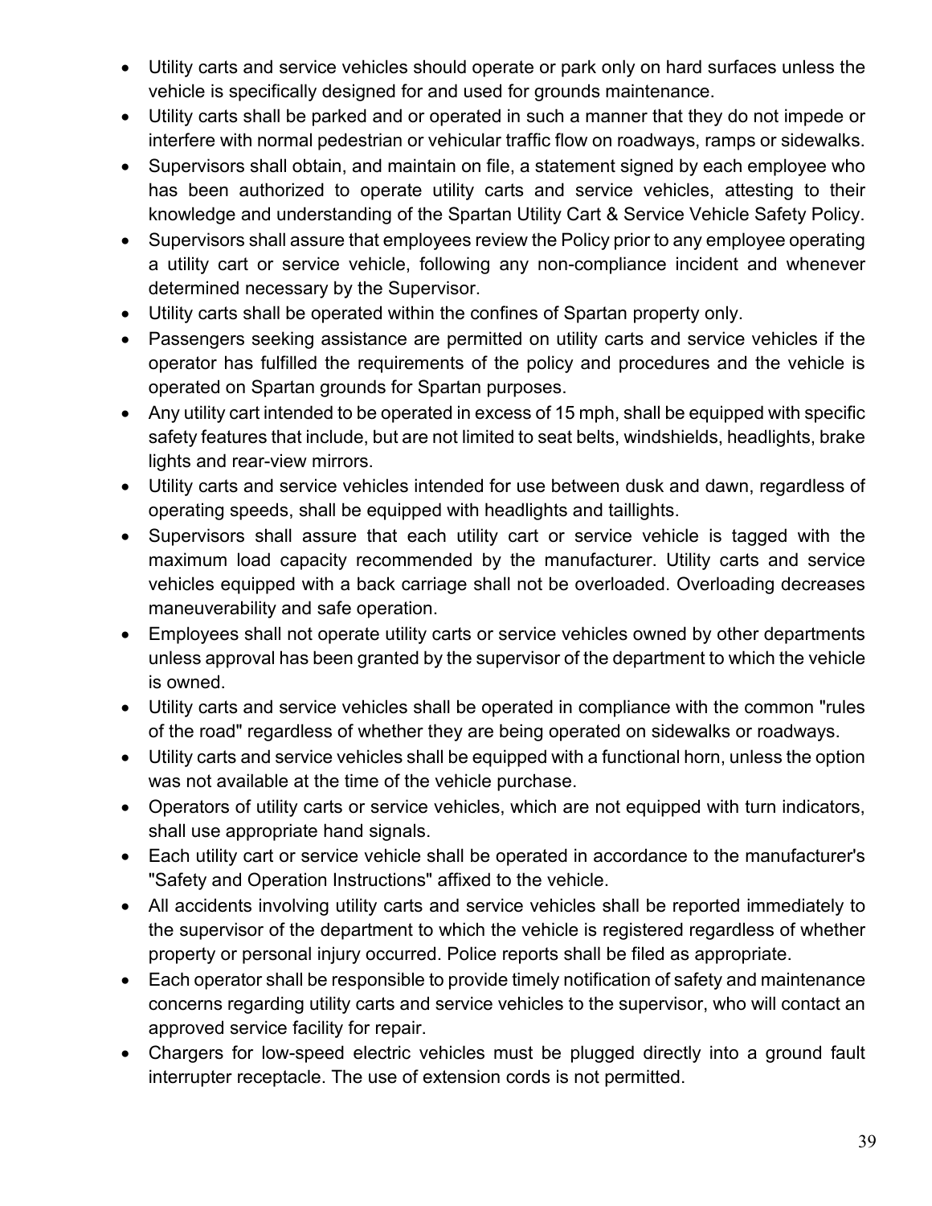- Utility carts and service vehicles should operate or park only on hard surfaces unless the vehicle is specifically designed for and used for grounds maintenance.
- Utility carts shall be parked and or operated in such a manner that they do not impede or interfere with normal pedestrian or vehicular traffic flow on roadways, ramps or sidewalks.
- Supervisors shall obtain, and maintain on file, a statement signed by each employee who has been authorized to operate utility carts and service vehicles, attesting to their knowledge and understanding of the Spartan Utility Cart & Service Vehicle Safety Policy.
- Supervisors shall assure that employees review the Policy prior to any employee operating a utility cart or service vehicle, following any non-compliance incident and whenever determined necessary by the Supervisor.
- Utility carts shall be operated within the confines of Spartan property only.
- Passengers seeking assistance are permitted on utility carts and service vehicles if the operator has fulfilled the requirements of the policy and procedures and the vehicle is operated on Spartan grounds for Spartan purposes.
- Any utility cart intended to be operated in excess of 15 mph, shall be equipped with specific safety features that include, but are not limited to seat belts, windshields, headlights, brake lights and rear-view mirrors.
- Utility carts and service vehicles intended for use between dusk and dawn, regardless of operating speeds, shall be equipped with headlights and taillights.
- Supervisors shall assure that each utility cart or service vehicle is tagged with the maximum load capacity recommended by the manufacturer. Utility carts and service vehicles equipped with a back carriage shall not be overloaded. Overloading decreases maneuverability and safe operation.
- Employees shall not operate utility carts or service vehicles owned by other departments unless approval has been granted by the supervisor of the department to which the vehicle is owned.
- Utility carts and service vehicles shall be operated in compliance with the common "rules of the road" regardless of whether they are being operated on sidewalks or roadways.
- Utility carts and service vehicles shall be equipped with a functional horn, unless the option was not available at the time of the vehicle purchase.
- Operators of utility carts or service vehicles, which are not equipped with turn indicators, shall use appropriate hand signals.
- Each utility cart or service vehicle shall be operated in accordance to the manufacturer's "Safety and Operation Instructions" affixed to the vehicle.
- All accidents involving utility carts and service vehicles shall be reported immediately to the supervisor of the department to which the vehicle is registered regardless of whether property or personal injury occurred. Police reports shall be filed as appropriate.
- Each operator shall be responsible to provide timely notification of safety and maintenance concerns regarding utility carts and service vehicles to the supervisor, who will contact an approved service facility for repair.
- Chargers for low-speed electric vehicles must be plugged directly into a ground fault interrupter receptacle. The use of extension cords is not permitted.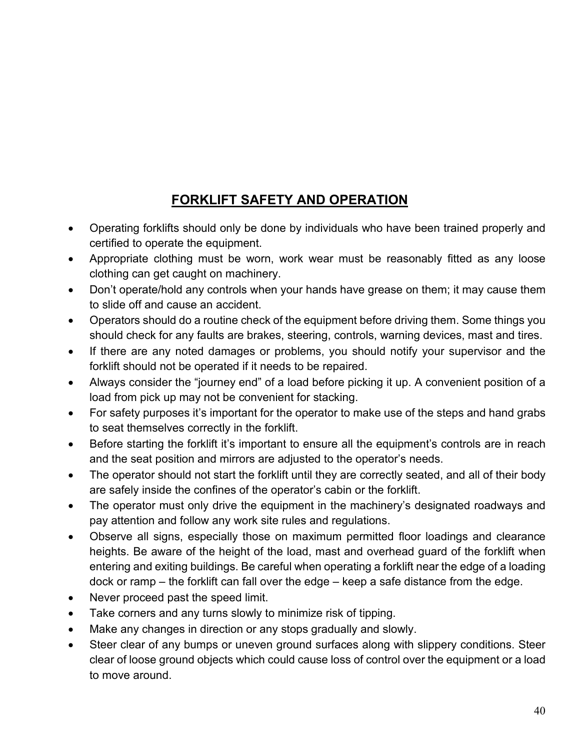## **FORKLIFT SAFETY AND OPERATION**

- Operating forklifts should only be done by individuals who have been trained properly and certified to operate the equipment.
- Appropriate clothing must be worn, work wear must be reasonably fitted as any loose clothing can get caught on machinery.
- Don't operate/hold any controls when your hands have grease on them; it may cause them to slide off and cause an accident.
- Operators should do a routine check of the equipment before driving them. Some things you should check for any faults are brakes, steering, controls, warning devices, mast and tires.
- If there are any noted damages or problems, you should notify your supervisor and the forklift should not be operated if it needs to be repaired.
- Always consider the "journey end" of a load before picking it up. A convenient position of a load from pick up may not be convenient for stacking.
- For safety purposes it's important for the operator to make use of the steps and hand grabs to seat themselves correctly in the forklift.
- Before starting the forklift it's important to ensure all the equipment's controls are in reach and the seat position and mirrors are adjusted to the operator's needs.
- The operator should not start the forklift until they are correctly seated, and all of their body are safely inside the confines of the operator's cabin or the forklift.
- The operator must only drive the equipment in the machinery's designated roadways and pay attention and follow any work site rules and regulations.
- Observe all signs, especially those on maximum permitted floor loadings and clearance heights. Be aware of the height of the load, mast and overhead guard of the forklift when entering and exiting buildings. Be careful when operating a forklift near the edge of a loading dock or ramp – the forklift can fall over the edge – keep a safe distance from the edge.
- Never proceed past the speed limit.
- Take corners and any turns slowly to minimize risk of tipping.
- Make any changes in direction or any stops gradually and slowly.
- Steer clear of any bumps or uneven ground surfaces along with slippery conditions. Steer clear of loose ground objects which could cause loss of control over the equipment or a load to move around.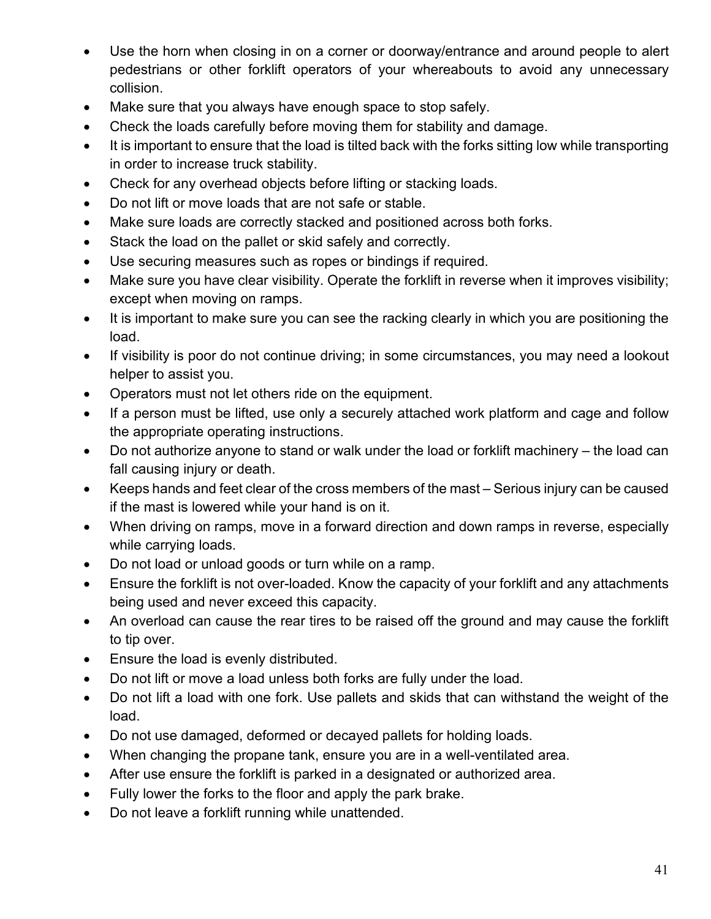- Use the horn when closing in on a corner or doorway/entrance and around people to alert pedestrians or other forklift operators of your whereabouts to avoid any unnecessary collision.
- Make sure that you always have enough space to stop safely.
- Check the loads carefully before moving them for stability and damage.
- It is important to ensure that the load is tilted back with the forks sitting low while transporting in order to increase truck stability.
- Check for any overhead objects before lifting or stacking loads.
- Do not lift or move loads that are not safe or stable.
- Make sure loads are correctly stacked and positioned across both forks.
- Stack the load on the pallet or skid safely and correctly.
- Use securing measures such as ropes or bindings if required.
- Make sure you have clear visibility. Operate the forklift in reverse when it improves visibility; except when moving on ramps.
- It is important to make sure you can see the racking clearly in which you are positioning the load.
- If visibility is poor do not continue driving; in some circumstances, you may need a lookout helper to assist you.
- Operators must not let others ride on the equipment.
- If a person must be lifted, use only a securely attached work platform and cage and follow the appropriate operating instructions.
- Do not authorize anyone to stand or walk under the load or forklift machinery – the load can fall causing injury or death.
- Keeps hands and feet clear of the cross members of the mast – Serious injury can be caused if the mast is lowered while your hand is on it.
- When driving on ramps, move in a forward direction and down ramps in reverse, especially while carrying loads.
- Do not load or unload goods or turn while on a ramp.
- Ensure the forklift is not over-loaded. Know the capacity of your forklift and any attachments being used and never exceed this capacity.
- An overload can cause the rear tires to be raised off the ground and may cause the forklift to tip over.
- Ensure the load is evenly distributed.
- Do not lift or move a load unless both forks are fully under the load.
- Do not lift a load with one fork. Use pallets and skids that can withstand the weight of the load.
- Do not use damaged, deformed or decayed pallets for holding loads.
- When changing the propane tank, ensure you are in a well-ventilated area.
- After use ensure the forklift is parked in a designated or authorized area.
- Fully lower the forks to the floor and apply the park brake.
- Do not leave a forklift running while unattended.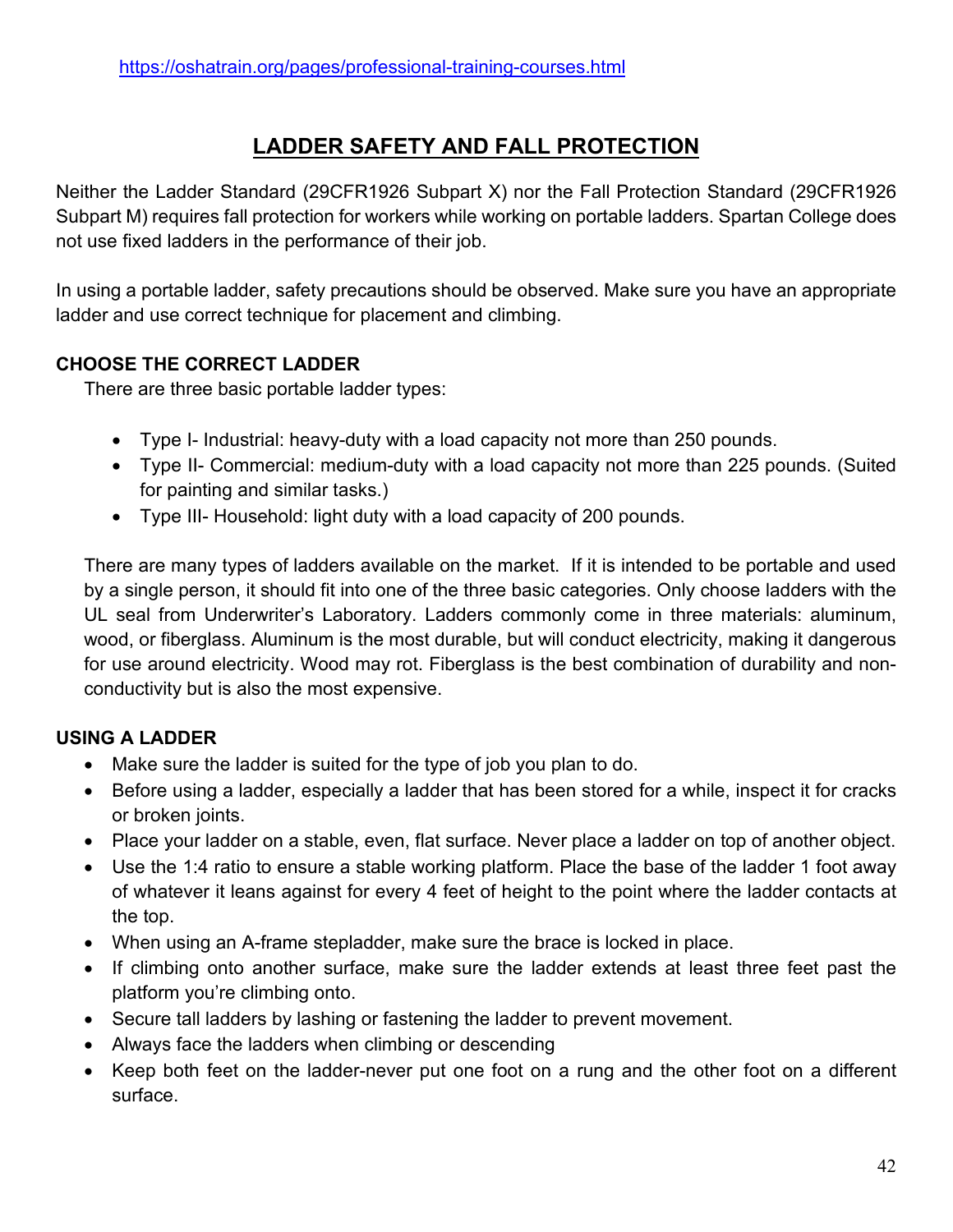https://oshatrain.org/pages/professional-training-courses.html

# LADDER SAFETY AND FALL PROTECTION

Neither the Ladder Standard (29CFR1926 Subpart X) nor the Fall Protection Standard (29CFR1926 Subpart M) requires fall protection for workers while working on portable ladders. Spartan College does not use fixed ladders in the performance of their job.

In using a portable ladder, safety precautions should be observed. Make sure you have an appropriate ladder and use correct technique for placement and climbing.

**CHOOSE THE CORRECT LADDER**

There are three basic portable ladder types:

- Type I- Industrial: heavy-duty with a load capacity not more than 250 pounds.
- Type II- Commercial: medium-duty with a load capacity not more than 225 pounds. (Suited for painting and similar tasks.)
- Type III- Household: light duty with a load capacity of 200 pounds.

There are many types of ladders available on the market. If it is intended to be portable and used by a single person, it should fit into one of the three basic categories. Only choose ladders with the UL seal from Underwriter's Laboratory. Ladders commonly come in three materials: aluminum, wood, or fiberglass. Aluminum is the most durable, but will conduct electricity, making it dangerous for use around electricity. Wood may rot. Fiberglass is the best combination of durability and non-conductivity but is also the most expensive.

**USING A LADDER**

- Make sure the ladder is suited for the type of job you plan to do.
- Before using a ladder, especially a ladder that has been stored for a while, inspect it for cracks or broken joints.
- Place your ladder on a stable, even, flat surface. Never place a ladder on top of another object.
- Use the 1:4 ratio to ensure a stable working platform. Place the base of the ladder 1 foot away of whatever it leans against for every 4 feet of height to the point where the ladder contacts at the top.
- When using an A-frame stepladder, make sure the brace is locked in place.
- If climbing onto another surface, make sure the ladder extends at least three feet past the platform you're climbing onto.
- Secure tall ladders by lashing or fastening the ladder to prevent movement.
- Always face the ladders when climbing or descending
- Keep both feet on the ladder-never put one foot on a rung and the other foot on a different surface.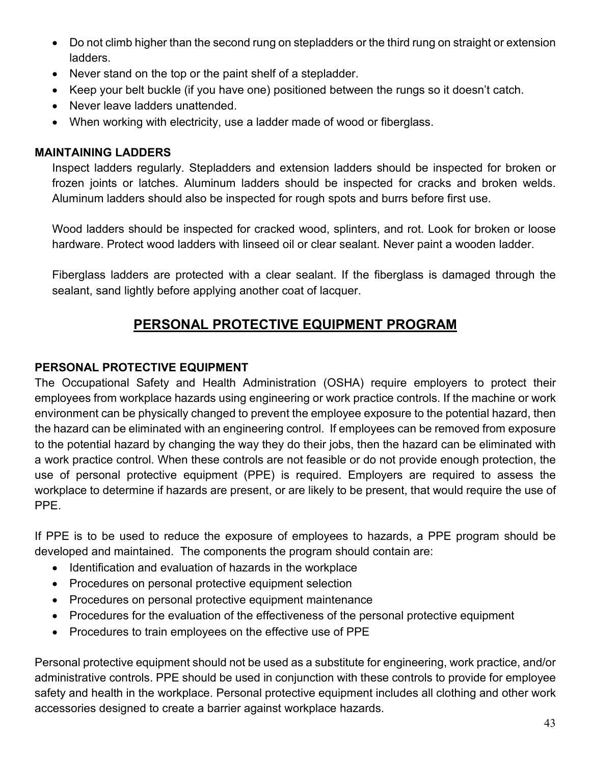- Do not climb higher than the second rung on stepladders or the third rung on straight or extension ladders.
- Never stand on the top or the paint shelf of a stepladder.
- Keep your belt buckle (if you have one) positioned between the rungs so it doesn't catch.
- Never leave ladders unattended.
- When working with electricity, use a ladder made of wood or fiberglass.

**MAINTAINING LADDERS**

Inspect ladders regularly. Stepladders and extension ladders should be inspected for broken or frozen joints or latches. Aluminum ladders should be inspected for cracks and broken welds. Aluminum ladders should also be inspected for rough spots and burrs before first use.

Wood ladders should be inspected for cracked wood, splinters, and rot. Look for broken or loose hardware. Protect wood ladders with linseed oil or clear sealant. Never paint a wooden ladder.

Fiberglass ladders are protected with a clear sealant. If the fiberglass is damaged through the sealant, sand lightly before applying another coat of lacquer.

## PERSONAL PROTECTIVE EQUIPMENT PROGRAM

**PERSONAL PROTECTIVE EQUIPMENT**

The Occupational Safety and Health Administration (OSHA) require employers to protect their employees from workplace hazards using engineering or work practice controls. If the machine or work environment can be physically changed to prevent the employee exposure to the potential hazard, then the hazard can be eliminated with an engineering control. If employees can be removed from exposure to the potential hazard by changing the way they do their jobs, then the hazard can be eliminated with a work practice control. When these controls are not feasible or do not provide enough protection, the use of personal protective equipment (PPE) is required. Employers are required to assess the workplace to determine if hazards are present, or are likely to be present, that would require the use of PPE.

If PPE is to be used to reduce the exposure of employees to hazards, a PPE program should be developed and maintained. The components the program should contain are:

- Identification and evaluation of hazards in the workplace
- Procedures on personal protective equipment selection
- Procedures on personal protective equipment maintenance
- Procedures for the evaluation of the effectiveness of the personal protective equipment
- Procedures to train employees on the effective use of PPE

Personal protective equipment should not be used as a substitute for engineering, work practice, and/or administrative controls. PPE should be used in conjunction with these controls to provide for employee safety and health in the workplace. Personal protective equipment includes all clothing and other work accessories designed to create a barrier against workplace hazards.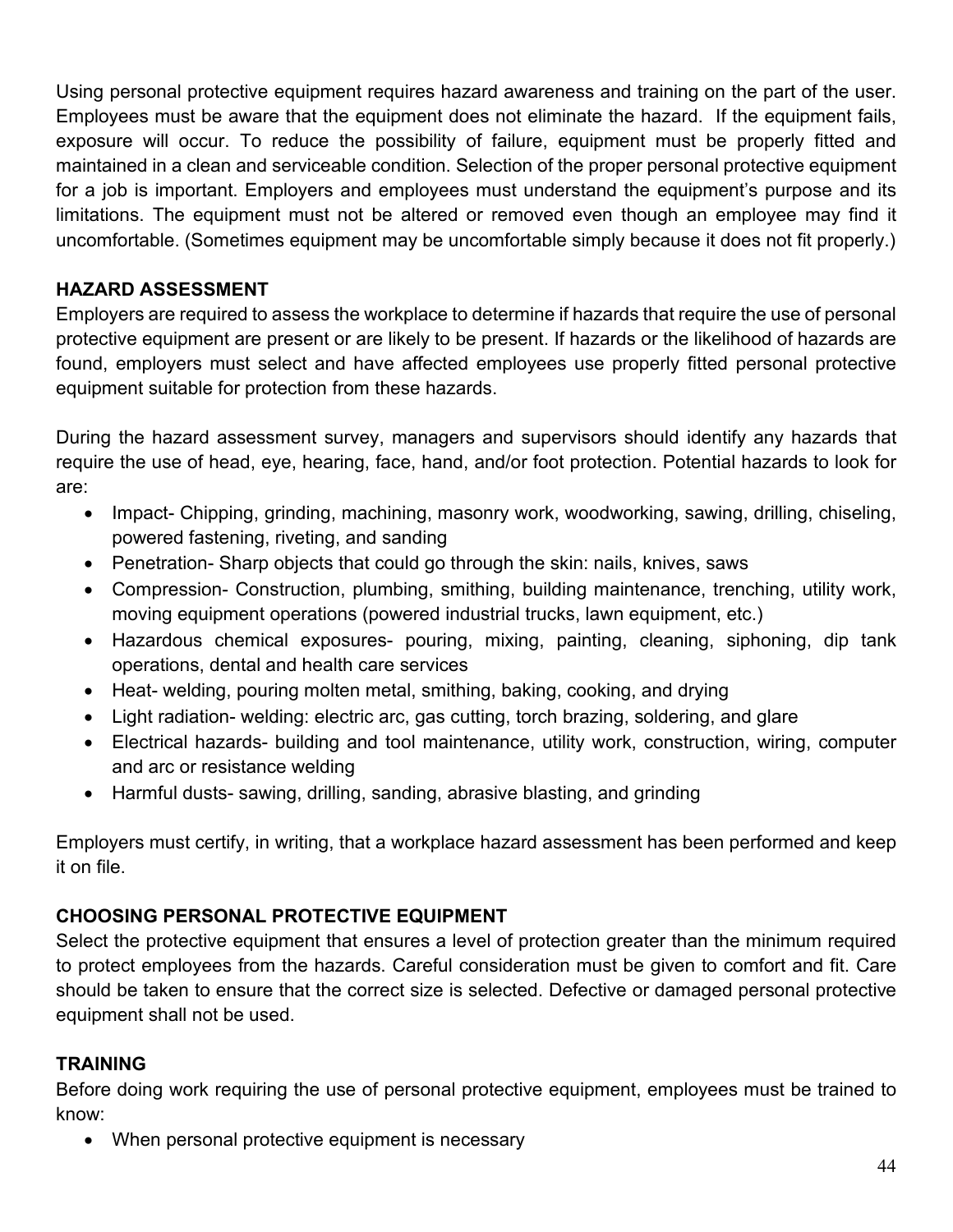Using personal protective equipment requires hazard awareness and training on the part of the user. Employees must be aware that the equipment does not eliminate the hazard. If the equipment fails, exposure will occur. To reduce the possibility of failure, equipment must be properly fitted and maintained in a clean and serviceable condition. Selection of the proper personal protective equipment for a job is important. Employers and employees must understand the equipment's purpose and its limitations. The equipment must not be altered or removed even though an employee may find it uncomfortable. (Sometimes equipment may be uncomfortable simply because it does not fit properly.)

**HAZARD ASSESSMENT**

Employers are required to assess the workplace to determine if hazards that require the use of personal protective equipment are present or are likely to be present. If hazards or the likelihood of hazards are found, employers must select and have affected employees use properly fitted personal protective equipment suitable for protection from these hazards.

During the hazard assessment survey, managers and supervisors should identify any hazards that require the use of head, eye, hearing, face, hand, and/or foot protection. Potential hazards to look for are:

- Impact- Chipping, grinding, machining, masonry work, woodworking, sawing, drilling, chiseling, powered fastening, riveting, and sanding
- Penetration- Sharp objects that could go through the skin: nails, knives, saws
- Compression- Construction, plumbing, smithing, building maintenance, trenching, utility work, moving equipment operations (powered industrial trucks, lawn equipment, etc.)
- Hazardous chemical exposures- pouring, mixing, painting, cleaning, siphoning, dip tank operations, dental and health care services
- Heat- welding, pouring molten metal, smithing, baking, cooking, and drying
- Light radiation- welding: electric arc, gas cutting, torch brazing, soldering, and glare
- Electrical hazards- building and tool maintenance, utility work, construction, wiring, computer and arc or resistance welding
- Harmful dusts- sawing, drilling, sanding, abrasive blasting, and grinding

Employers must certify, in writing, that a workplace hazard assessment has been performed and keep it on file.

**CHOOSING PERSONAL PROTECTIVE EQUIPMENT**

Select the protective equipment that ensures a level of protection greater than the minimum required to protect employees from the hazards. Careful consideration must be given to comfort and fit. Care should be taken to ensure that the correct size is selected. Defective or damaged personal protective equipment shall not be used.

**TRAINING**

Before doing work requiring the use of personal protective equipment, employees must be trained to know:

- When personal protective equipment is necessary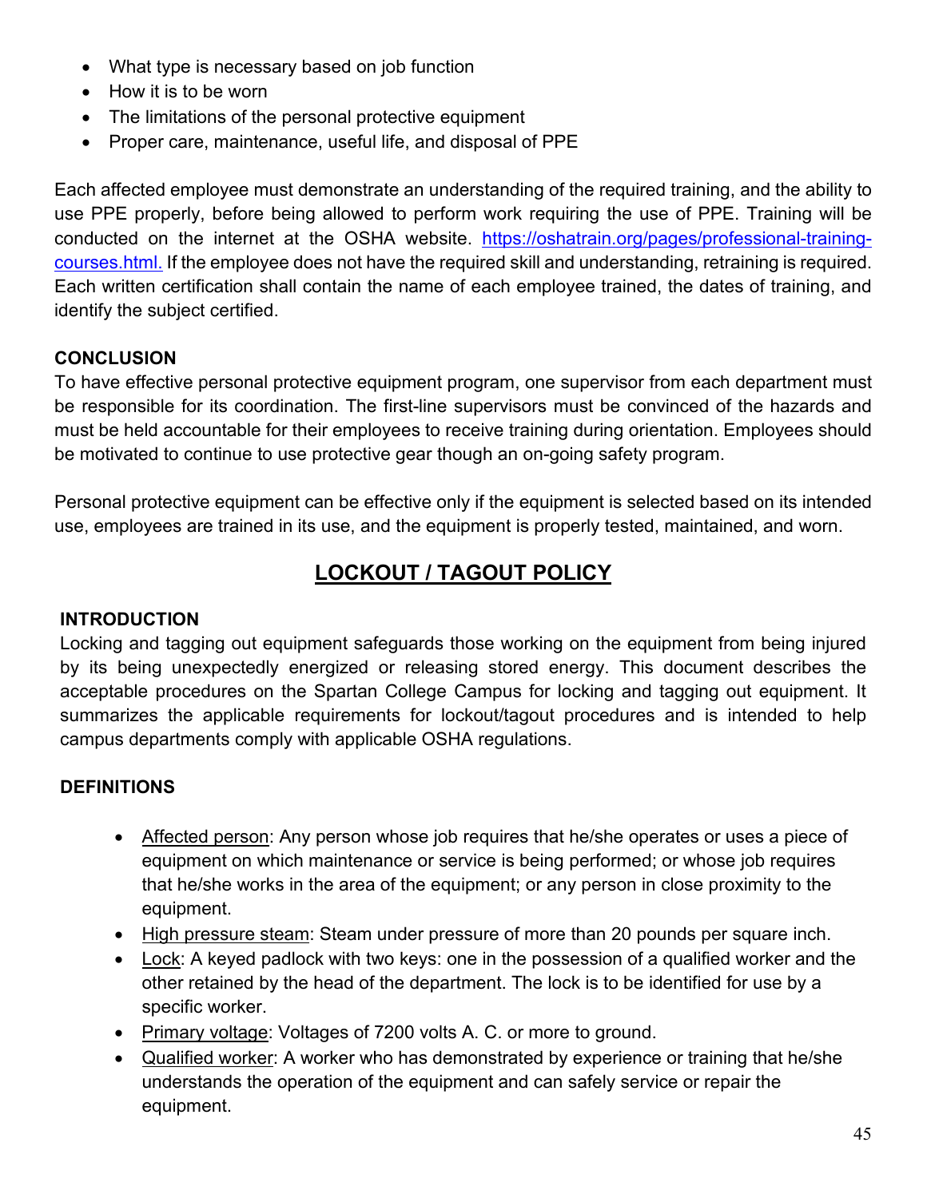- What type is necessary based on job function
- How it is to be worn
- The limitations of the personal protective equipment
- Proper care, maintenance, useful life, and disposal of PPE

Each affected employee must demonstrate an understanding of the required training, and the ability to use PPE properly, before being allowed to perform work requiring the use of PPE. Training will be conducted on the internet at the OSHA website. [https://oshatrain.org/pages/professional-training-courses.html.](https://oshatrain.org/pages/professional-training-courses.html) If the employee does not have the required skill and understanding, retraining is required. Each written certification shall contain the name of each employee trained, the dates of training, and identify the subject certified.

**CONCLUSION**

To have effective personal protective equipment program, one supervisor from each department must be responsible for its coordination. The first-line supervisors must be convinced of the hazards and must be held accountable for their employees to receive training during orientation. Employees should be motivated to continue to use protective gear though an on-going safety program.

Personal protective equipment can be effective only if the equipment is selected based on its intended use, employees are trained in its use, and the equipment is properly tested, maintained, and worn.

## LOCKOUT / TAGOUT POLICY

**INTRODUCTION**

Locking and tagging out equipment safeguards those working on the equipment from being injured by its being unexpectedly energized or releasing stored energy. This document describes the acceptable procedures on the Spartan College Campus for locking and tagging out equipment. It summarizes the applicable requirements for lockout/tagout procedures and is intended to help campus departments comply with applicable OSHA regulations.

**DEFINITIONS**

- Affected person: Any person whose job requires that he/she operates or uses a piece of equipment on which maintenance or service is being performed; or whose job requires that he/she works in the area of the equipment; or any person in close proximity to the equipment.
- High pressure steam: Steam under pressure of more than 20 pounds per square inch.
- Lock: A keyed padlock with two keys: one in the possession of a qualified worker and the other retained by the head of the department. The lock is to be identified for use by a specific worker.
- Primary voltage: Voltages of 7200 volts A. C. or more to ground.
- Qualified worker: A worker who has demonstrated by experience or training that he/she understands the operation of the equipment and can safely service or repair the equipment.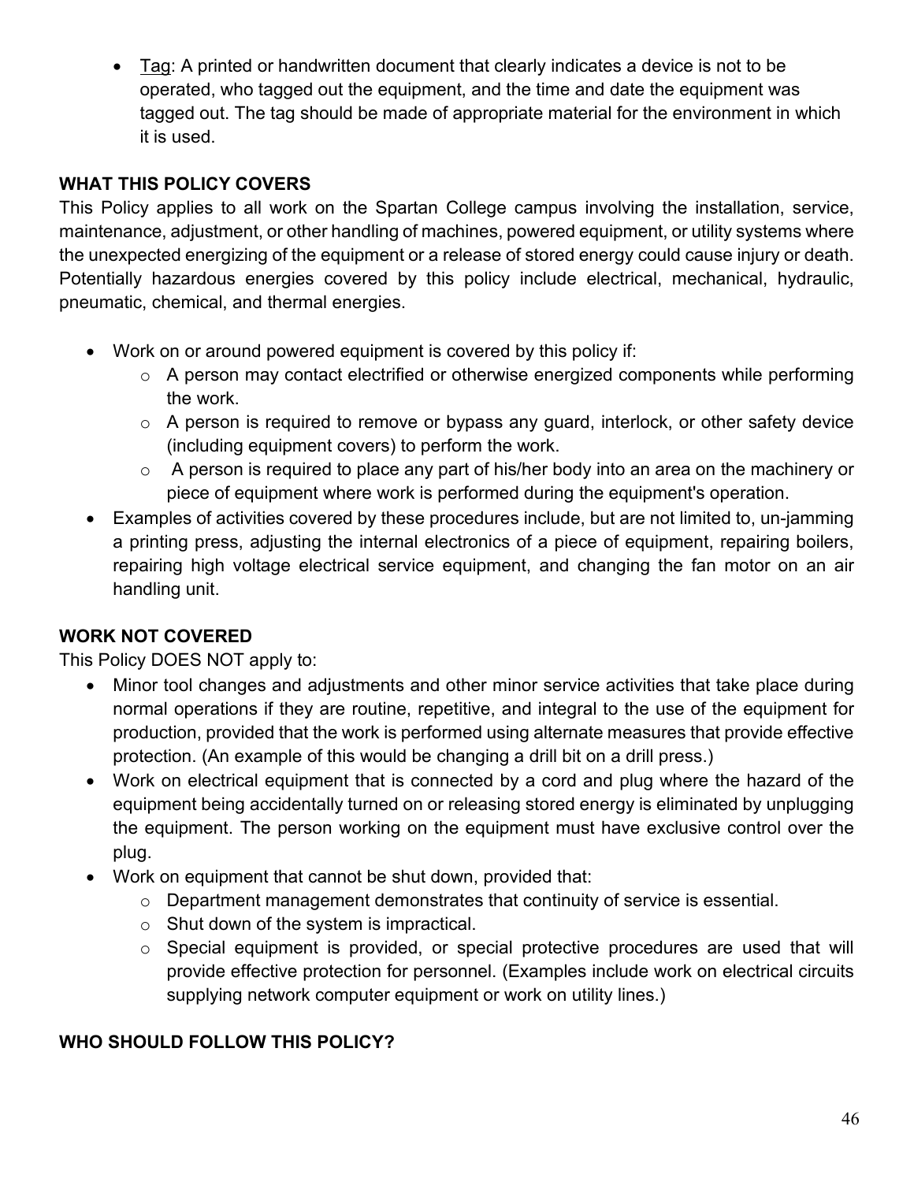- Tag: A printed or handwritten document that clearly indicates a device is not to be operated, who tagged out the equipment, and the time and date the equipment was tagged out. The tag should be made of appropriate material for the environment in which it is used.

**WHAT THIS POLICY COVERS**

This Policy applies to all work on the Spartan College campus involving the installation, service, maintenance, adjustment, or other handling of machines, powered equipment, or utility systems where the unexpected energizing of the equipment or a release of stored energy could cause injury or death. Potentially hazardous energies covered by this policy include electrical, mechanical, hydraulic, pneumatic, chemical, and thermal energies.

- Work on or around powered equipment is covered by this policy if:
  - A person may contact electrified or otherwise energized components while performing the work.
  - A person is required to remove or bypass any guard, interlock, or other safety device (including equipment covers) to perform the work.
  - A person is required to place any part of his/her body into an area on the machinery or piece of equipment where work is performed during the equipment's operation.
- Examples of activities covered by these procedures include, but are not limited to, un-jamming a printing press, adjusting the internal electronics of a piece of equipment, repairing boilers, repairing high voltage electrical service equipment, and changing the fan motor on an air handling unit.

**WORK NOT COVERED**

This Policy DOES NOT apply to:

- Minor tool changes and adjustments and other minor service activities that take place during normal operations if they are routine, repetitive, and integral to the use of the equipment for production, provided that the work is performed using alternate measures that provide effective protection. (An example of this would be changing a drill bit on a drill press.)
- Work on electrical equipment that is connected by a cord and plug where the hazard of the equipment being accidentally turned on or releasing stored energy is eliminated by unplugging the equipment. The person working on the equipment must have exclusive control over the plug.
- Work on equipment that cannot be shut down, provided that:
  - Department management demonstrates that continuity of service is essential.
  - Shut down of the system is impractical.
  - Special equipment is provided, or special protective procedures are used that will provide effective protection for personnel. (Examples include work on electrical circuits supplying network computer equipment or work on utility lines.)

**WHO SHOULD FOLLOW THIS POLICY?**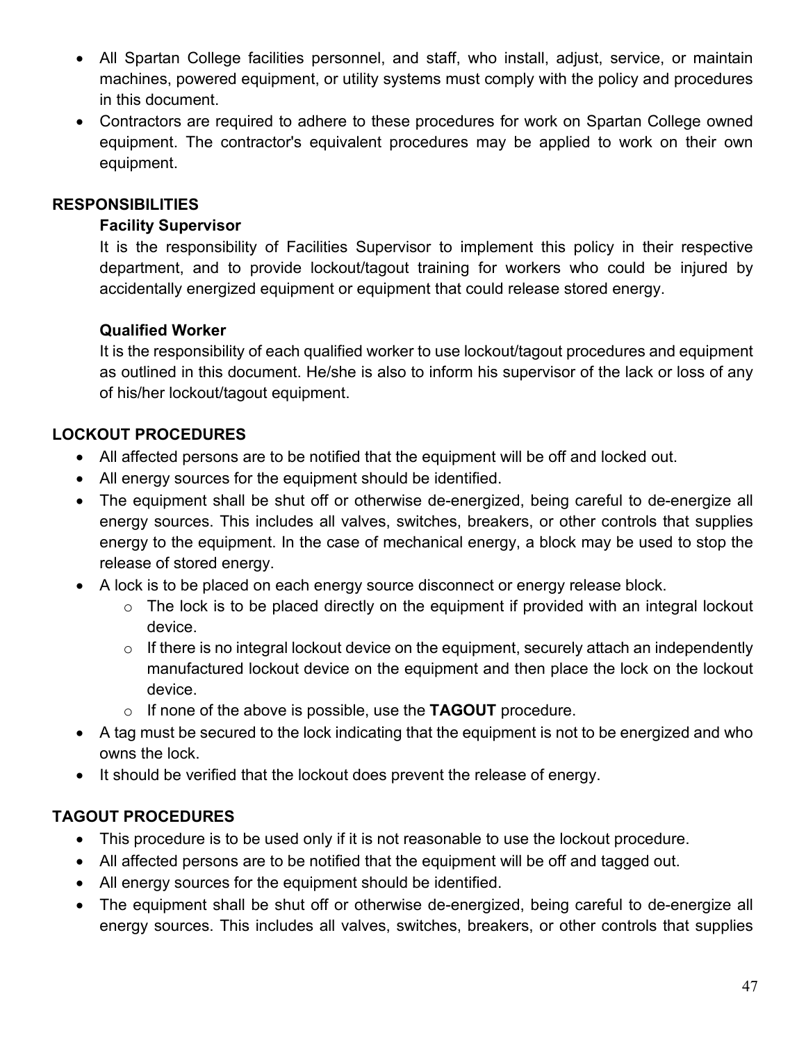- All Spartan College facilities personnel, and staff, who install, adjust, service, or maintain machines, powered equipment, or utility systems must comply with the policy and procedures in this document.
- Contractors are required to adhere to these procedures for work on Spartan College owned equipment. The contractor's equivalent procedures may be applied to work on their own equipment.

## RESPONSIBILITIES

### Facility Supervisor

It is the responsibility of Facilities Supervisor to implement this policy in their respective department, and to provide lockout/tagout training for workers who could be injured by accidentally energized equipment or equipment that could release stored energy.

### Qualified Worker

It is the responsibility of each qualified worker to use lockout/tagout procedures and equipment as outlined in this document. He/she is also to inform his supervisor of the lack or loss of any of his/her lockout/tagout equipment.

## LOCKOUT PROCEDURES

- All affected persons are to be notified that the equipment will be off and locked out.
- All energy sources for the equipment should be identified.
- The equipment shall be shut off or otherwise de-energized, being careful to de-energize all energy sources. This includes all valves, switches, breakers, or other controls that supplies energy to the equipment. In the case of mechanical energy, a block may be used to stop the release of stored energy.
- A lock is to be placed on each energy source disconnect or energy release block.
  - The lock is to be placed directly on the equipment if provided with an integral lockout device.
  - If there is no integral lockout device on the equipment, securely attach an independently manufactured lockout device on the equipment and then place the lock on the lockout device.
  - If none of the above is possible, use the **TAGOUT** procedure.
- A tag must be secured to the lock indicating that the equipment is not to be energized and who owns the lock.
- It should be verified that the lockout does prevent the release of energy.

## TAGOUT PROCEDURES

- This procedure is to be used only if it is not reasonable to use the lockout procedure.
- All affected persons are to be notified that the equipment will be off and tagged out.
- All energy sources for the equipment should be identified.
- The equipment shall be shut off or otherwise de-energized, being careful to de-energize all energy sources. This includes all valves, switches, breakers, or other controls that supplies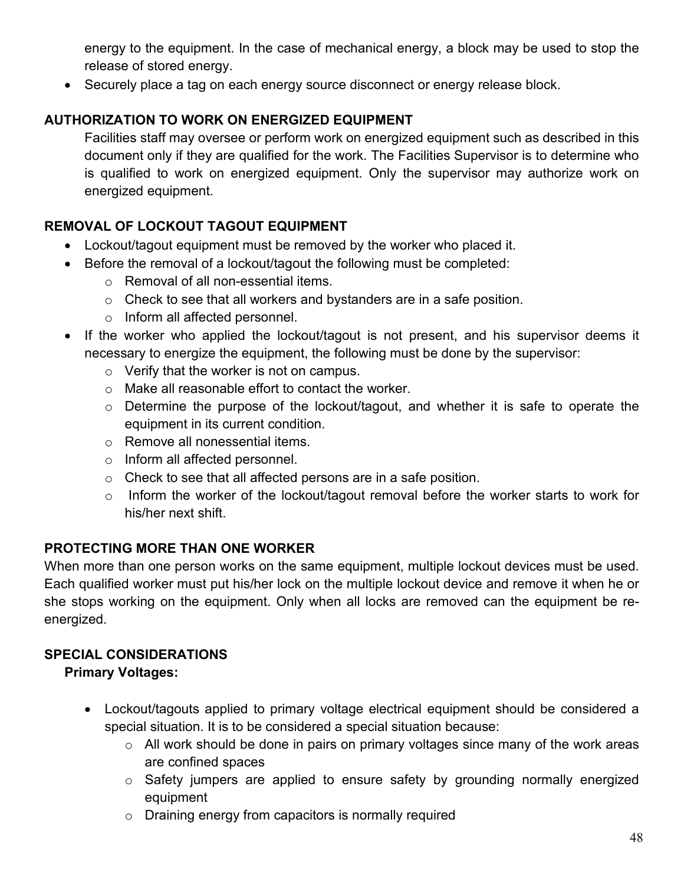energy to the equipment. In the case of mechanical energy, a block may be used to stop the release of stored energy.

- Securely place a tag on each energy source disconnect or energy release block.

**AUTHORIZATION TO WORK ON ENERGIZED EQUIPMENT**

Facilities staff may oversee or perform work on energized equipment such as described in this document only if they are qualified for the work. The Facilities Supervisor is to determine who is qualified to work on energized equipment. Only the supervisor may authorize work on energized equipment.

**REMOVAL OF LOCKOUT TAGOUT EQUIPMENT**

- Lockout/tagout equipment must be removed by the worker who placed it.
- Before the removal of a lockout/tagout the following must be completed:
  - Removal of all non-essential items.
  - Check to see that all workers and bystanders are in a safe position.
  - Inform all affected personnel.
- If the worker who applied the lockout/tagout is not present, and his supervisor deems it necessary to energize the equipment, the following must be done by the supervisor:
  - Verify that the worker is not on campus.
  - Make all reasonable effort to contact the worker.
  - Determine the purpose of the lockout/tagout, and whether it is safe to operate the equipment in its current condition.
  - Remove all nonessential items.
  - Inform all affected personnel.
  - Check to see that all affected persons are in a safe position.
  - Inform the worker of the lockout/tagout removal before the worker starts to work for his/her next shift.

**PROTECTING MORE THAN ONE WORKER**

When more than one person works on the same equipment, multiple lockout devices must be used. Each qualified worker must put his/her lock on the multiple lockout device and remove it when he or she stops working on the equipment. Only when all locks are removed can the equipment be re-energized.

**SPECIAL CONSIDERATIONS**

**Primary Voltages:**

- Lockout/tagouts applied to primary voltage electrical equipment should be considered a special situation. It is to be considered a special situation because:
  - All work should be done in pairs on primary voltages since many of the work areas are confined spaces
  - Safety jumpers are applied to ensure safety by grounding normally energized equipment
  - Draining energy from capacitors is normally required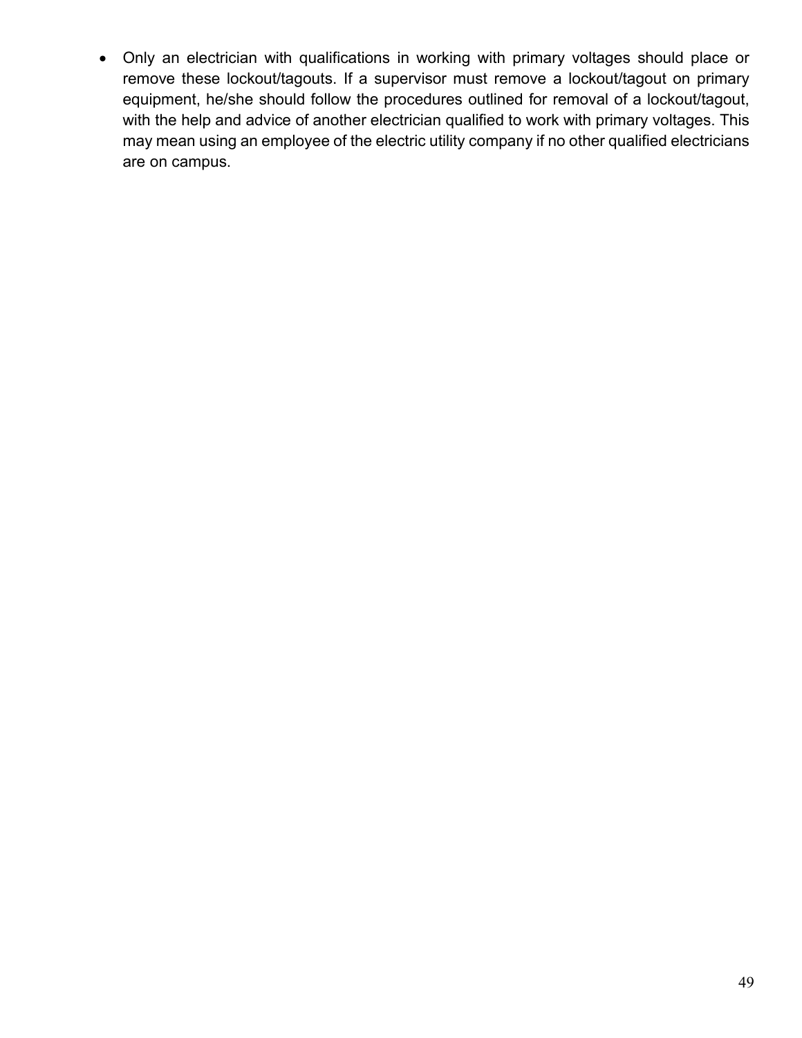- Only an electrician with qualifications in working with primary voltages should place or remove these lockout/tagouts. If a supervisor must remove a lockout/tagout on primary equipment, he/she should follow the procedures outlined for removal of a lockout/tagout, with the help and advice of another electrician qualified to work with primary voltages. This may mean using an employee of the electric utility company if no other qualified electricians are on campus.